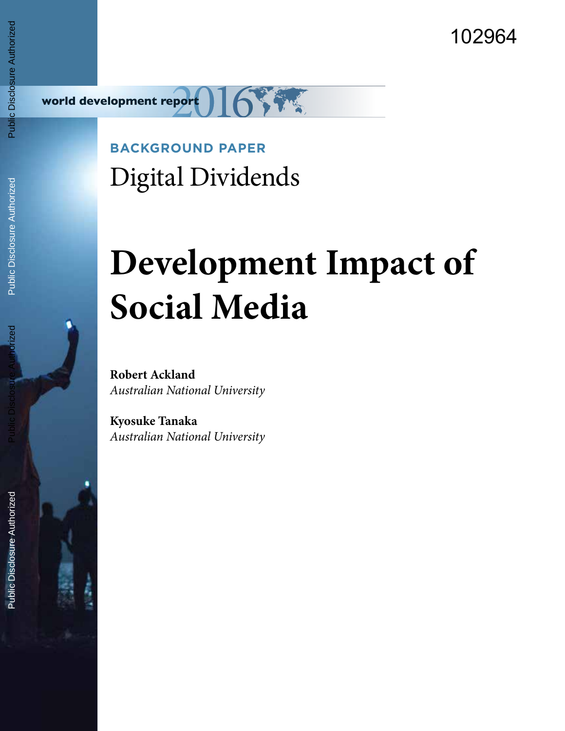102964

world development report 2016

**BACKGROUND PAPER**

Digital Dividends

# Development Impact of Social Media

**Robert Ackland**
*Australian National University*

**Kyosuke Tanaka**
*Australian National University*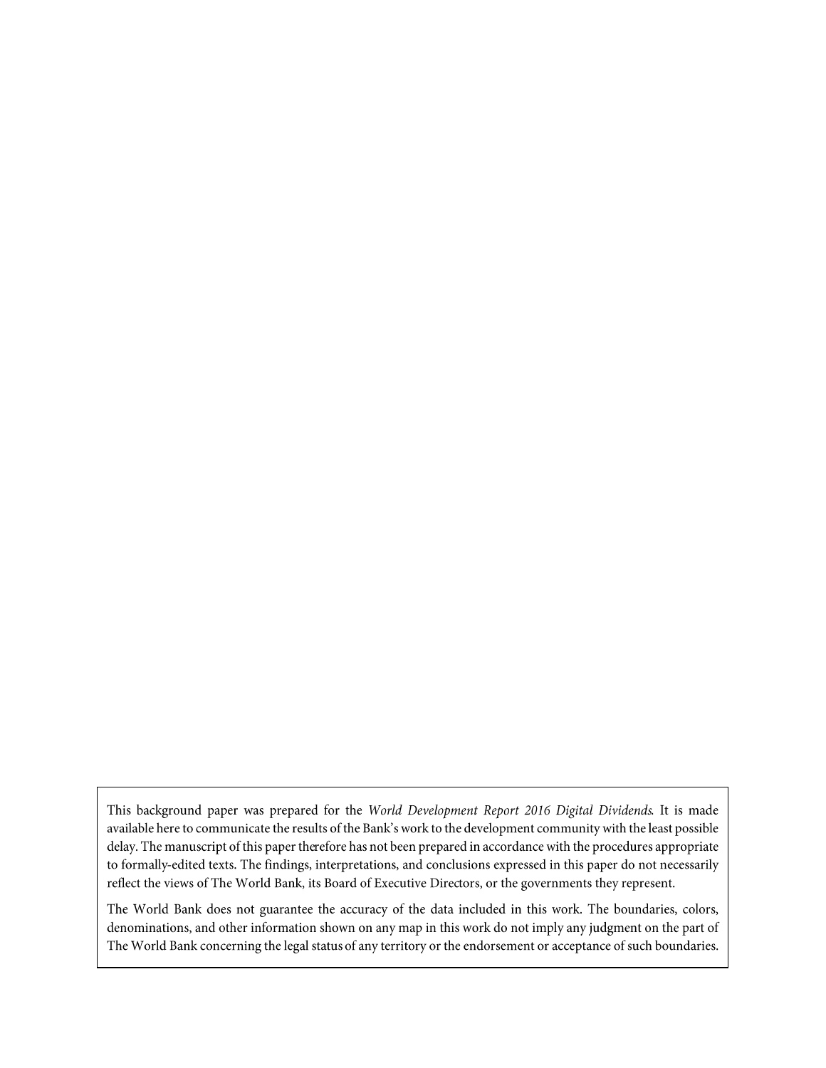This background paper was prepared for the *World Development Report 2016 Digital Dividends*. It is made available here to communicate the results of the Bank's work to the development community with the least possible delay. The manuscript of this paper therefore has not been prepared in accordance with the procedures appropriate to formally-edited texts. The findings, interpretations, and conclusions expressed in this paper do not necessarily reflect the views of The World Bank, its Board of Executive Directors, or the governments they represent.

The World Bank does not guarantee the accuracy of the data included in this work. The boundaries, colors, denominations, and other information shown on any map in this work do not imply any judgment on the part of The World Bank concerning the legal status of any territory or the endorsement or acceptance of such boundaries.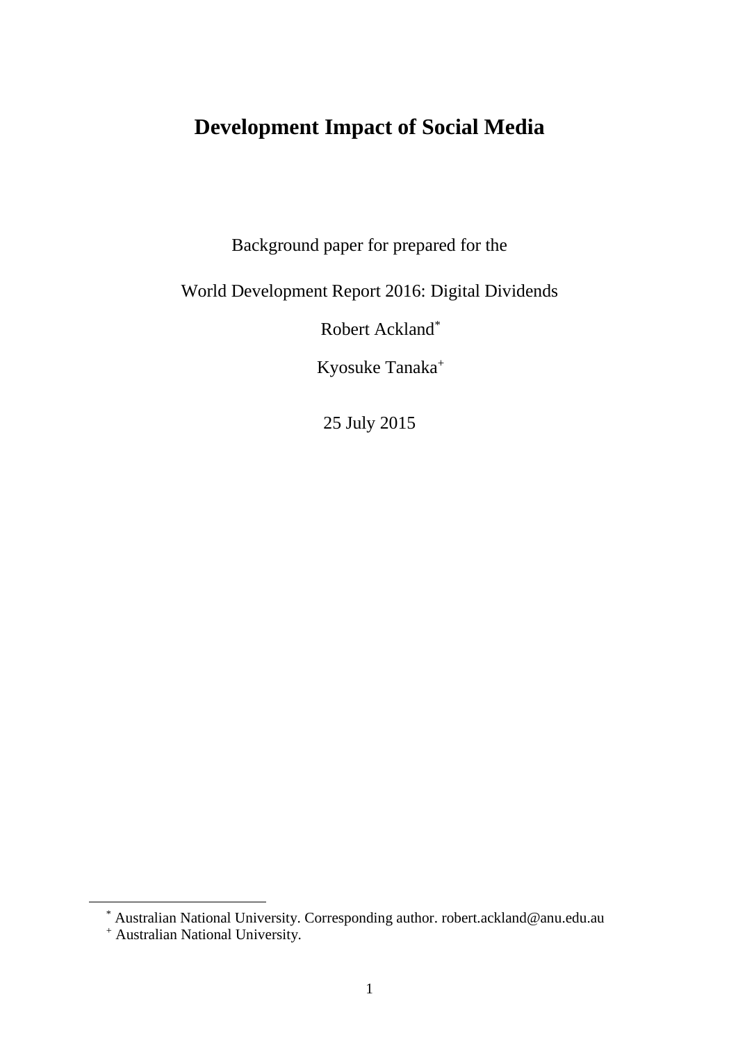# Development Impact of Social Media

Background paper for prepared for the

World Development Report 2016: Digital Dividends

Robert Ackland[*]

Kyosuke Tanaka[+]

25 July 2015

---

[*] Australian National University. Corresponding author. robert.ackland@anu.edu.au

[+] Australian National University.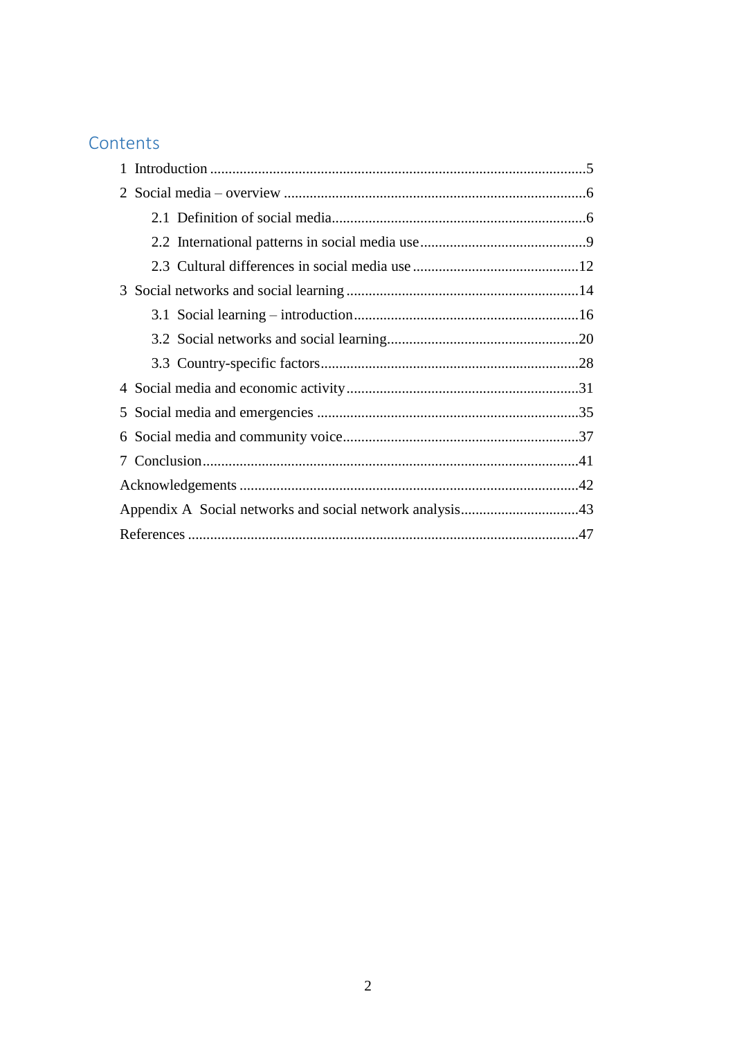# Contents

1 Introduction .....................................................................................................5

2 Social media – overview .................................................................................6

  2.1 Definition of social media.....................................................................6

  2.2 International patterns in social media use.............................................9

  2.3 Cultural differences in social media use .............................................12

3 Social networks and social learning ...............................................................14

  3.1 Social learning – introduction.............................................................16

  3.2 Social networks and social learning....................................................20

  3.3 Country-specific factors......................................................................28

4 Social media and economic activity ...............................................................31

5 Social media and emergencies .......................................................................35

6 Social media and community voice................................................................37

7 Conclusion.....................................................................................................41

Acknowledgements ...........................................................................................42

Appendix A Social networks and social network analysis................................43

References .........................................................................................................47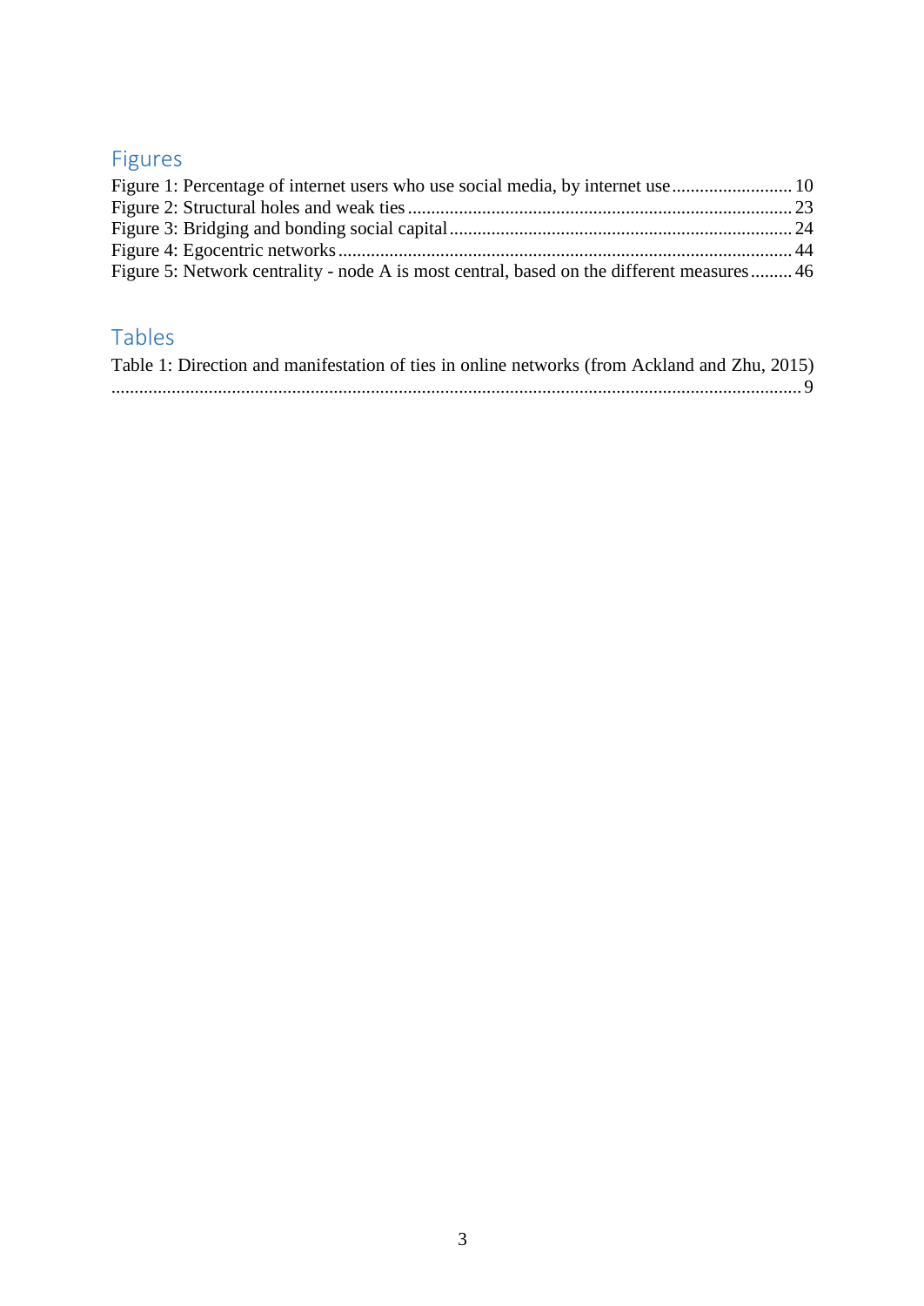## Figures

Figure 1: Percentage of internet users who use social media, by internet use .......................... 10
Figure 2: Structural holes and weak ties .................................................................................. 23
Figure 3: Bridging and bonding social capital ......................................................................... 24
Figure 4: Egocentric networks .................................................................................................. 44
Figure 5: Network centrality - node A is most central, based on the different measures ......... 46

## Tables

Table 1: Direction and manifestation of ties in online networks (from Ackland and Zhu, 2015) ........................................................................................................................................... 9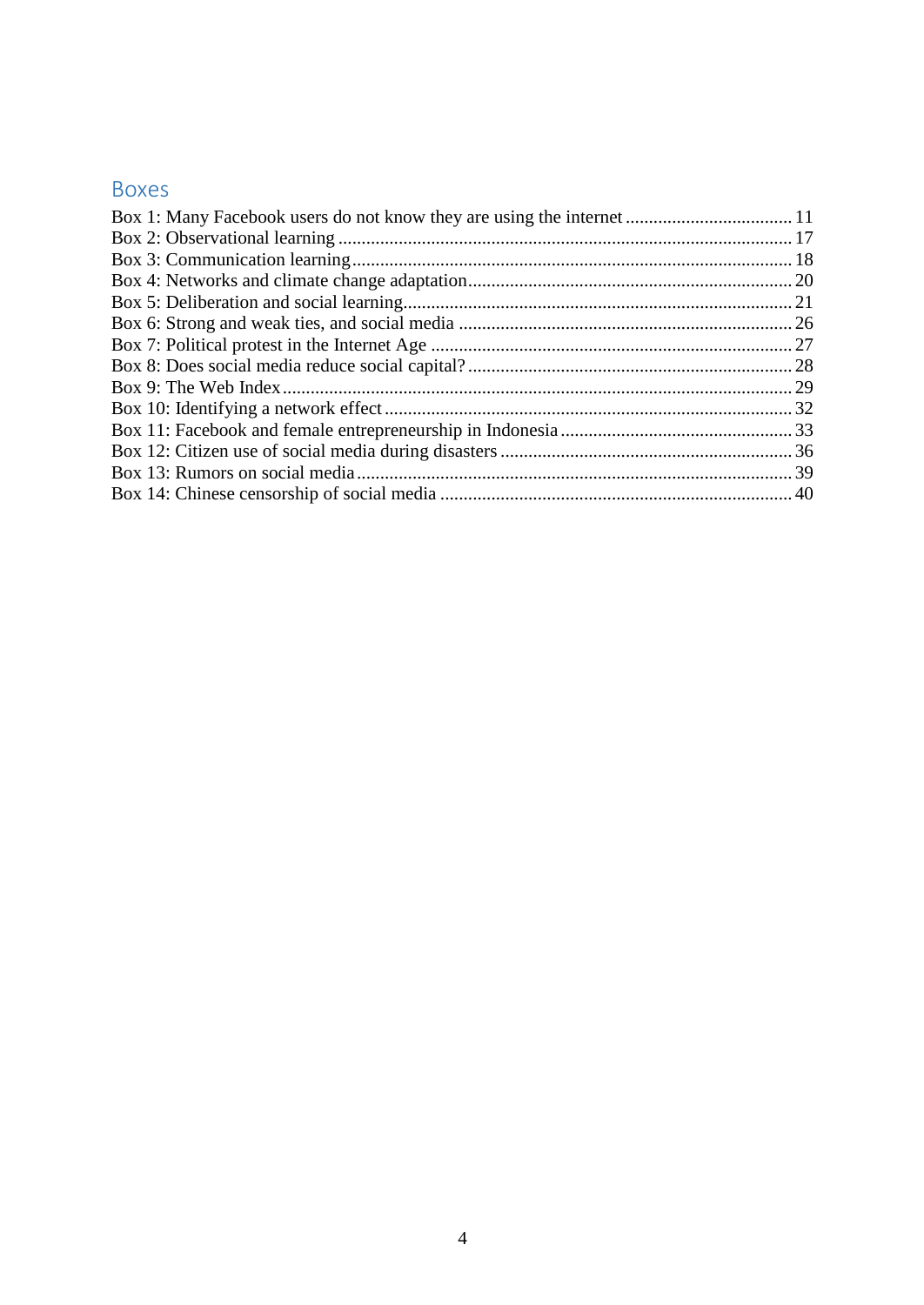## Boxes

Box 1: Many Facebook users do not know they are using the internet .................................... 11
Box 2: Observational learning .................................................................................................. 17
Box 3: Communication learning ............................................................................................... 18
Box 4: Networks and climate change adaptation ...................................................................... 20
Box 5: Deliberation and social learning .................................................................................... 21
Box 6: Strong and weak ties, and social media ........................................................................ 26
Box 7: Political protest in the Internet Age .............................................................................. 27
Box 8: Does social media reduce social capital? ...................................................................... 28
Box 9: The Web Index .............................................................................................................. 29
Box 10: Identifying a network effect ........................................................................................ 32
Box 11: Facebook and female entrepreneurship in Indonesia .................................................. 33
Box 12: Citizen use of social media during disasters ............................................................... 36
Box 13: Rumors on social media .............................................................................................. 39
Box 14: Chinese censorship of social media ............................................................................ 40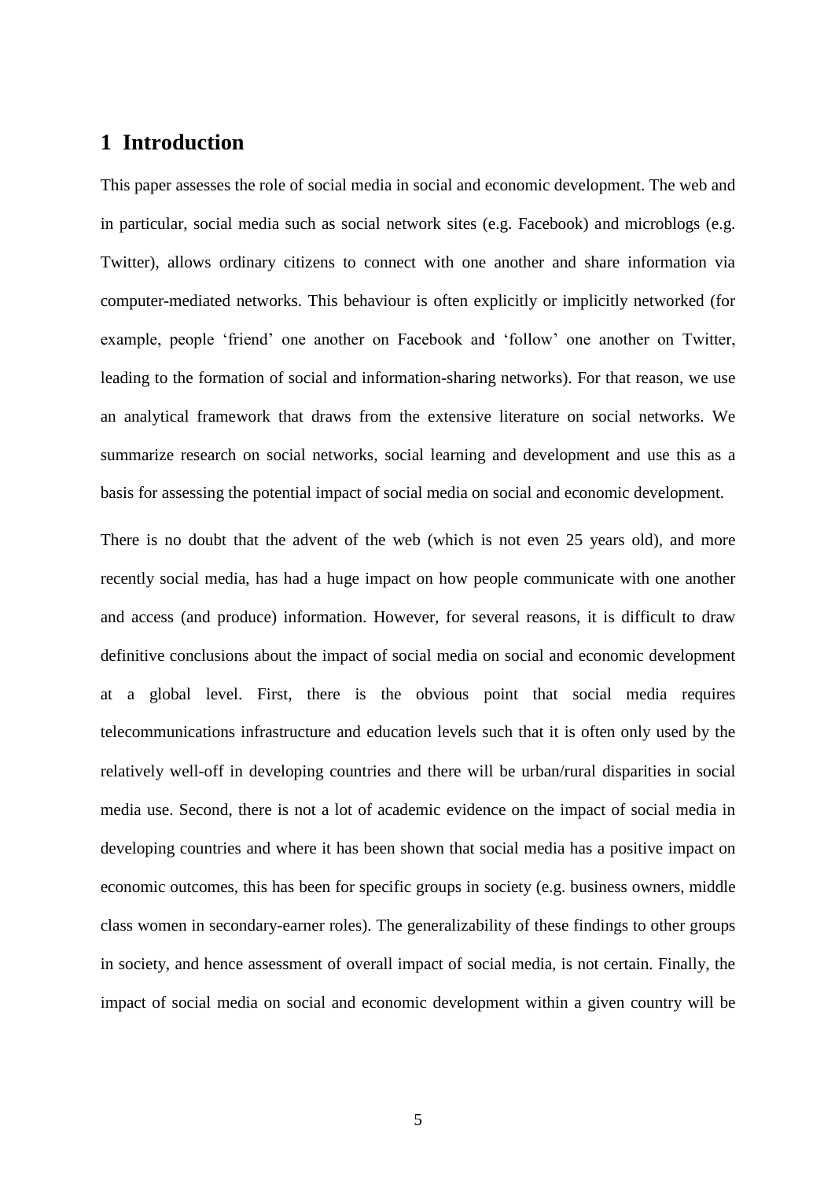# 1 Introduction

This paper assesses the role of social media in social and economic development. The web and in particular, social media such as social network sites (e.g. Facebook) and microblogs (e.g. Twitter), allows ordinary citizens to connect with one another and share information via computer-mediated networks. This behaviour is often explicitly or implicitly networked (for example, people 'friend' one another on Facebook and 'follow' one another on Twitter, leading to the formation of social and information-sharing networks). For that reason, we use an analytical framework that draws from the extensive literature on social networks. We summarize research on social networks, social learning and development and use this as a basis for assessing the potential impact of social media on social and economic development.

There is no doubt that the advent of the web (which is not even 25 years old), and more recently social media, has had a huge impact on how people communicate with one another and access (and produce) information. However, for several reasons, it is difficult to draw definitive conclusions about the impact of social media on social and economic development at a global level. First, there is the obvious point that social media requires telecommunications infrastructure and education levels such that it is often only used by the relatively well-off in developing countries and there will be urban/rural disparities in social media use. Second, there is not a lot of academic evidence on the impact of social media in developing countries and where it has been shown that social media has a positive impact on economic outcomes, this has been for specific groups in society (e.g. business owners, middle class women in secondary-earner roles). The generalizability of these findings to other groups in society, and hence assessment of overall impact of social media, is not certain. Finally, the impact of social media on social and economic development within a given country will be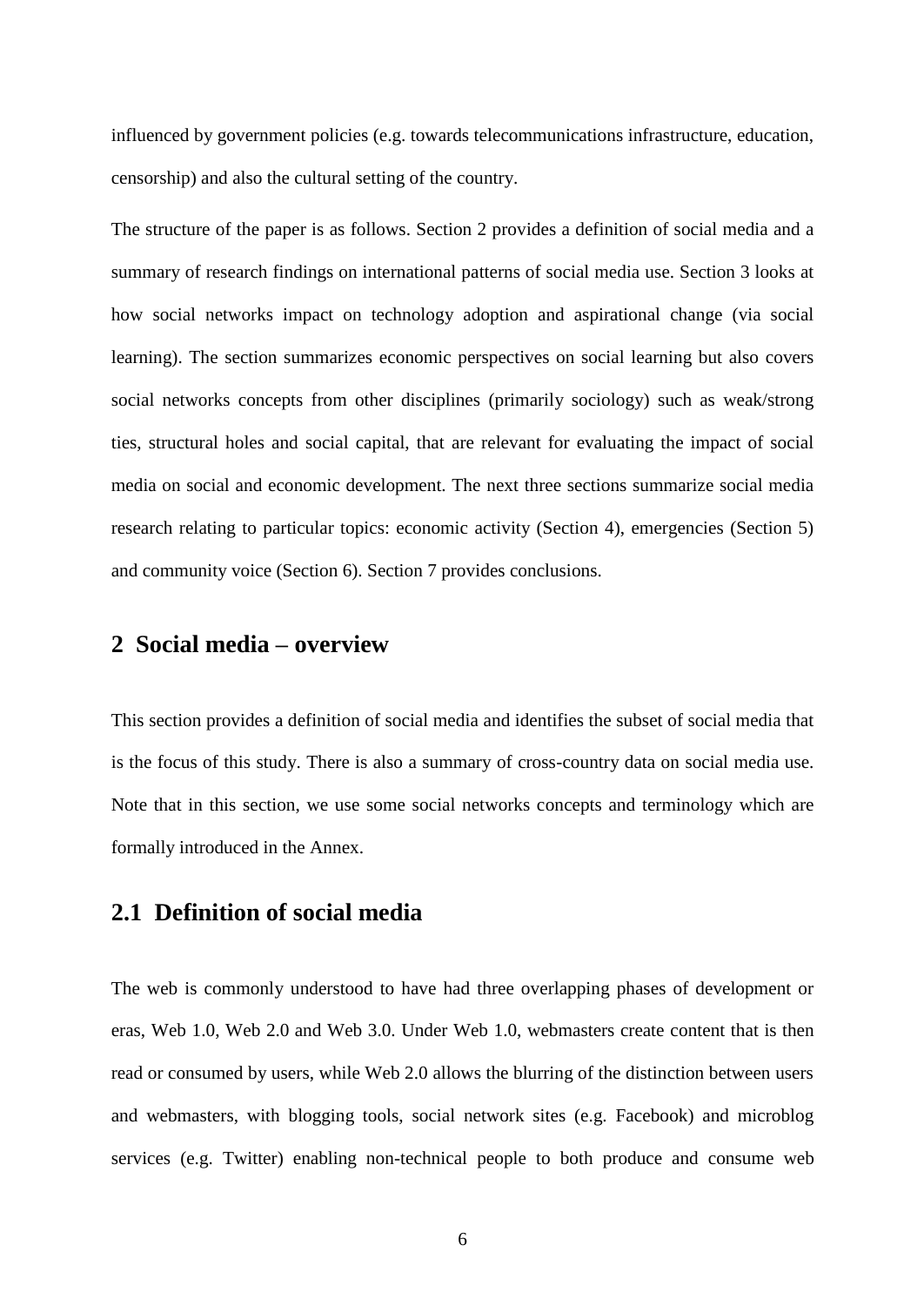influenced by government policies (e.g. towards telecommunications infrastructure, education, censorship) and also the cultural setting of the country.

The structure of the paper is as follows. Section 2 provides a definition of social media and a summary of research findings on international patterns of social media use. Section 3 looks at how social networks impact on technology adoption and aspirational change (via social learning). The section summarizes economic perspectives on social learning but also covers social networks concepts from other disciplines (primarily sociology) such as weak/strong ties, structural holes and social capital, that are relevant for evaluating the impact of social media on social and economic development. The next three sections summarize social media research relating to particular topics: economic activity (Section 4), emergencies (Section 5) and community voice (Section 6). Section 7 provides conclusions.

# 2 Social media – overview

This section provides a definition of social media and identifies the subset of social media that is the focus of this study. There is also a summary of cross-country data on social media use. Note that in this section, we use some social networks concepts and terminology which are formally introduced in the Annex.

## 2.1 Definition of social media

The web is commonly understood to have had three overlapping phases of development or eras, Web 1.0, Web 2.0 and Web 3.0. Under Web 1.0, webmasters create content that is then read or consumed by users, while Web 2.0 allows the blurring of the distinction between users and webmasters, with blogging tools, social network sites (e.g. Facebook) and microblog services (e.g. Twitter) enabling non-technical people to both produce and consume web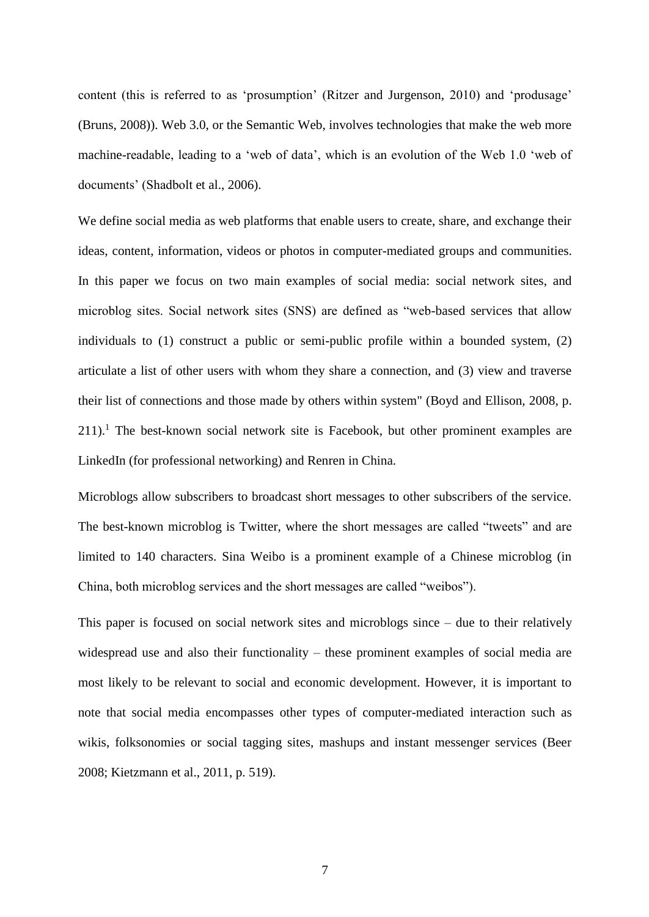content (this is referred to as 'prosumption' (Ritzer and Jurgenson, 2010) and 'produsage' (Bruns, 2008)). Web 3.0, or the Semantic Web, involves technologies that make the web more machine-readable, leading to a 'web of data', which is an evolution of the Web 1.0 'web of documents' (Shadbolt et al., 2006).

We define social media as web platforms that enable users to create, share, and exchange their ideas, content, information, videos or photos in computer-mediated groups and communities. In this paper we focus on two main examples of social media: social network sites, and microblog sites. Social network sites (SNS) are defined as "web-based services that allow individuals to (1) construct a public or semi-public profile within a bounded system, (2) articulate a list of other users with whom they share a connection, and (3) view and traverse their list of connections and those made by others within system" (Boyd and Ellison, 2008, p. 211).[1] The best-known social network site is Facebook, but other prominent examples are LinkedIn (for professional networking) and Renren in China.

Microblogs allow subscribers to broadcast short messages to other subscribers of the service. The best-known microblog is Twitter, where the short messages are called "tweets" and are limited to 140 characters. Sina Weibo is a prominent example of a Chinese microblog (in China, both microblog services and the short messages are called "weibos").

This paper is focused on social network sites and microblogs since – due to their relatively widespread use and also their functionality – these prominent examples of social media are most likely to be relevant to social and economic development. However, it is important to note that social media encompasses other types of computer-mediated interaction such as wikis, folksonomies or social tagging sites, mashups and instant messenger services (Beer 2008; Kietzmann et al., 2011, p. 519).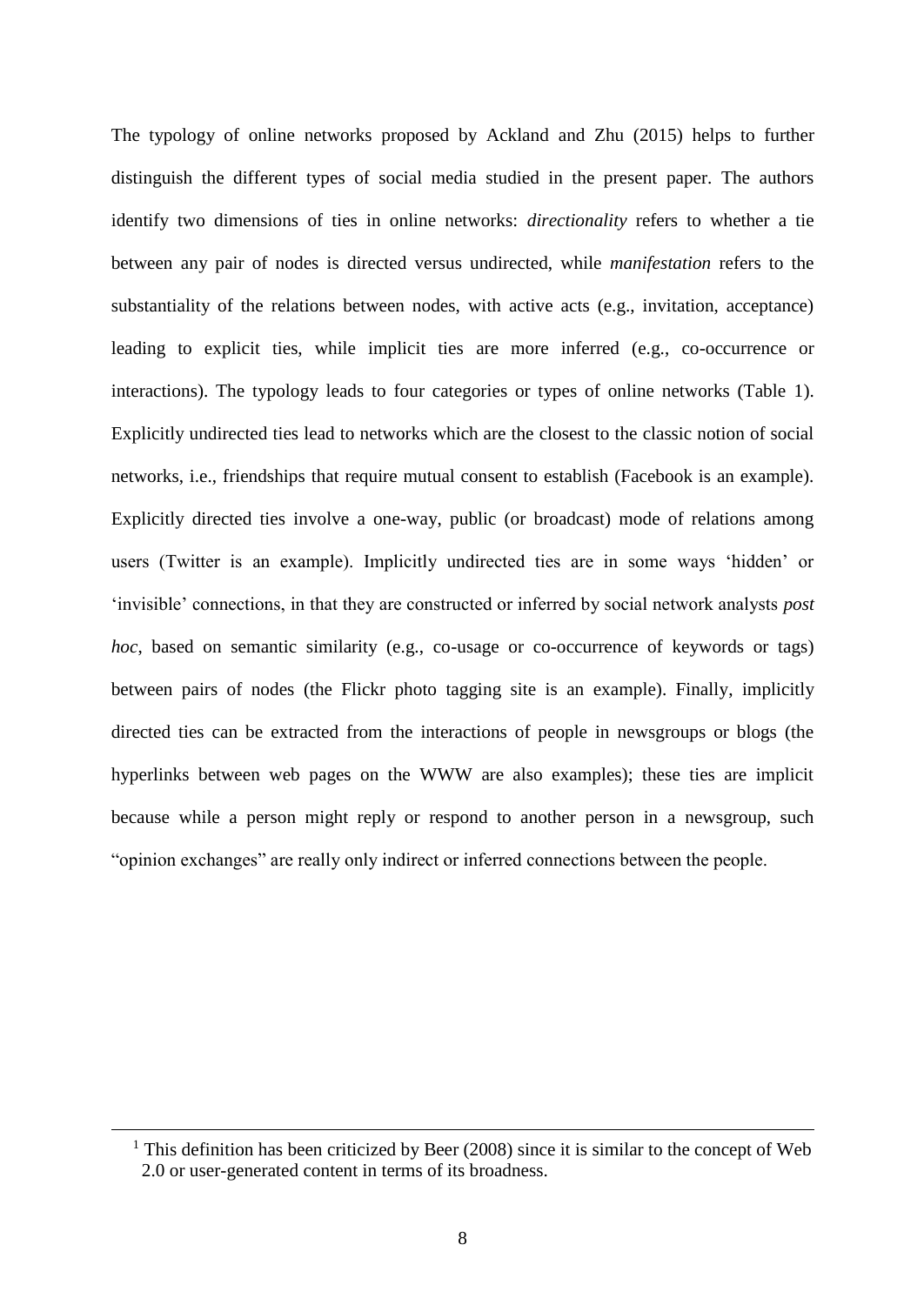The typology of online networks proposed by Ackland and Zhu (2015) helps to further distinguish the different types of social media studied in the present paper. The authors identify two dimensions of ties in online networks: *directionality* refers to whether a tie between any pair of nodes is directed versus undirected, while *manifestation* refers to the substantiality of the relations between nodes, with active acts (e.g., invitation, acceptance) leading to explicit ties, while implicit ties are more inferred (e.g., co-occurrence or interactions). The typology leads to four categories or types of online networks (Table 1). Explicitly undirected ties lead to networks which are the closest to the classic notion of social networks, i.e., friendships that require mutual consent to establish (Facebook is an example). Explicitly directed ties involve a one-way, public (or broadcast) mode of relations among users (Twitter is an example). Implicitly undirected ties are in some ways 'hidden' or 'invisible' connections, in that they are constructed or inferred by social network analysts *post hoc*, based on semantic similarity (e.g., co-usage or co-occurrence of keywords or tags) between pairs of nodes (the Flickr photo tagging site is an example). Finally, implicitly directed ties can be extracted from the interactions of people in newsgroups or blogs (the hyperlinks between web pages on the WWW are also examples); these ties are implicit because while a person might reply or respond to another person in a newsgroup, such "opinion exchanges" are really only indirect or inferred connections between the people.

[1] This definition has been criticized by Beer (2008) since it is similar to the concept of Web 2.0 or user-generated content in terms of its broadness.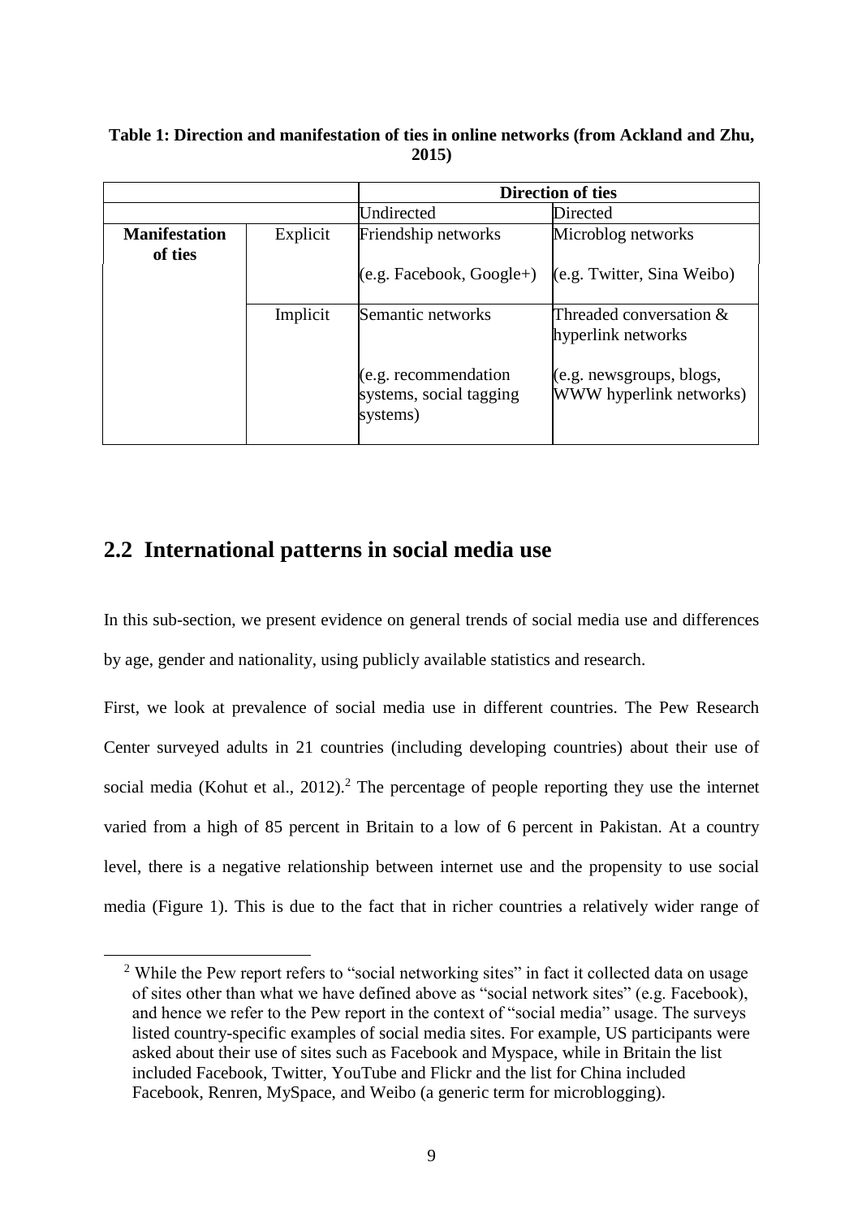**Table 1: Direction and manifestation of ties in online networks (from Ackland and Zhu, 2015)**

| | | Direction of ties | |
|---|---|---|---|
| | | Undirected | Directed |
| **Manifestation of ties** | Explicit | Friendship networks<br><br>(e.g. Facebook, Google+) | Microblog networks<br><br>(e.g. Twitter, Sina Weibo) |
| | Implicit | Semantic networks<br><br>(e.g. recommendation systems, social tagging systems) | Threaded conversation & hyperlink networks<br><br>(e.g. newsgroups, blogs, WWW hyperlink networks) |

## 2.2 International patterns in social media use

In this sub-section, we present evidence on general trends of social media use and differences by age, gender and nationality, using publicly available statistics and research.

First, we look at prevalence of social media use in different countries. The Pew Research Center surveyed adults in 21 countries (including developing countries) about their use of social media (Kohut et al., 2012).[2] The percentage of people reporting they use the internet varied from a high of 85 percent in Britain to a low of 6 percent in Pakistan. At a country level, there is a negative relationship between internet use and the propensity to use social media (Figure 1). This is due to the fact that in richer countries a relatively wider range of

[2] While the Pew report refers to "social networking sites" in fact it collected data on usage of sites other than what we have defined above as "social network sites" (e.g. Facebook), and hence we refer to the Pew report in the context of "social media" usage. The surveys listed country-specific examples of social media sites. For example, US participants were asked about their use of sites such as Facebook and Myspace, while in Britain the list included Facebook, Twitter, YouTube and Flickr and the list for China included Facebook, Renren, MySpace, and Weibo (a generic term for microblogging).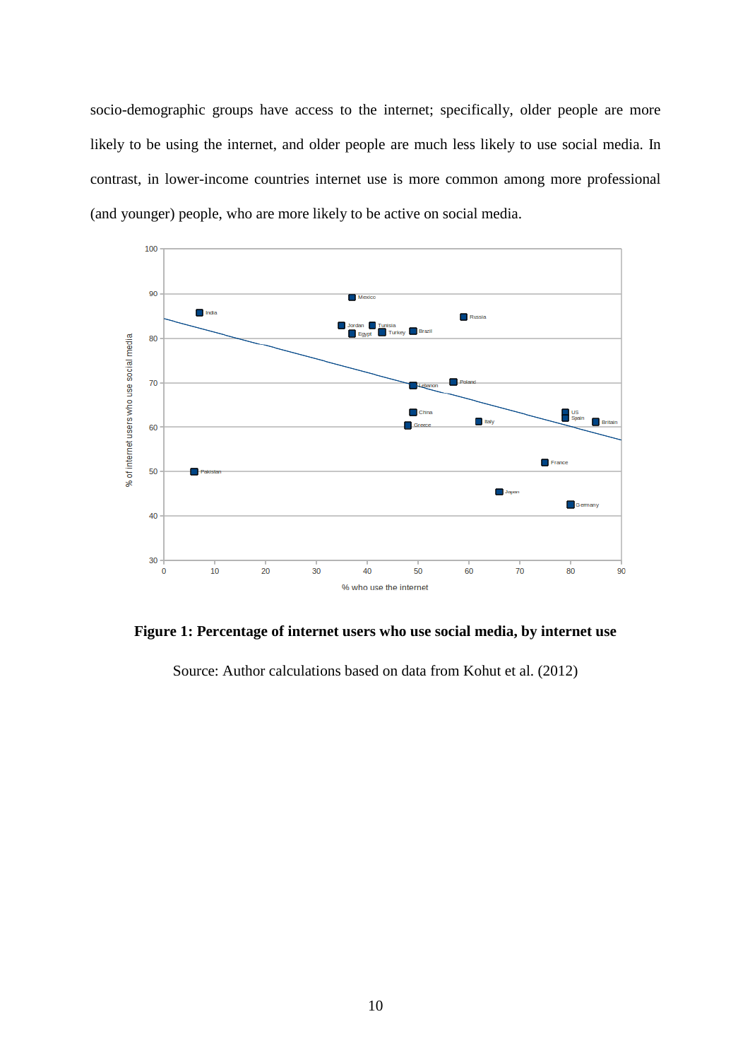socio-demographic groups have access to the internet; specifically, older people are more likely to be using the internet, and older people are much less likely to use social media. In contrast, in lower-income countries internet use is more common among more professional (and younger) people, who are more likely to be active on social media.

**Figure 1: Percentage of internet users who use social media, by internet use**

Source: Author calculations based on data from Kohut et al. (2012)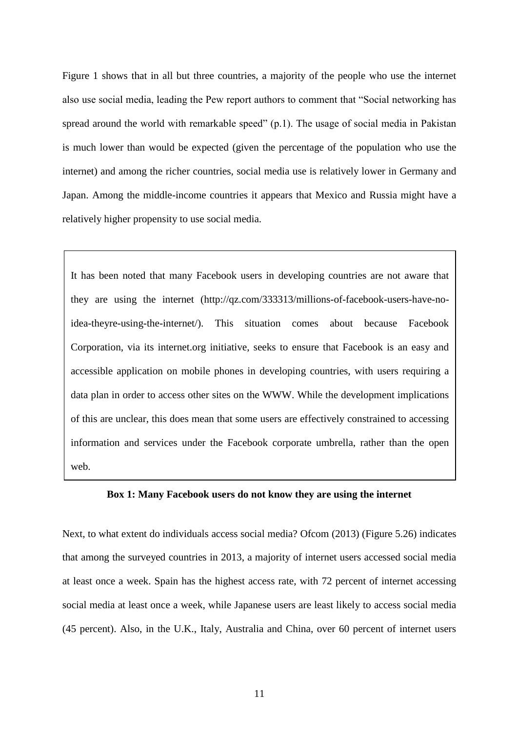Figure 1 shows that in all but three countries, a majority of the people who use the internet also use social media, leading the Pew report authors to comment that "Social networking has spread around the world with remarkable speed" (p.1). The usage of social media in Pakistan is much lower than would be expected (given the percentage of the population who use the internet) and among the richer countries, social media use is relatively lower in Germany and Japan. Among the middle-income countries it appears that Mexico and Russia might have a relatively higher propensity to use social media.

> It has been noted that many Facebook users in developing countries are not aware that they are using the internet (http://qz.com/333313/millions-of-facebook-users-have-no-idea-theyre-using-the-internet/). This situation comes about because Facebook Corporation, via its internet.org initiative, seeks to ensure that Facebook is an easy and accessible application on mobile phones in developing countries, with users requiring a data plan in order to access other sites on the WWW. While the development implications of this are unclear, this does mean that some users are effectively constrained to accessing information and services under the Facebook corporate umbrella, rather than the open web.

**Box 1: Many Facebook users do not know they are using the internet**

Next, to what extent do individuals access social media? Ofcom (2013) (Figure 5.26) indicates that among the surveyed countries in 2013, a majority of internet users accessed social media at least once a week. Spain has the highest access rate, with 72 percent of internet accessing social media at least once a week, while Japanese users are least likely to access social media (45 percent). Also, in the U.K., Italy, Australia and China, over 60 percent of internet users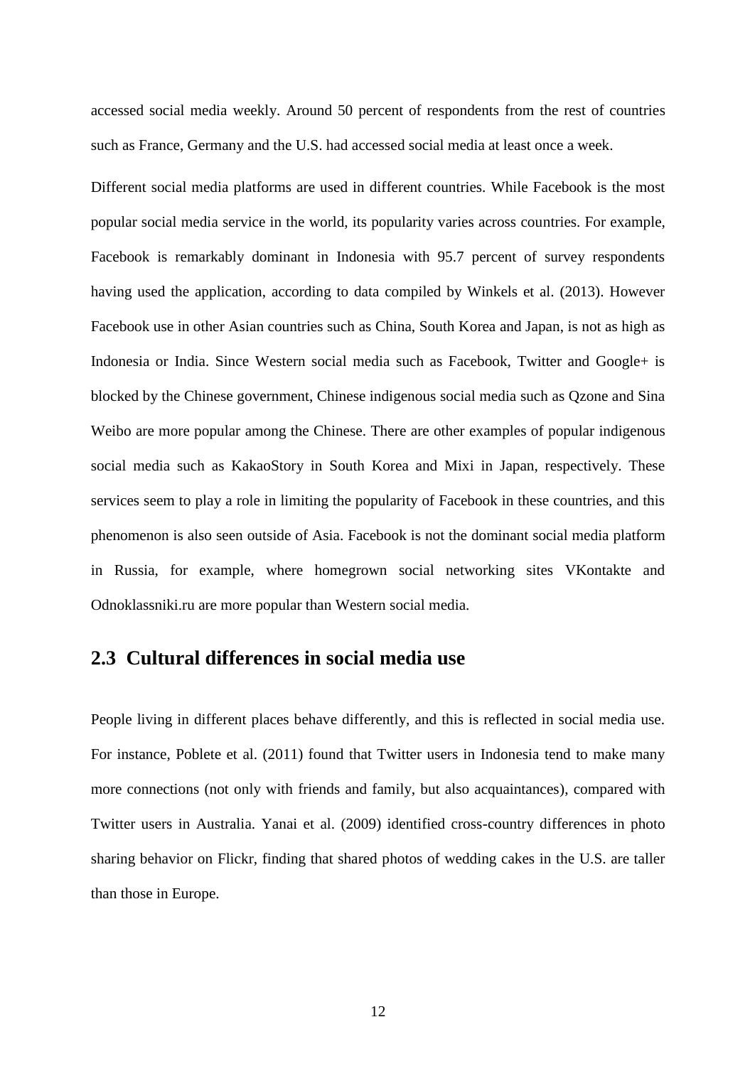accessed social media weekly. Around 50 percent of respondents from the rest of countries such as France, Germany and the U.S. had accessed social media at least once a week.

Different social media platforms are used in different countries. While Facebook is the most popular social media service in the world, its popularity varies across countries. For example, Facebook is remarkably dominant in Indonesia with 95.7 percent of survey respondents having used the application, according to data compiled by Winkels et al. (2013). However Facebook use in other Asian countries such as China, South Korea and Japan, is not as high as Indonesia or India. Since Western social media such as Facebook, Twitter and Google+ is blocked by the Chinese government, Chinese indigenous social media such as Qzone and Sina Weibo are more popular among the Chinese. There are other examples of popular indigenous social media such as KakaoStory in South Korea and Mixi in Japan, respectively. These services seem to play a role in limiting the popularity of Facebook in these countries, and this phenomenon is also seen outside of Asia. Facebook is not the dominant social media platform in Russia, for example, where homegrown social networking sites VKontakte and Odnoklassniki.ru are more popular than Western social media.

## 2.3 Cultural differences in social media use

People living in different places behave differently, and this is reflected in social media use. For instance, Poblete et al. (2011) found that Twitter users in Indonesia tend to make many more connections (not only with friends and family, but also acquaintances), compared with Twitter users in Australia. Yanai et al. (2009) identified cross-country differences in photo sharing behavior on Flickr, finding that shared photos of wedding cakes in the U.S. are taller than those in Europe.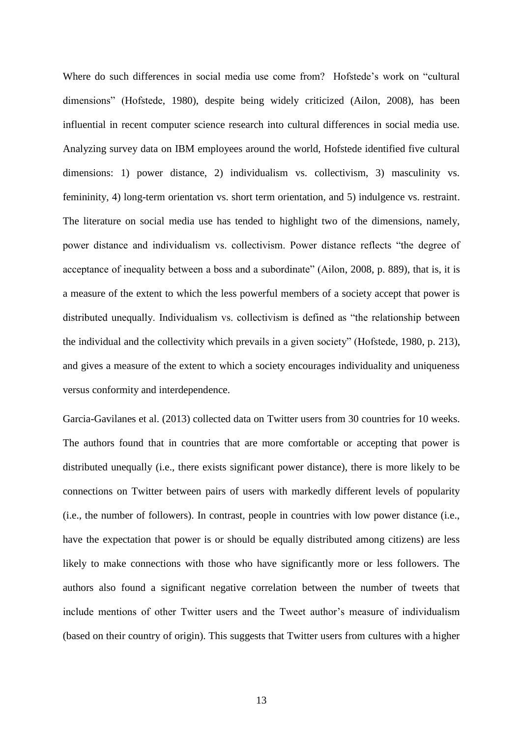Where do such differences in social media use come from? Hofstede's work on "cultural dimensions" (Hofstede, 1980), despite being widely criticized (Ailon, 2008), has been influential in recent computer science research into cultural differences in social media use. Analyzing survey data on IBM employees around the world, Hofstede identified five cultural dimensions: 1) power distance, 2) individualism vs. collectivism, 3) masculinity vs. femininity, 4) long-term orientation vs. short term orientation, and 5) indulgence vs. restraint. The literature on social media use has tended to highlight two of the dimensions, namely, power distance and individualism vs. collectivism. Power distance reflects "the degree of acceptance of inequality between a boss and a subordinate" (Ailon, 2008, p. 889), that is, it is a measure of the extent to which the less powerful members of a society accept that power is distributed unequally. Individualism vs. collectivism is defined as "the relationship between the individual and the collectivity which prevails in a given society" (Hofstede, 1980, p. 213), and gives a measure of the extent to which a society encourages individuality and uniqueness versus conformity and interdependence.

Garcia-Gavilanes et al. (2013) collected data on Twitter users from 30 countries for 10 weeks. The authors found that in countries that are more comfortable or accepting that power is distributed unequally (i.e., there exists significant power distance), there is more likely to be connections on Twitter between pairs of users with markedly different levels of popularity (i.e., the number of followers). In contrast, people in countries with low power distance (i.e., have the expectation that power is or should be equally distributed among citizens) are less likely to make connections with those who have significantly more or less followers. The authors also found a significant negative correlation between the number of tweets that include mentions of other Twitter users and the Tweet author's measure of individualism (based on their country of origin). This suggests that Twitter users from cultures with a higher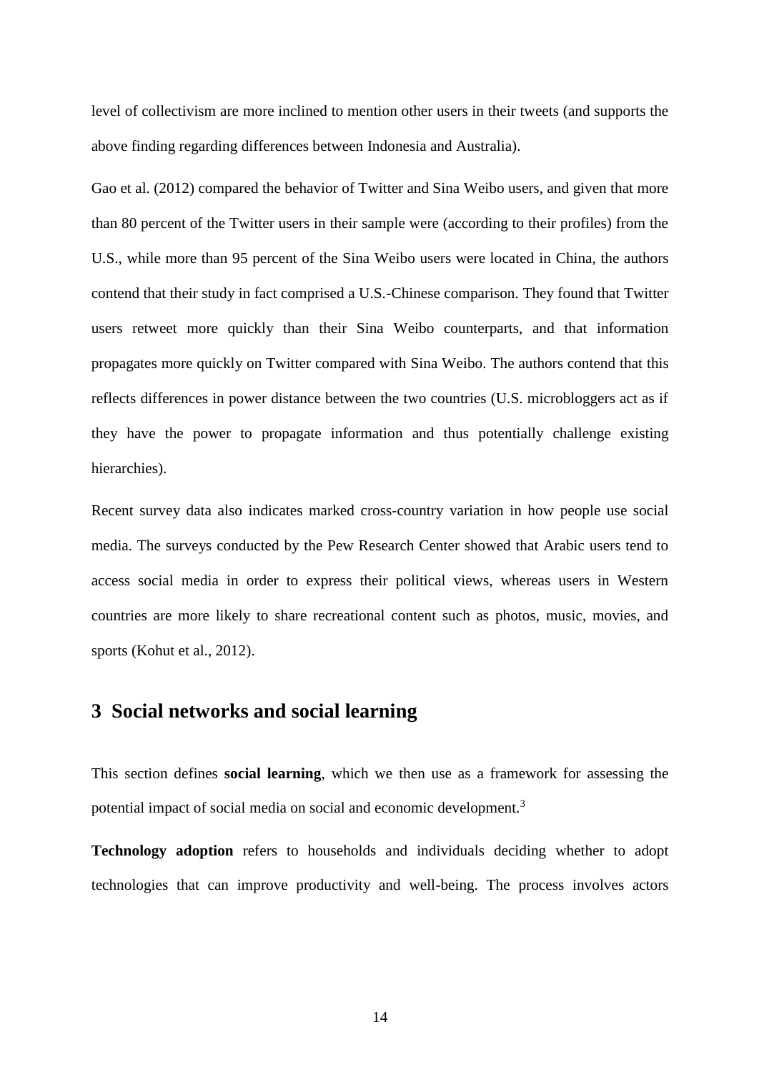level of collectivism are more inclined to mention other users in their tweets (and supports the above finding regarding differences between Indonesia and Australia).

Gao et al. (2012) compared the behavior of Twitter and Sina Weibo users, and given that more than 80 percent of the Twitter users in their sample were (according to their profiles) from the U.S., while more than 95 percent of the Sina Weibo users were located in China, the authors contend that their study in fact comprised a U.S.-Chinese comparison. They found that Twitter users retweet more quickly than their Sina Weibo counterparts, and that information propagates more quickly on Twitter compared with Sina Weibo. The authors contend that this reflects differences in power distance between the two countries (U.S. microbloggers act as if they have the power to propagate information and thus potentially challenge existing hierarchies).

Recent survey data also indicates marked cross-country variation in how people use social media. The surveys conducted by the Pew Research Center showed that Arabic users tend to access social media in order to express their political views, whereas users in Western countries are more likely to share recreational content such as photos, music, movies, and sports (Kohut et al., 2012).

## 3 Social networks and social learning

This section defines **social learning**, which we then use as a framework for assessing the potential impact of social media on social and economic development.[3]

**Technology adoption** refers to households and individuals deciding whether to adopt technologies that can improve productivity and well-being. The process involves actors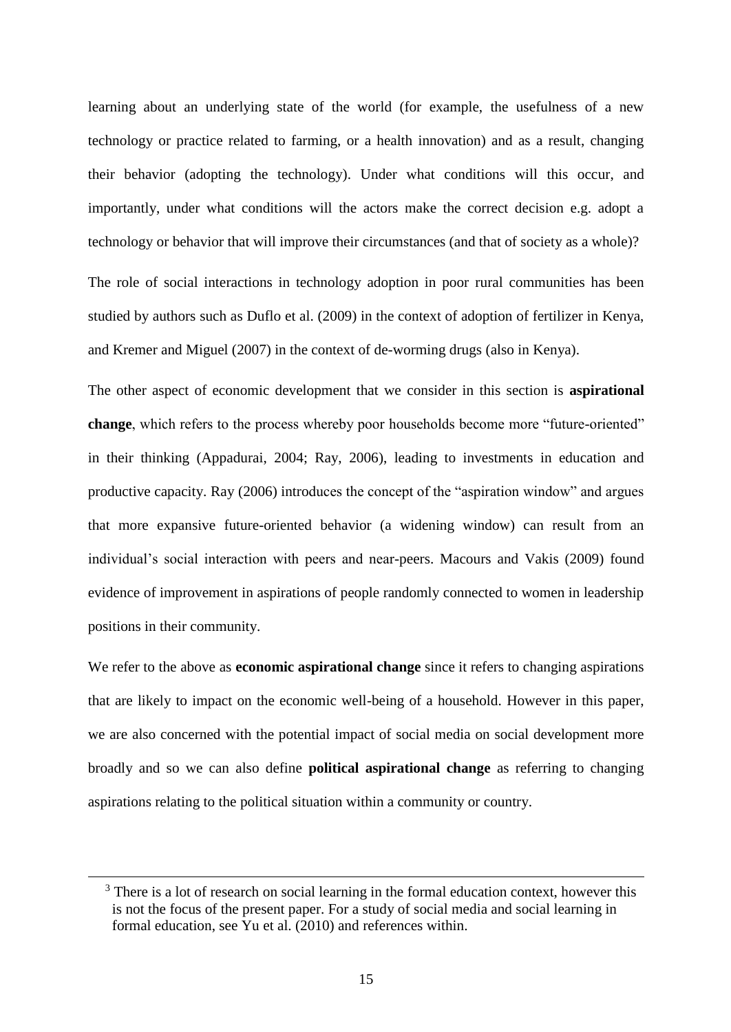learning about an underlying state of the world (for example, the usefulness of a new technology or practice related to farming, or a health innovation) and as a result, changing their behavior (adopting the technology). Under what conditions will this occur, and importantly, under what conditions will the actors make the correct decision e.g. adopt a technology or behavior that will improve their circumstances (and that of society as a whole)?

The role of social interactions in technology adoption in poor rural communities has been studied by authors such as Duflo et al. (2009) in the context of adoption of fertilizer in Kenya, and Kremer and Miguel (2007) in the context of de-worming drugs (also in Kenya).

The other aspect of economic development that we consider in this section is **aspirational change**, which refers to the process whereby poor households become more "future-oriented" in their thinking (Appadurai, 2004; Ray, 2006), leading to investments in education and productive capacity. Ray (2006) introduces the concept of the "aspiration window" and argues that more expansive future-oriented behavior (a widening window) can result from an individual's social interaction with peers and near-peers. Macours and Vakis (2009) found evidence of improvement in aspirations of people randomly connected to women in leadership positions in their community.

We refer to the above as **economic aspirational change** since it refers to changing aspirations that are likely to impact on the economic well-being of a household. However in this paper, we are also concerned with the potential impact of social media on social development more broadly and so we can also define **political aspirational change** as referring to changing aspirations relating to the political situation within a community or country.

[3] There is a lot of research on social learning in the formal education context, however this is not the focus of the present paper. For a study of social media and social learning in formal education, see Yu et al. (2010) and references within.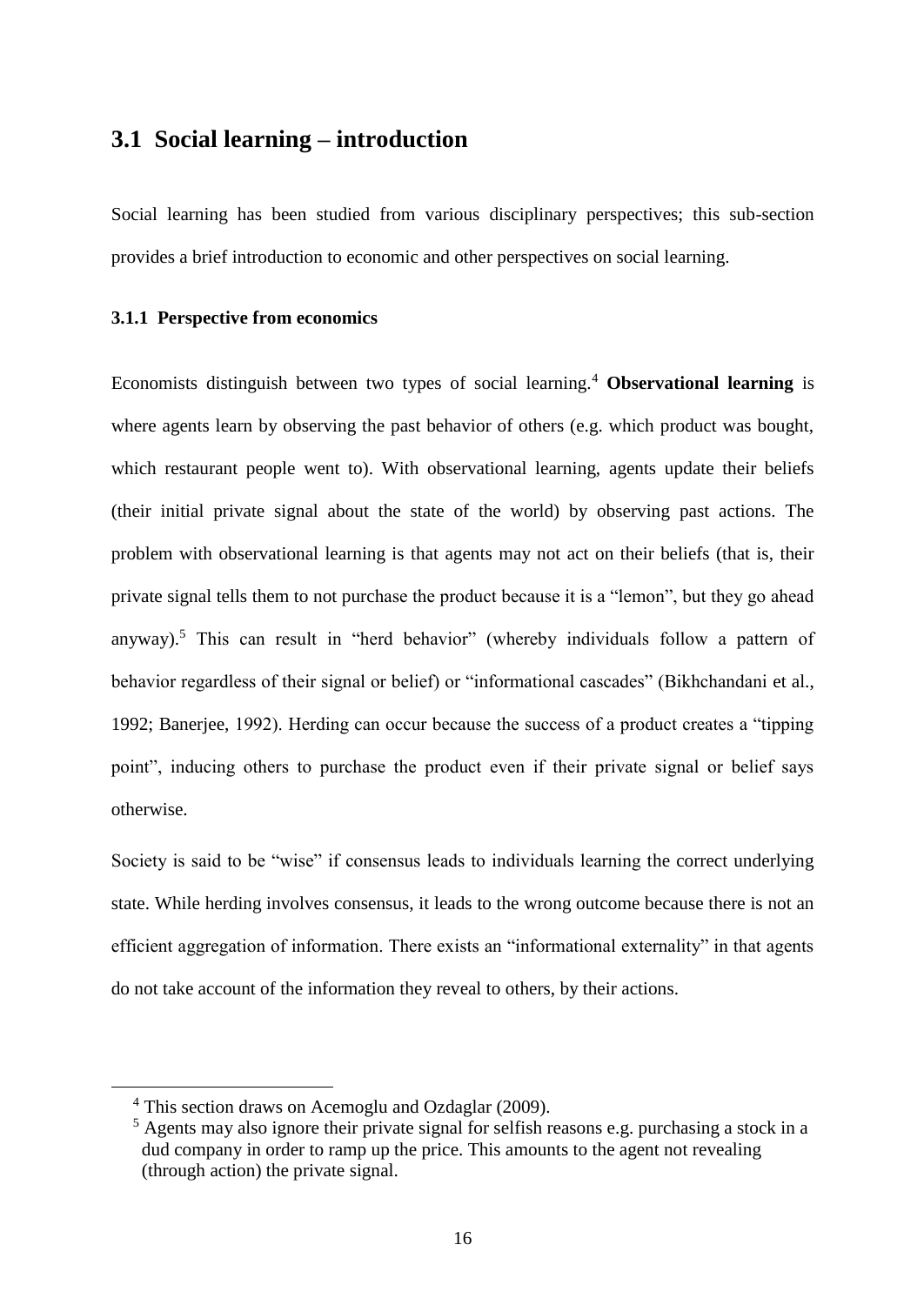## 3.1 Social learning – introduction

Social learning has been studied from various disciplinary perspectives; this sub-section provides a brief introduction to economic and other perspectives on social learning.

### 3.1.1 Perspective from economics

Economists distinguish between two types of social learning.[4] **Observational learning** is where agents learn by observing the past behavior of others (e.g. which product was bought, which restaurant people went to). With observational learning, agents update their beliefs (their initial private signal about the state of the world) by observing past actions. The problem with observational learning is that agents may not act on their beliefs (that is, their private signal tells them to not purchase the product because it is a "lemon", but they go ahead anyway).[5] This can result in "herd behavior" (whereby individuals follow a pattern of behavior regardless of their signal or belief) or "informational cascades" (Bikhchandani et al., 1992; Banerjee, 1992). Herding can occur because the success of a product creates a "tipping point", inducing others to purchase the product even if their private signal or belief says otherwise.

Society is said to be "wise" if consensus leads to individuals learning the correct underlying state. While herding involves consensus, it leads to the wrong outcome because there is not an efficient aggregation of information. There exists an "informational externality" in that agents do not take account of the information they reveal to others, by their actions.

---

[4] This section draws on Acemoglu and Ozdaglar (2009).

[5] Agents may also ignore their private signal for selfish reasons e.g. purchasing a stock in a dud company in order to ramp up the price. This amounts to the agent not revealing (through action) the private signal.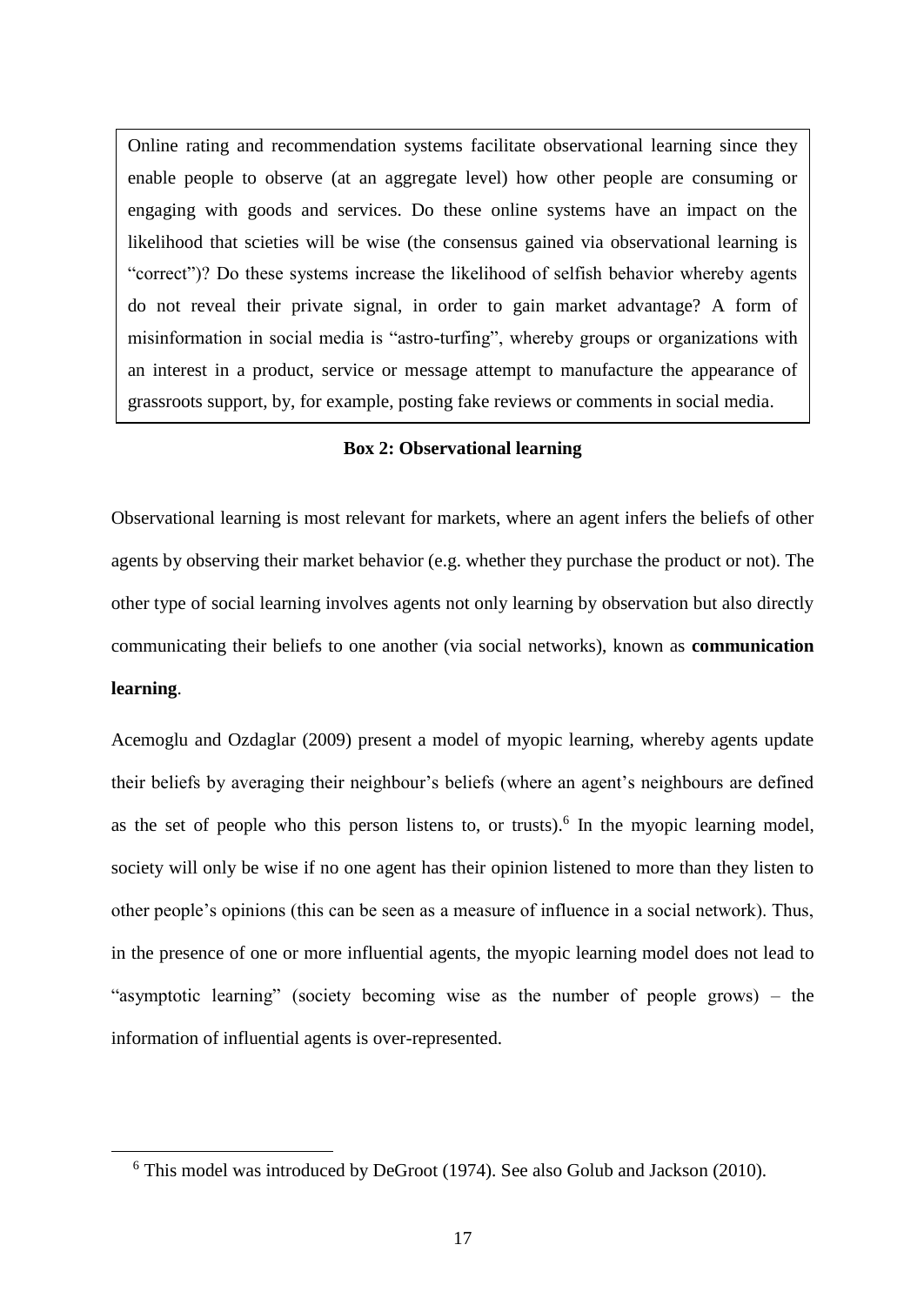> Online rating and recommendation systems facilitate observational learning since they enable people to observe (at an aggregate level) how other people are consuming or engaging with goods and services. Do these online systems have an impact on the likelihood that scieties will be wise (the consensus gained via observational learning is "correct")? Do these systems increase the likelihood of selfish behavior whereby agents do not reveal their private signal, in order to gain market advantage? A form of misinformation in social media is "astro-turfing", whereby groups or organizations with an interest in a product, service or message attempt to manufacture the appearance of grassroots support, by, for example, posting fake reviews or comments in social media.

**Box 2: Observational learning**

Observational learning is most relevant for markets, where an agent infers the beliefs of other agents by observing their market behavior (e.g. whether they purchase the product or not). The other type of social learning involves agents not only learning by observation but also directly communicating their beliefs to one another (via social networks), known as **communication learning**.

Acemoglu and Ozdaglar (2009) present a model of myopic learning, whereby agents update their beliefs by averaging their neighbour's beliefs (where an agent's neighbours are defined as the set of people who this person listens to, or trusts).[6] In the myopic learning model, society will only be wise if no one agent has their opinion listened to more than they listen to other people's opinions (this can be seen as a measure of influence in a social network). Thus, in the presence of one or more influential agents, the myopic learning model does not lead to "asymptotic learning" (society becoming wise as the number of people grows) – the information of influential agents is over-represented.

[6] This model was introduced by DeGroot (1974). See also Golub and Jackson (2010).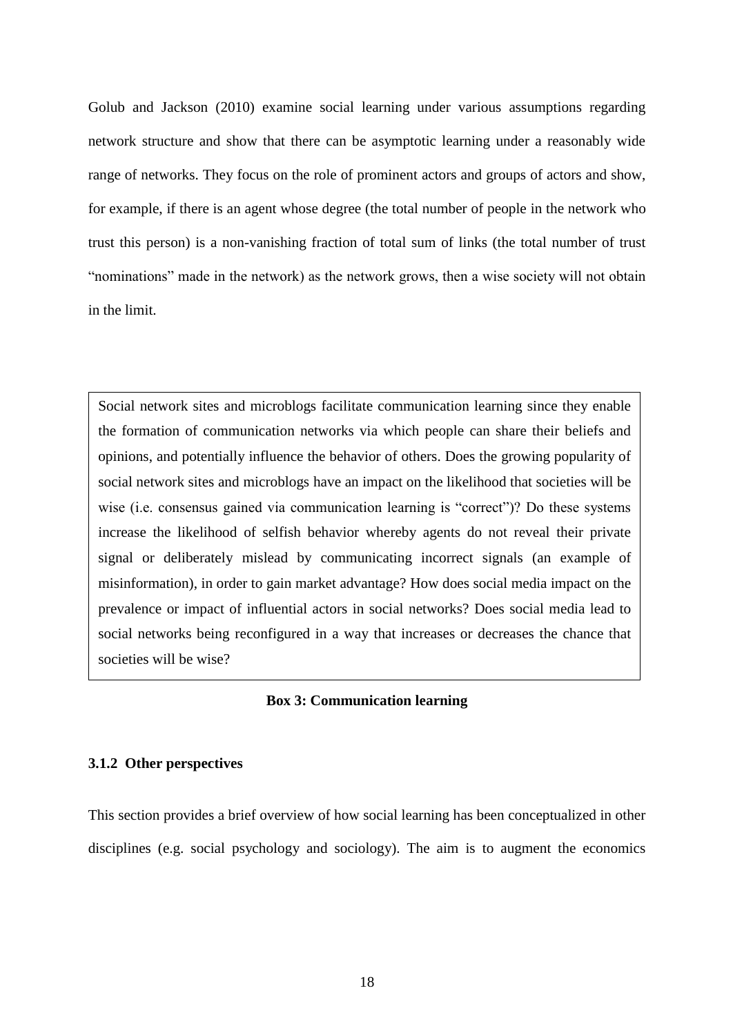Golub and Jackson (2010) examine social learning under various assumptions regarding network structure and show that there can be asymptotic learning under a reasonably wide range of networks. They focus on the role of prominent actors and groups of actors and show, for example, if there is an agent whose degree (the total number of people in the network who trust this person) is a non-vanishing fraction of total sum of links (the total number of trust "nominations" made in the network) as the network grows, then a wise society will not obtain in the limit.

> Social network sites and microblogs facilitate communication learning since they enable the formation of communication networks via which people can share their beliefs and opinions, and potentially influence the behavior of others. Does the growing popularity of social network sites and microblogs have an impact on the likelihood that societies will be wise (i.e. consensus gained via communication learning is "correct")? Do these systems increase the likelihood of selfish behavior whereby agents do not reveal their private signal or deliberately mislead by communicating incorrect signals (an example of misinformation), in order to gain market advantage? How does social media impact on the prevalence or impact of influential actors in social networks? Does social media lead to social networks being reconfigured in a way that increases or decreases the chance that societies will be wise?

**Box 3: Communication learning**

### 3.1.2 Other perspectives

This section provides a brief overview of how social learning has been conceptualized in other disciplines (e.g. social psychology and sociology). The aim is to augment the economics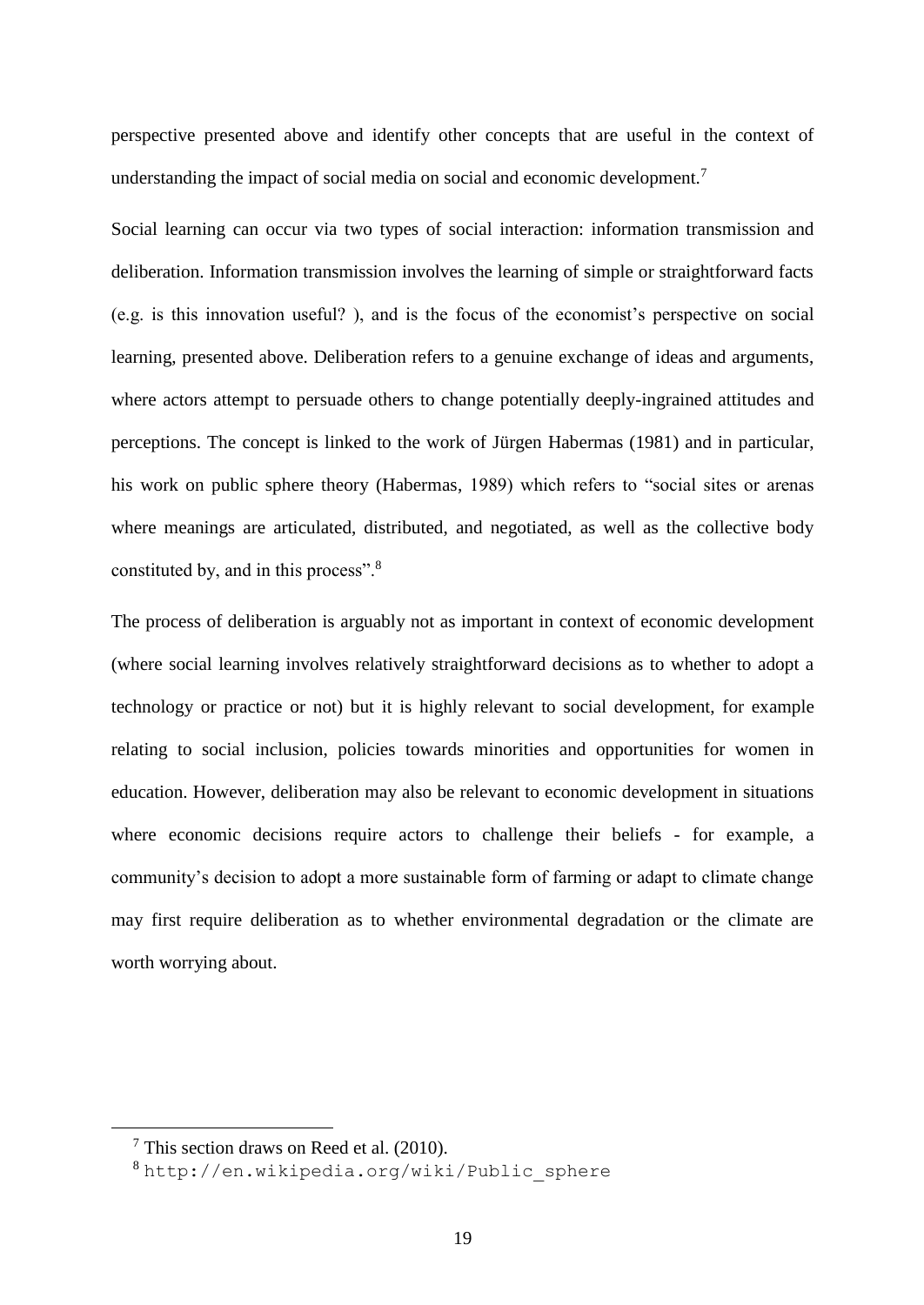perspective presented above and identify other concepts that are useful in the context of understanding the impact of social media on social and economic development.[7]

Social learning can occur via two types of social interaction: information transmission and deliberation. Information transmission involves the learning of simple or straightforward facts (e.g. is this innovation useful? ), and is the focus of the economist's perspective on social learning, presented above. Deliberation refers to a genuine exchange of ideas and arguments, where actors attempt to persuade others to change potentially deeply-ingrained attitudes and perceptions. The concept is linked to the work of Jürgen Habermas (1981) and in particular, his work on public sphere theory (Habermas, 1989) which refers to "social sites or arenas where meanings are articulated, distributed, and negotiated, as well as the collective body constituted by, and in this process".[8]

The process of deliberation is arguably not as important in context of economic development (where social learning involves relatively straightforward decisions as to whether to adopt a technology or practice or not) but it is highly relevant to social development, for example relating to social inclusion, policies towards minorities and opportunities for women in education. However, deliberation may also be relevant to economic development in situations where economic decisions require actors to challenge their beliefs - for example, a community's decision to adopt a more sustainable form of farming or adapt to climate change may first require deliberation as to whether environmental degradation or the climate are worth worrying about.

---

[7] This section draws on Reed et al. (2010).

[8] http://en.wikipedia.org/wiki/Public_sphere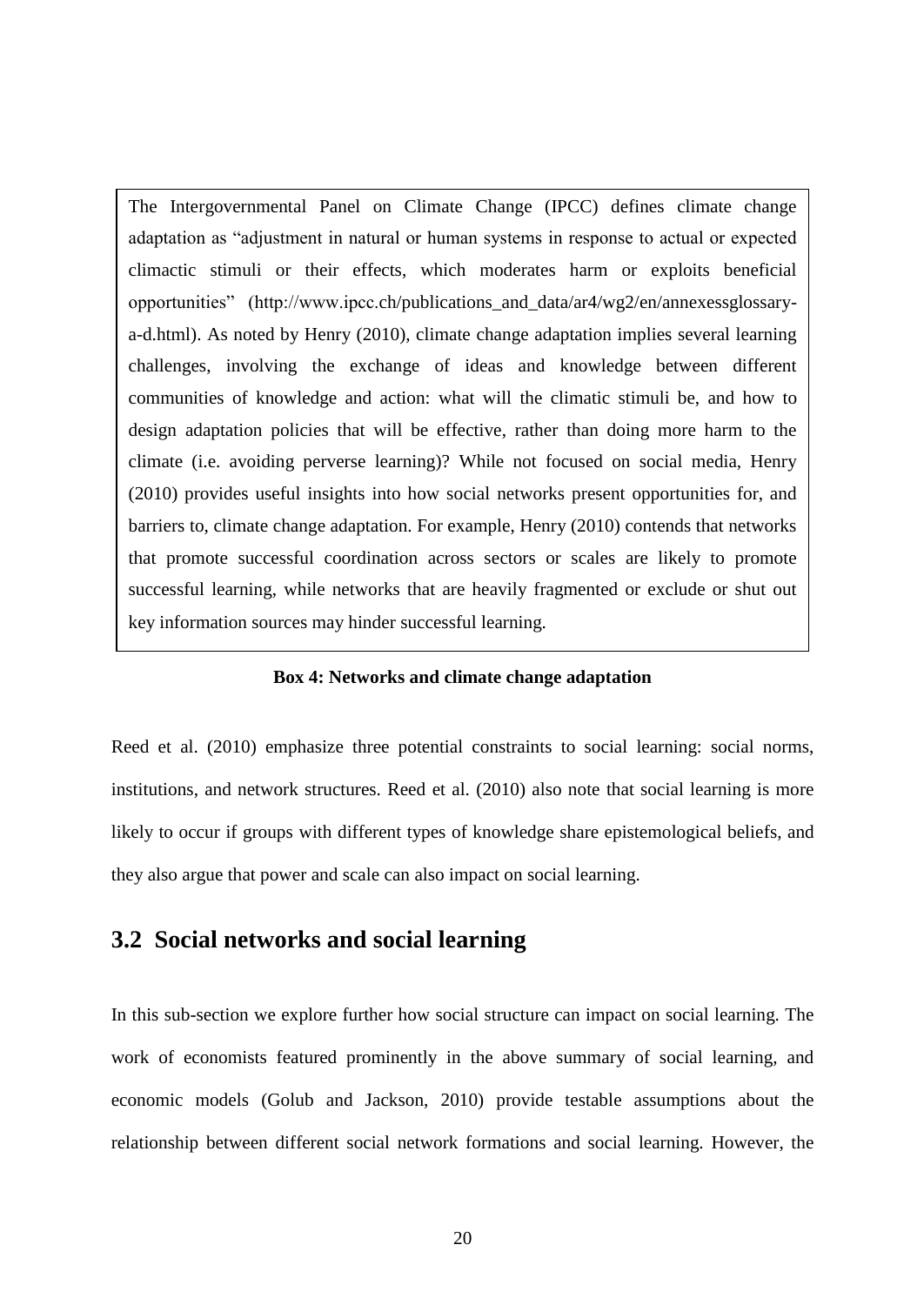The Intergovernmental Panel on Climate Change (IPCC) defines climate change adaptation as "adjustment in natural or human systems in response to actual or expected climactic stimuli or their effects, which moderates harm or exploits beneficial opportunities" (http://www.ipcc.ch/publications_and_data/ar4/wg2/en/annexessglossary-a-d.html). As noted by Henry (2010), climate change adaptation implies several learning challenges, involving the exchange of ideas and knowledge between different communities of knowledge and action: what will the climatic stimuli be, and how to design adaptation policies that will be effective, rather than doing more harm to the climate (i.e. avoiding perverse learning)? While not focused on social media, Henry (2010) provides useful insights into how social networks present opportunities for, and barriers to, climate change adaptation. For example, Henry (2010) contends that networks that promote successful coordination across sectors or scales are likely to promote successful learning, while networks that are heavily fragmented or exclude or shut out key information sources may hinder successful learning.

**Box 4: Networks and climate change adaptation**

Reed et al. (2010) emphasize three potential constraints to social learning: social norms, institutions, and network structures. Reed et al. (2010) also note that social learning is more likely to occur if groups with different types of knowledge share epistemological beliefs, and they also argue that power and scale can also impact on social learning.

## 3.2 Social networks and social learning

In this sub-section we explore further how social structure can impact on social learning. The work of economists featured prominently in the above summary of social learning, and economic models (Golub and Jackson, 2010) provide testable assumptions about the relationship between different social network formations and social learning. However, the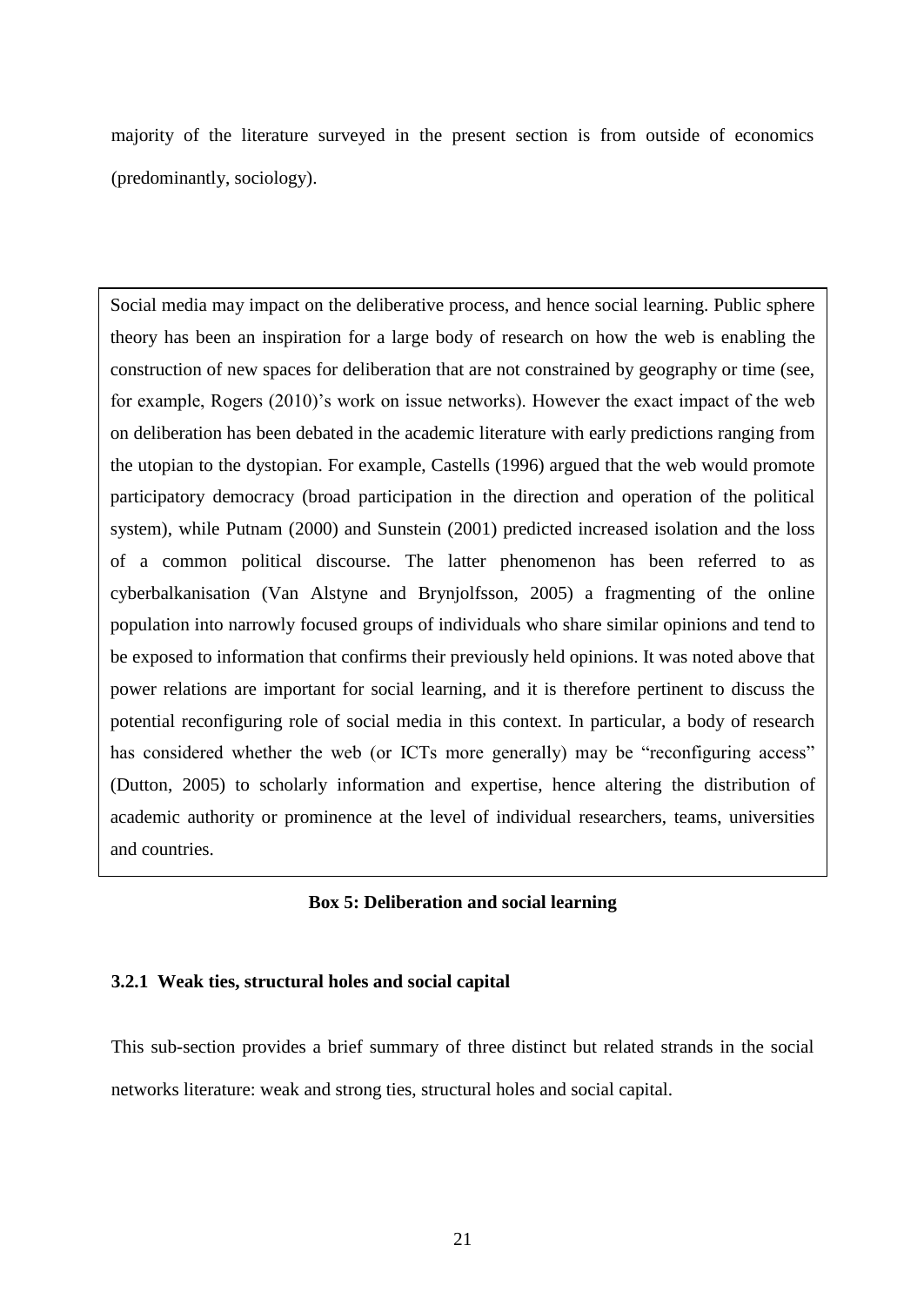majority of the literature surveyed in the present section is from outside of economics (predominantly, sociology).

> Social media may impact on the deliberative process, and hence social learning. Public sphere theory has been an inspiration for a large body of research on how the web is enabling the construction of new spaces for deliberation that are not constrained by geography or time (see, for example, Rogers (2010)'s work on issue networks). However the exact impact of the web on deliberation has been debated in the academic literature with early predictions ranging from the utopian to the dystopian. For example, Castells (1996) argued that the web would promote participatory democracy (broad participation in the direction and operation of the political system), while Putnam (2000) and Sunstein (2001) predicted increased isolation and the loss of a common political discourse. The latter phenomenon has been referred to as cyberbalkanisation (Van Alstyne and Brynjolfsson, 2005) a fragmenting of the online population into narrowly focused groups of individuals who share similar opinions and tend to be exposed to information that confirms their previously held opinions. It was noted above that power relations are important for social learning, and it is therefore pertinent to discuss the potential reconfiguring role of social media in this context. In particular, a body of research has considered whether the web (or ICTs more generally) may be "reconfiguring access" (Dutton, 2005) to scholarly information and expertise, hence altering the distribution of academic authority or prominence at the level of individual researchers, teams, universities and countries.

**Box 5: Deliberation and social learning**

### 3.2.1 Weak ties, structural holes and social capital

This sub-section provides a brief summary of three distinct but related strands in the social networks literature: weak and strong ties, structural holes and social capital.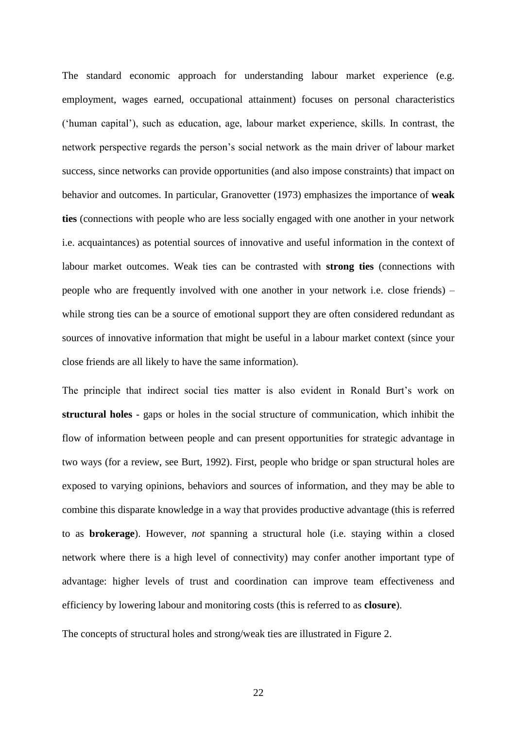The standard economic approach for understanding labour market experience (e.g. employment, wages earned, occupational attainment) focuses on personal characteristics ('human capital'), such as education, age, labour market experience, skills. In contrast, the network perspective regards the person's social network as the main driver of labour market success, since networks can provide opportunities (and also impose constraints) that impact on behavior and outcomes. In particular, Granovetter (1973) emphasizes the importance of **weak ties** (connections with people who are less socially engaged with one another in your network i.e. acquaintances) as potential sources of innovative and useful information in the context of labour market outcomes. Weak ties can be contrasted with **strong ties** (connections with people who are frequently involved with one another in your network i.e. close friends) – while strong ties can be a source of emotional support they are often considered redundant as sources of innovative information that might be useful in a labour market context (since your close friends are all likely to have the same information).

The principle that indirect social ties matter is also evident in Ronald Burt's work on **structural holes** - gaps or holes in the social structure of communication, which inhibit the flow of information between people and can present opportunities for strategic advantage in two ways (for a review, see Burt, 1992). First, people who bridge or span structural holes are exposed to varying opinions, behaviors and sources of information, and they may be able to combine this disparate knowledge in a way that provides productive advantage (this is referred to as **brokerage**). However, *not* spanning a structural hole (i.e. staying within a closed network where there is a high level of connectivity) may confer another important type of advantage: higher levels of trust and coordination can improve team effectiveness and efficiency by lowering labour and monitoring costs (this is referred to as **closure**).

The concepts of structural holes and strong/weak ties are illustrated in Figure 2.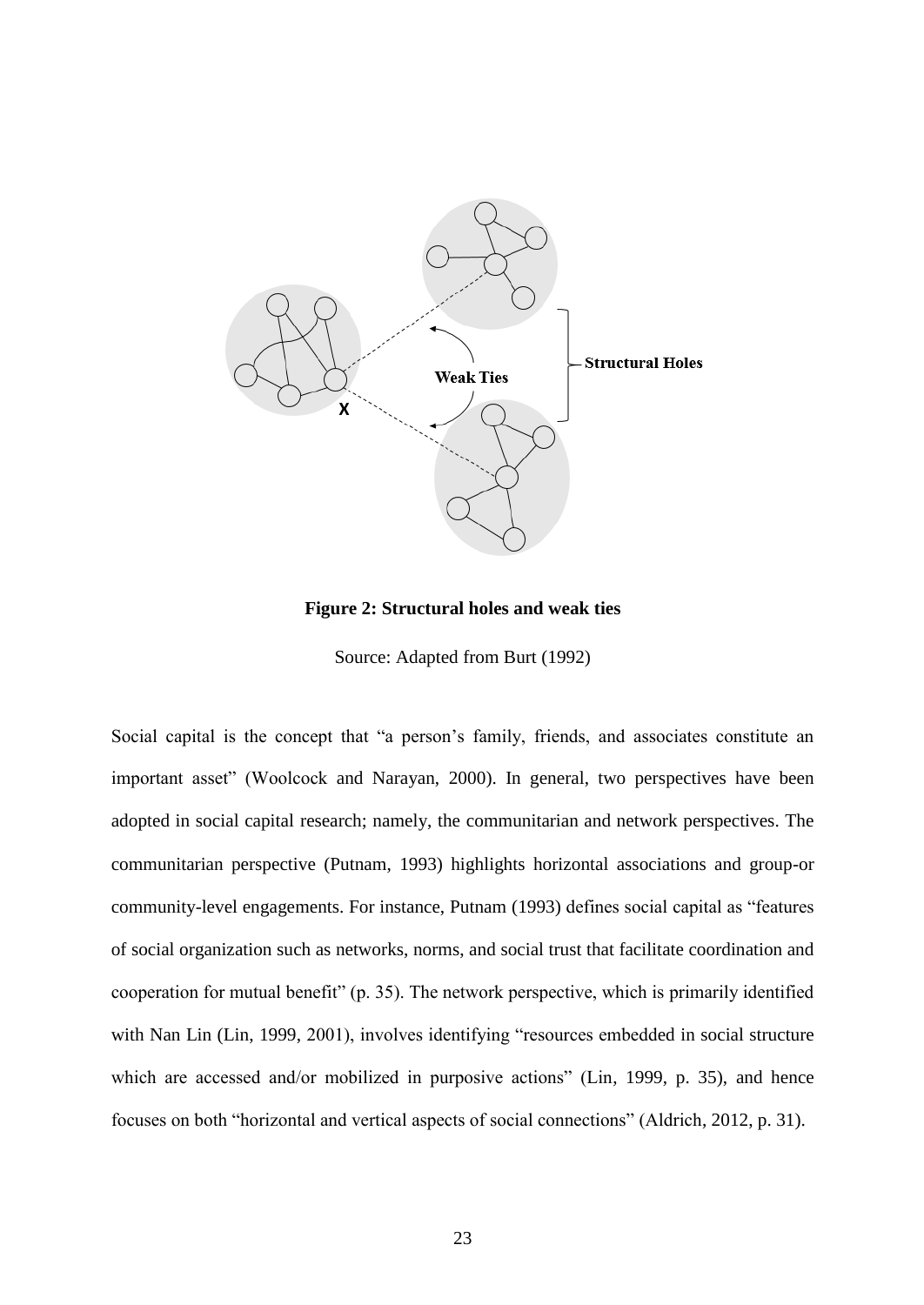**Figure 2: Structural holes and weak ties**

Source: Adapted from Burt (1992)

Social capital is the concept that "a person's family, friends, and associates constitute an important asset" (Woolcock and Narayan, 2000). In general, two perspectives have been adopted in social capital research; namely, the communitarian and network perspectives. The communitarian perspective (Putnam, 1993) highlights horizontal associations and group-or community-level engagements. For instance, Putnam (1993) defines social capital as "features of social organization such as networks, norms, and social trust that facilitate coordination and cooperation for mutual benefit" (p. 35). The network perspective, which is primarily identified with Nan Lin (Lin, 1999, 2001), involves identifying "resources embedded in social structure which are accessed and/or mobilized in purposive actions" (Lin, 1999, p. 35), and hence focuses on both "horizontal and vertical aspects of social connections" (Aldrich, 2012, p. 31).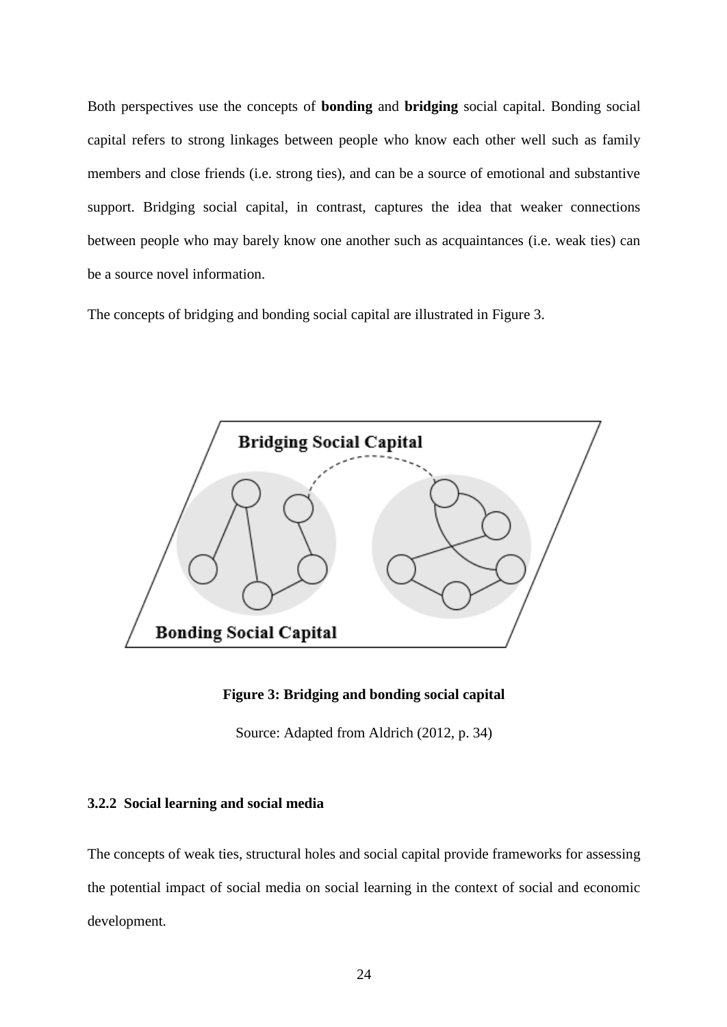Both perspectives use the concepts of **bonding** and **bridging** social capital. Bonding social capital refers to strong linkages between people who know each other well such as family members and close friends (i.e. strong ties), and can be a source of emotional and substantive support. Bridging social capital, in contrast, captures the idea that weaker connections between people who may barely know one another such as acquaintances (i.e. weak ties) can be a source novel information.

The concepts of bridging and bonding social capital are illustrated in Figure 3.

**Figure 3: Bridging and bonding social capital**

Source: Adapted from Aldrich (2012, p. 34)

### 3.2.2 Social learning and social media

The concepts of weak ties, structural holes and social capital provide frameworks for assessing the potential impact of social media on social learning in the context of social and economic development.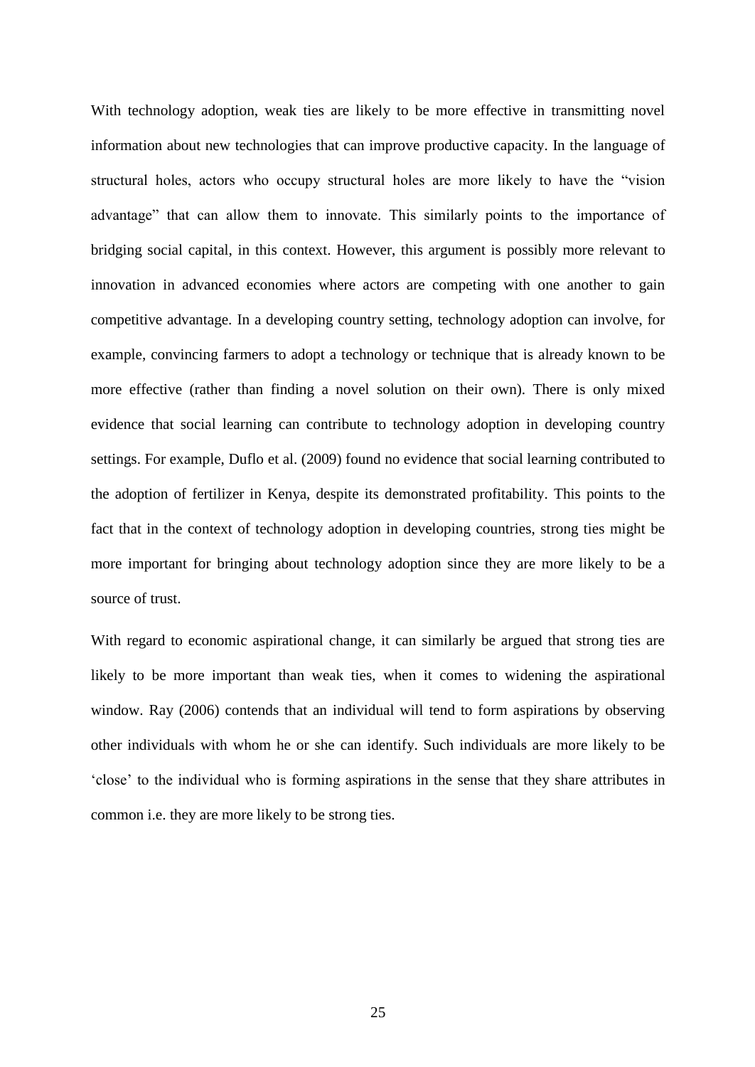With technology adoption, weak ties are likely to be more effective in transmitting novel information about new technologies that can improve productive capacity. In the language of structural holes, actors who occupy structural holes are more likely to have the "vision advantage" that can allow them to innovate. This similarly points to the importance of bridging social capital, in this context. However, this argument is possibly more relevant to innovation in advanced economies where actors are competing with one another to gain competitive advantage. In a developing country setting, technology adoption can involve, for example, convincing farmers to adopt a technology or technique that is already known to be more effective (rather than finding a novel solution on their own). There is only mixed evidence that social learning can contribute to technology adoption in developing country settings. For example, Duflo et al. (2009) found no evidence that social learning contributed to the adoption of fertilizer in Kenya, despite its demonstrated profitability. This points to the fact that in the context of technology adoption in developing countries, strong ties might be more important for bringing about technology adoption since they are more likely to be a source of trust.

With regard to economic aspirational change, it can similarly be argued that strong ties are likely to be more important than weak ties, when it comes to widening the aspirational window. Ray (2006) contends that an individual will tend to form aspirations by observing other individuals with whom he or she can identify. Such individuals are more likely to be 'close' to the individual who is forming aspirations in the sense that they share attributes in common i.e. they are more likely to be strong ties.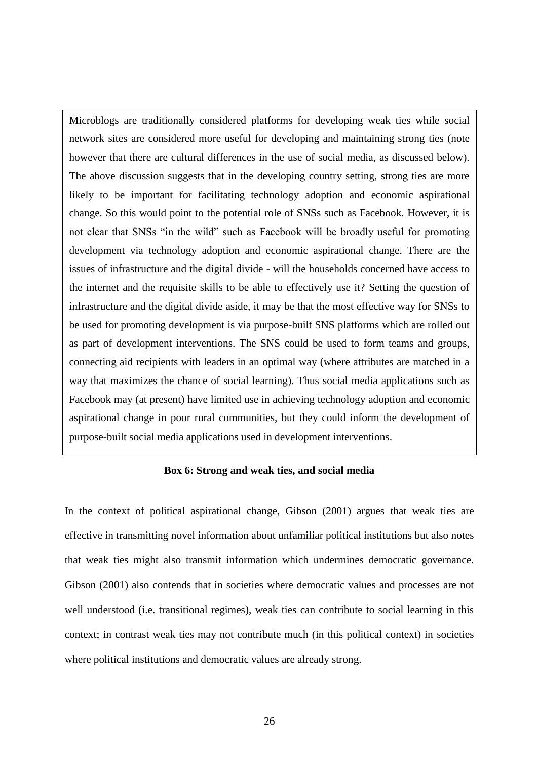Microblogs are traditionally considered platforms for developing weak ties while social network sites are considered more useful for developing and maintaining strong ties (note however that there are cultural differences in the use of social media, as discussed below). The above discussion suggests that in the developing country setting, strong ties are more likely to be important for facilitating technology adoption and economic aspirational change. So this would point to the potential role of SNSs such as Facebook. However, it is not clear that SNSs "in the wild" such as Facebook will be broadly useful for promoting development via technology adoption and economic aspirational change. There are the issues of infrastructure and the digital divide - will the households concerned have access to the internet and the requisite skills to be able to effectively use it? Setting the question of infrastructure and the digital divide aside, it may be that the most effective way for SNSs to be used for promoting development is via purpose-built SNS platforms which are rolled out as part of development interventions. The SNS could be used to form teams and groups, connecting aid recipients with leaders in an optimal way (where attributes are matched in a way that maximizes the chance of social learning). Thus social media applications such as Facebook may (at present) have limited use in achieving technology adoption and economic aspirational change in poor rural communities, but they could inform the development of purpose-built social media applications used in development interventions.

**Box 6: Strong and weak ties, and social media**

In the context of political aspirational change, Gibson (2001) argues that weak ties are effective in transmitting novel information about unfamiliar political institutions but also notes that weak ties might also transmit information which undermines democratic governance. Gibson (2001) also contends that in societies where democratic values and processes are not well understood (i.e. transitional regimes), weak ties can contribute to social learning in this context; in contrast weak ties may not contribute much (in this political context) in societies where political institutions and democratic values are already strong.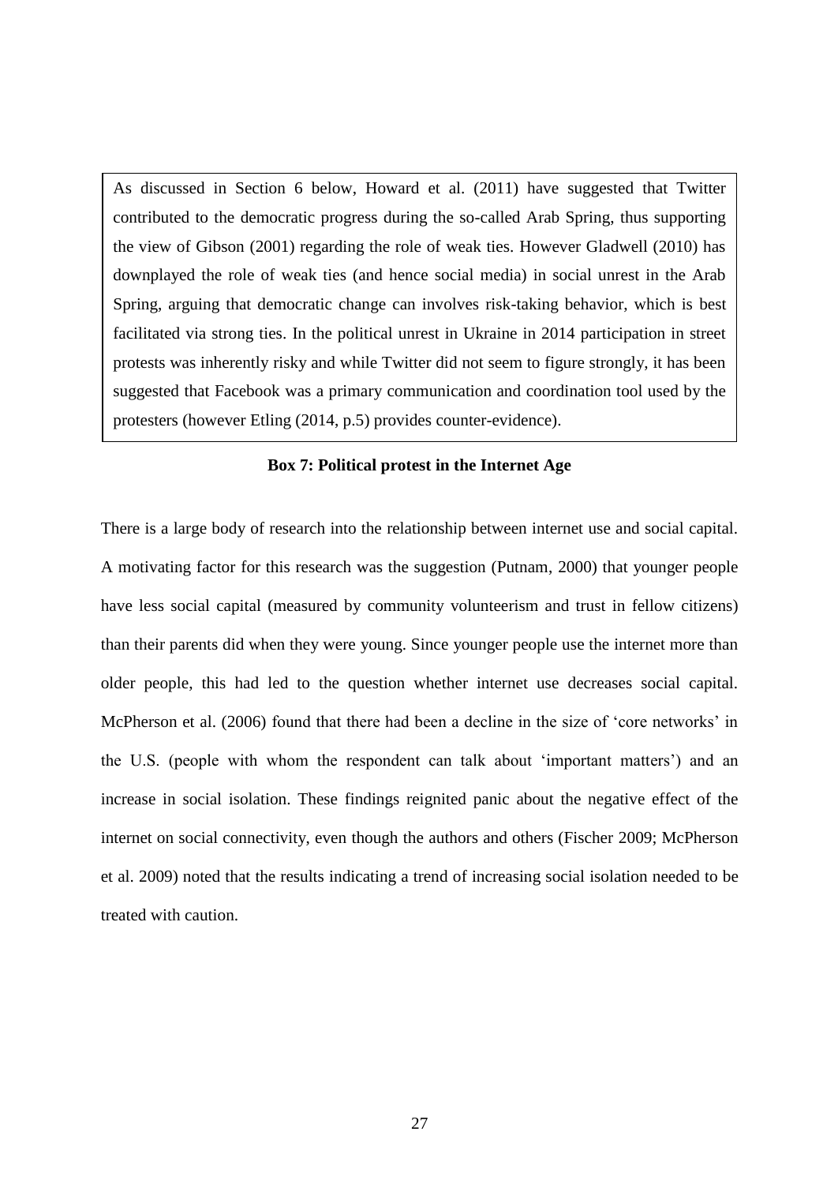> As discussed in Section 6 below, Howard et al. (2011) have suggested that Twitter contributed to the democratic progress during the so-called Arab Spring, thus supporting the view of Gibson (2001) regarding the role of weak ties. However Gladwell (2010) has downplayed the role of weak ties (and hence social media) in social unrest in the Arab Spring, arguing that democratic change can involves risk-taking behavior, which is best facilitated via strong ties. In the political unrest in Ukraine in 2014 participation in street protests was inherently risky and while Twitter did not seem to figure strongly, it has been suggested that Facebook was a primary communication and coordination tool used by the protesters (however Etling (2014, p.5) provides counter-evidence).

**Box 7: Political protest in the Internet Age**

There is a large body of research into the relationship between internet use and social capital. A motivating factor for this research was the suggestion (Putnam, 2000) that younger people have less social capital (measured by community volunteerism and trust in fellow citizens) than their parents did when they were young. Since younger people use the internet more than older people, this had led to the question whether internet use decreases social capital. McPherson et al. (2006) found that there had been a decline in the size of 'core networks' in the U.S. (people with whom the respondent can talk about 'important matters') and an increase in social isolation. These findings reignited panic about the negative effect of the internet on social connectivity, even though the authors and others (Fischer 2009; McPherson et al. 2009) noted that the results indicating a trend of increasing social isolation needed to be treated with caution.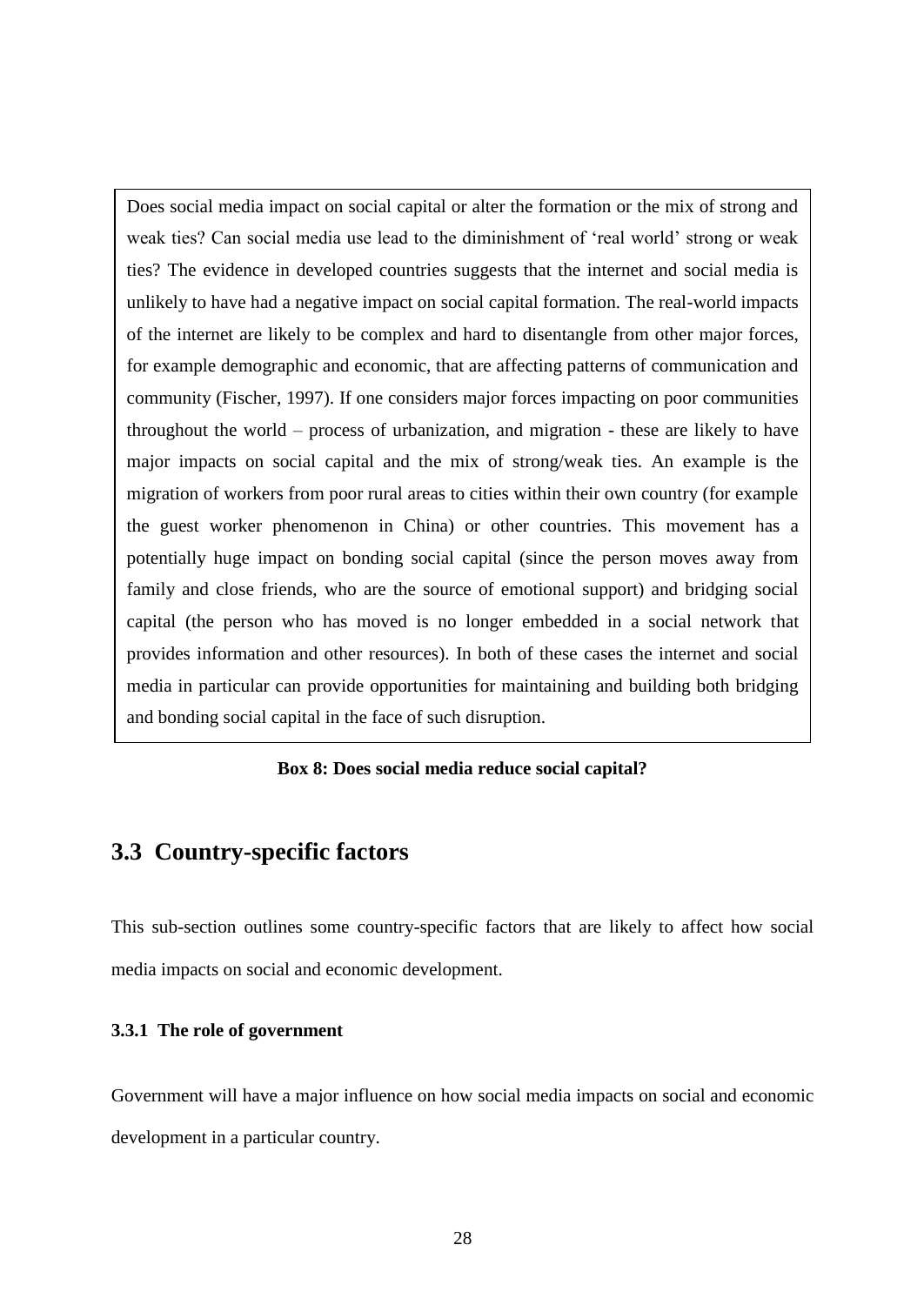Does social media impact on social capital or alter the formation or the mix of strong and weak ties? Can social media use lead to the diminishment of 'real world' strong or weak ties? The evidence in developed countries suggests that the internet and social media is unlikely to have had a negative impact on social capital formation. The real-world impacts of the internet are likely to be complex and hard to disentangle from other major forces, for example demographic and economic, that are affecting patterns of communication and community (Fischer, 1997). If one considers major forces impacting on poor communities throughout the world – process of urbanization, and migration - these are likely to have major impacts on social capital and the mix of strong/weak ties. An example is the migration of workers from poor rural areas to cities within their own country (for example the guest worker phenomenon in China) or other countries. This movement has a potentially huge impact on bonding social capital (since the person moves away from family and close friends, who are the source of emotional support) and bridging social capital (the person who has moved is no longer embedded in a social network that provides information and other resources). In both of these cases the internet and social media in particular can provide opportunities for maintaining and building both bridging and bonding social capital in the face of such disruption.

**Box 8: Does social media reduce social capital?**

## 3.3 Country-specific factors

This sub-section outlines some country-specific factors that are likely to affect how social media impacts on social and economic development.

### 3.3.1 The role of government

Government will have a major influence on how social media impacts on social and economic development in a particular country.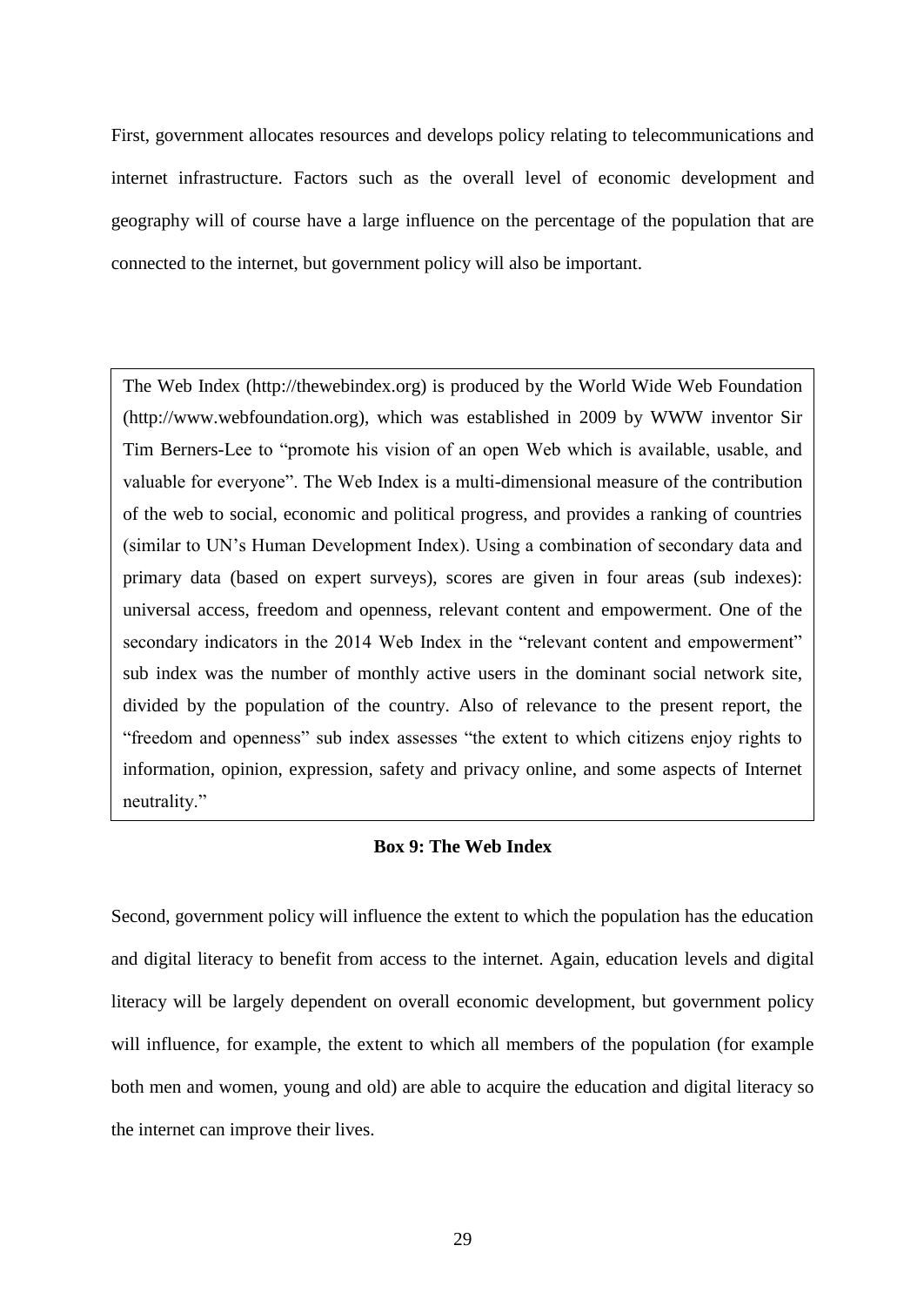First, government allocates resources and develops policy relating to telecommunications and internet infrastructure. Factors such as the overall level of economic development and geography will of course have a large influence on the percentage of the population that are connected to the internet, but government policy will also be important.

> The Web Index (http://thewebindex.org) is produced by the World Wide Web Foundation (http://www.webfoundation.org), which was established in 2009 by WWW inventor Sir Tim Berners-Lee to "promote his vision of an open Web which is available, usable, and valuable for everyone". The Web Index is a multi-dimensional measure of the contribution of the web to social, economic and political progress, and provides a ranking of countries (similar to UN's Human Development Index). Using a combination of secondary data and primary data (based on expert surveys), scores are given in four areas (sub indexes): universal access, freedom and openness, relevant content and empowerment. One of the secondary indicators in the 2014 Web Index in the "relevant content and empowerment" sub index was the number of monthly active users in the dominant social network site, divided by the population of the country. Also of relevance to the present report, the "freedom and openness" sub index assesses "the extent to which citizens enjoy rights to information, opinion, expression, safety and privacy online, and some aspects of Internet neutrality."

**Box 9: The Web Index**

Second, government policy will influence the extent to which the population has the education and digital literacy to benefit from access to the internet. Again, education levels and digital literacy will be largely dependent on overall economic development, but government policy will influence, for example, the extent to which all members of the population (for example both men and women, young and old) are able to acquire the education and digital literacy so the internet can improve their lives.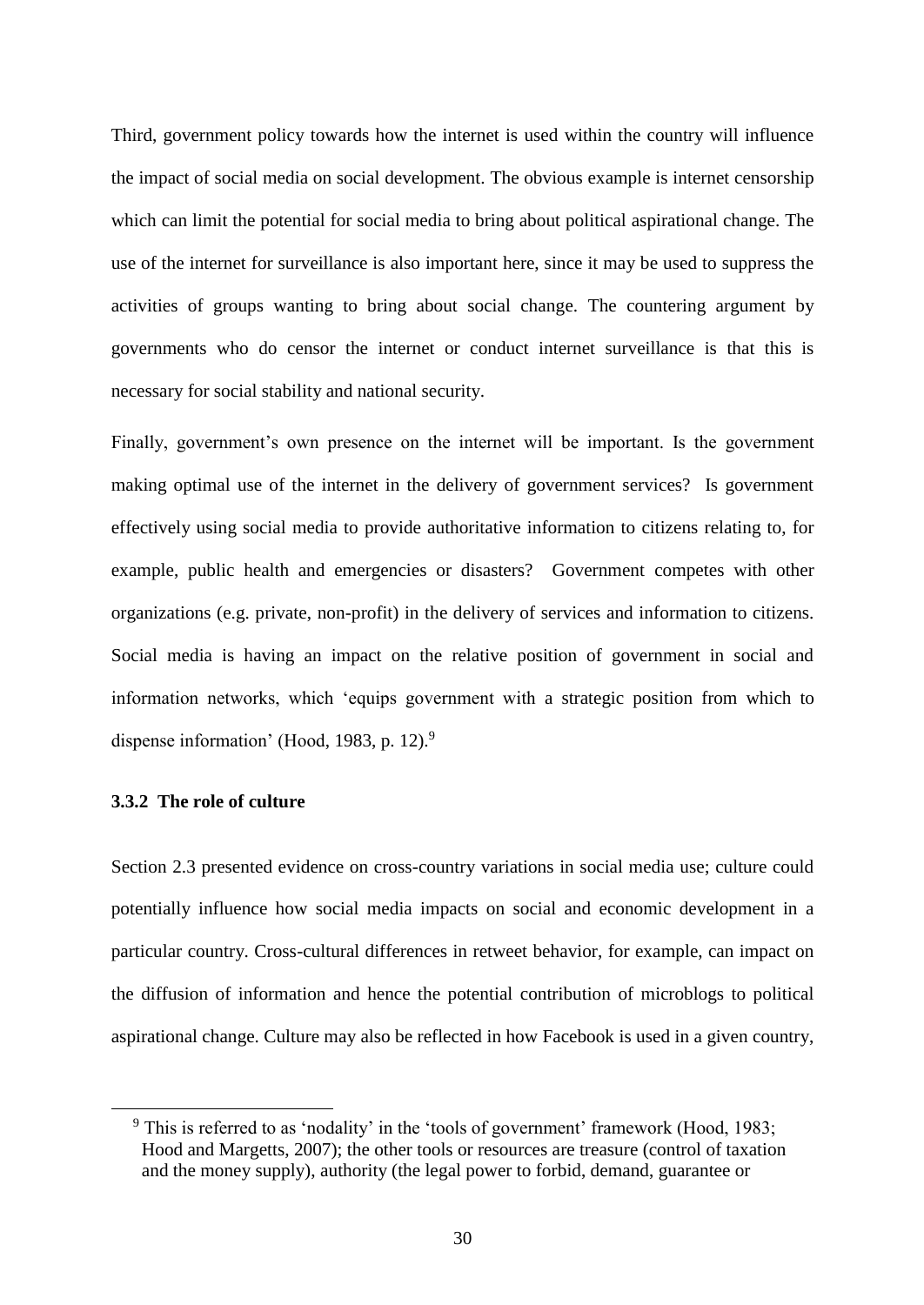Third, government policy towards how the internet is used within the country will influence the impact of social media on social development. The obvious example is internet censorship which can limit the potential for social media to bring about political aspirational change. The use of the internet for surveillance is also important here, since it may be used to suppress the activities of groups wanting to bring about social change. The countering argument by governments who do censor the internet or conduct internet surveillance is that this is necessary for social stability and national security.

Finally, government's own presence on the internet will be important. Is the government making optimal use of the internet in the delivery of government services? Is government effectively using social media to provide authoritative information to citizens relating to, for example, public health and emergencies or disasters? Government competes with other organizations (e.g. private, non-profit) in the delivery of services and information to citizens. Social media is having an impact on the relative position of government in social and information networks, which 'equips government with a strategic position from which to dispense information' (Hood, 1983, p. 12).[9]

### 3.3.2 The role of culture

Section 2.3 presented evidence on cross-country variations in social media use; culture could potentially influence how social media impacts on social and economic development in a particular country. Cross-cultural differences in retweet behavior, for example, can impact on the diffusion of information and hence the potential contribution of microblogs to political aspirational change. Culture may also be reflected in how Facebook is used in a given country,

---

[9] This is referred to as 'nodality' in the 'tools of government' framework (Hood, 1983; Hood and Margetts, 2007); the other tools or resources are treasure (control of taxation and the money supply), authority (the legal power to forbid, demand, guarantee or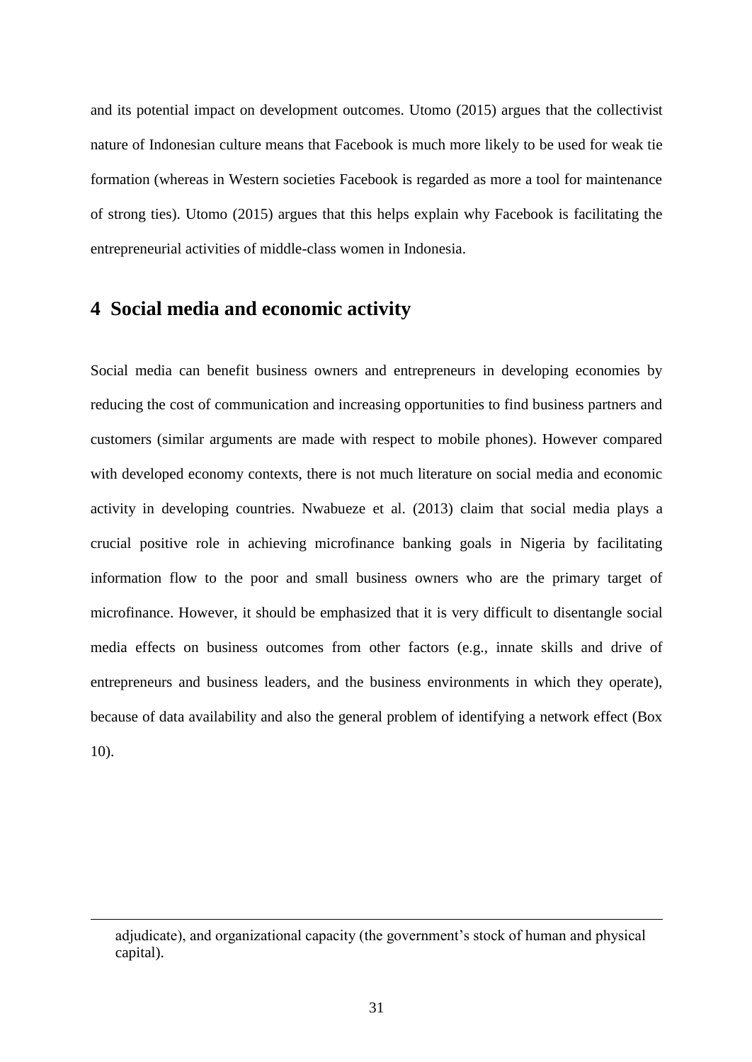and its potential impact on development outcomes. Utomo (2015) argues that the collectivist nature of Indonesian culture means that Facebook is much more likely to be used for weak tie formation (whereas in Western societies Facebook is regarded as more a tool for maintenance of strong ties). Utomo (2015) argues that this helps explain why Facebook is facilitating the entrepreneurial activities of middle-class women in Indonesia.

## 4 Social media and economic activity

Social media can benefit business owners and entrepreneurs in developing economies by reducing the cost of communication and increasing opportunities to find business partners and customers (similar arguments are made with respect to mobile phones). However compared with developed economy contexts, there is not much literature on social media and economic activity in developing countries. Nwabueze et al. (2013) claim that social media plays a crucial positive role in achieving microfinance banking goals in Nigeria by facilitating information flow to the poor and small business owners who are the primary target of microfinance. However, it should be emphasized that it is very difficult to disentangle social media effects on business outcomes from other factors (e.g., innate skills and drive of entrepreneurs and business leaders, and the business environments in which they operate), because of data availability and also the general problem of identifying a network effect (Box 10).

---

adjudicate), and organizational capacity (the government's stock of human and physical capital).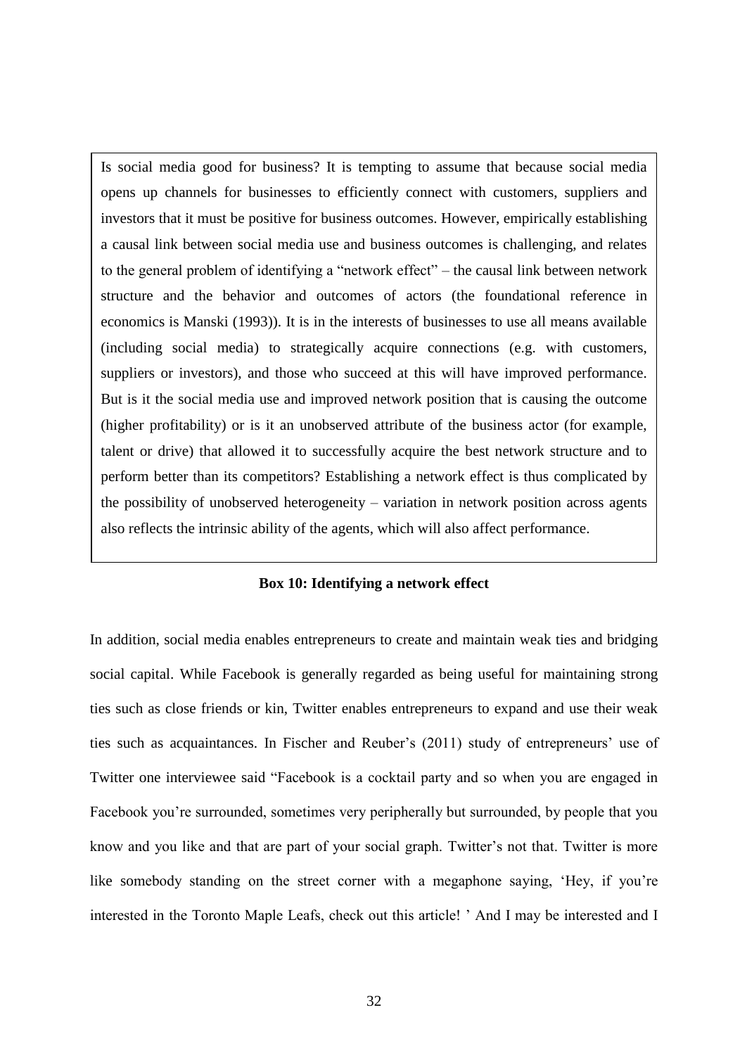Is social media good for business? It is tempting to assume that because social media opens up channels for businesses to efficiently connect with customers, suppliers and investors that it must be positive for business outcomes. However, empirically establishing a causal link between social media use and business outcomes is challenging, and relates to the general problem of identifying a "network effect" – the causal link between network structure and the behavior and outcomes of actors (the foundational reference in economics is Manski (1993)). It is in the interests of businesses to use all means available (including social media) to strategically acquire connections (e.g. with customers, suppliers or investors), and those who succeed at this will have improved performance. But is it the social media use and improved network position that is causing the outcome (higher profitability) or is it an unobserved attribute of the business actor (for example, talent or drive) that allowed it to successfully acquire the best network structure and to perform better than its competitors? Establishing a network effect is thus complicated by the possibility of unobserved heterogeneity – variation in network position across agents also reflects the intrinsic ability of the agents, which will also affect performance.

**Box 10: Identifying a network effect**

In addition, social media enables entrepreneurs to create and maintain weak ties and bridging social capital. While Facebook is generally regarded as being useful for maintaining strong ties such as close friends or kin, Twitter enables entrepreneurs to expand and use their weak ties such as acquaintances. In Fischer and Reuber's (2011) study of entrepreneurs' use of Twitter one interviewee said "Facebook is a cocktail party and so when you are engaged in Facebook you're surrounded, sometimes very peripherally but surrounded, by people that you know and you like and that are part of your social graph. Twitter's not that. Twitter is more like somebody standing on the street corner with a megaphone saying, 'Hey, if you're interested in the Toronto Maple Leafs, check out this article! ' And I may be interested and I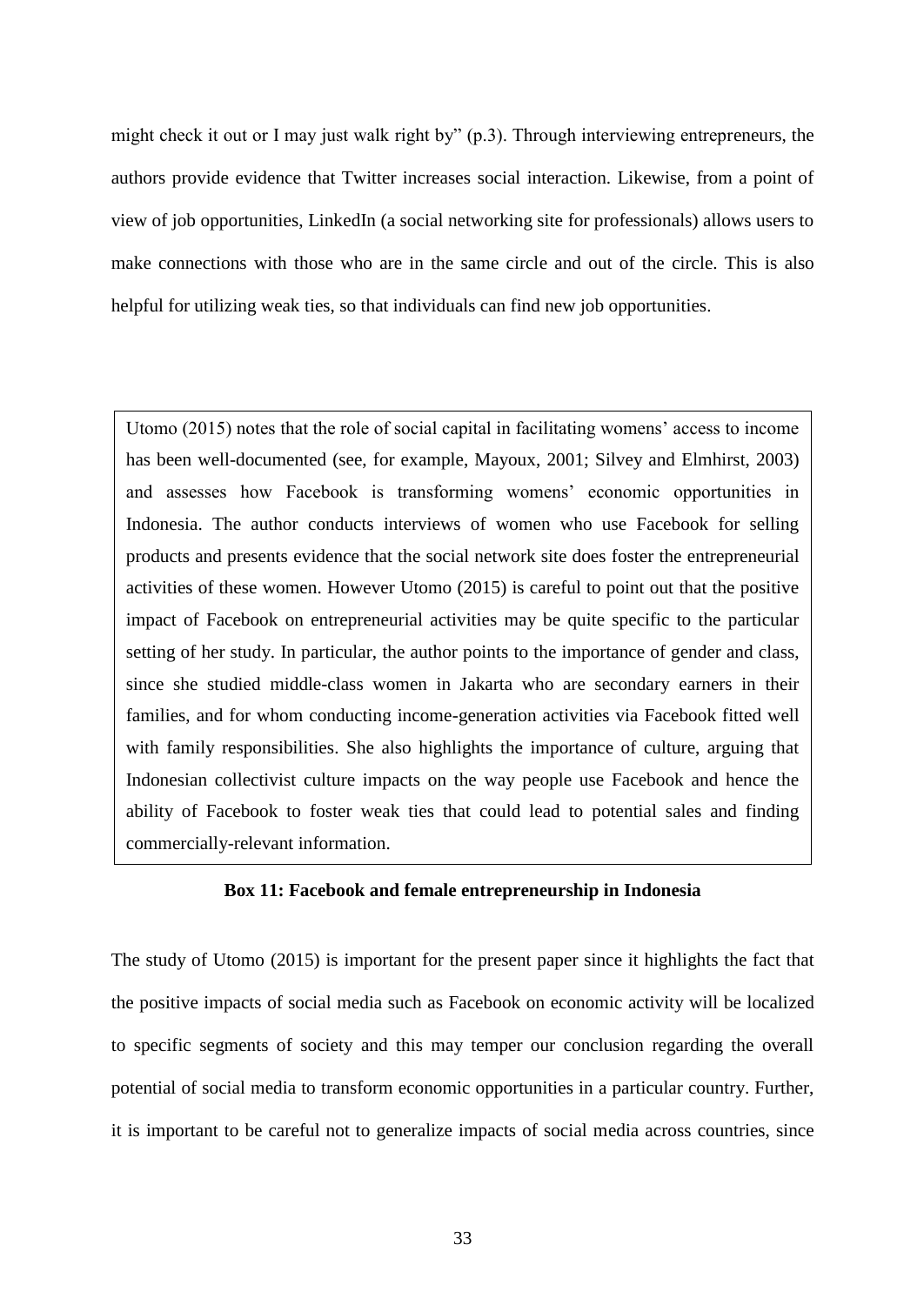might check it out or I may just walk right by" (p.3). Through interviewing entrepreneurs, the authors provide evidence that Twitter increases social interaction. Likewise, from a point of view of job opportunities, LinkedIn (a social networking site for professionals) allows users to make connections with those who are in the same circle and out of the circle. This is also helpful for utilizing weak ties, so that individuals can find new job opportunities.

> Utomo (2015) notes that the role of social capital in facilitating womens' access to income has been well-documented (see, for example, Mayoux, 2001; Silvey and Elmhirst, 2003) and assesses how Facebook is transforming womens' economic opportunities in Indonesia. The author conducts interviews of women who use Facebook for selling products and presents evidence that the social network site does foster the entrepreneurial activities of these women. However Utomo (2015) is careful to point out that the positive impact of Facebook on entrepreneurial activities may be quite specific to the particular setting of her study. In particular, the author points to the importance of gender and class, since she studied middle-class women in Jakarta who are secondary earners in their families, and for whom conducting income-generation activities via Facebook fitted well with family responsibilities. She also highlights the importance of culture, arguing that Indonesian collectivist culture impacts on the way people use Facebook and hence the ability of Facebook to foster weak ties that could lead to potential sales and finding commercially-relevant information.

**Box 11: Facebook and female entrepreneurship in Indonesia**

The study of Utomo (2015) is important for the present paper since it highlights the fact that the positive impacts of social media such as Facebook on economic activity will be localized to specific segments of society and this may temper our conclusion regarding the overall potential of social media to transform economic opportunities in a particular country. Further, it is important to be careful not to generalize impacts of social media across countries, since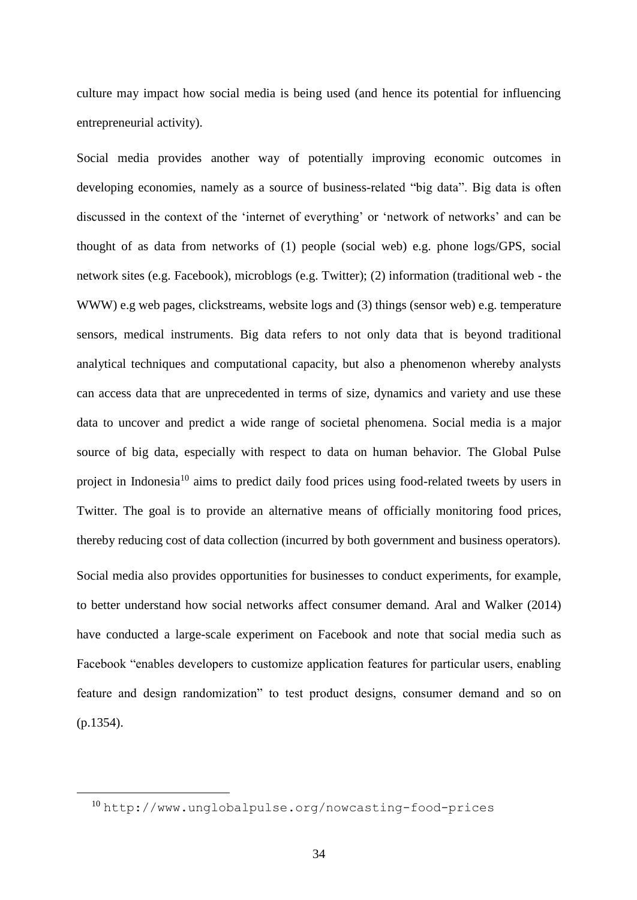culture may impact how social media is being used (and hence its potential for influencing entrepreneurial activity).

Social media provides another way of potentially improving economic outcomes in developing economies, namely as a source of business-related "big data". Big data is often discussed in the context of the 'internet of everything' or 'network of networks' and can be thought of as data from networks of (1) people (social web) e.g. phone logs/GPS, social network sites (e.g. Facebook), microblogs (e.g. Twitter); (2) information (traditional web - the WWW) e.g web pages, clickstreams, website logs and (3) things (sensor web) e.g. temperature sensors, medical instruments. Big data refers to not only data that is beyond traditional analytical techniques and computational capacity, but also a phenomenon whereby analysts can access data that are unprecedented in terms of size, dynamics and variety and use these data to uncover and predict a wide range of societal phenomena. Social media is a major source of big data, especially with respect to data on human behavior. The Global Pulse project in Indonesia[10] aims to predict daily food prices using food-related tweets by users in Twitter. The goal is to provide an alternative means of officially monitoring food prices, thereby reducing cost of data collection (incurred by both government and business operators).

Social media also provides opportunities for businesses to conduct experiments, for example, to better understand how social networks affect consumer demand. Aral and Walker (2014) have conducted a large-scale experiment on Facebook and note that social media such as Facebook "enables developers to customize application features for particular users, enabling feature and design randomization" to test product designs, consumer demand and so on (p.1354).

[10] http://www.unglobalpulse.org/nowcasting-food-prices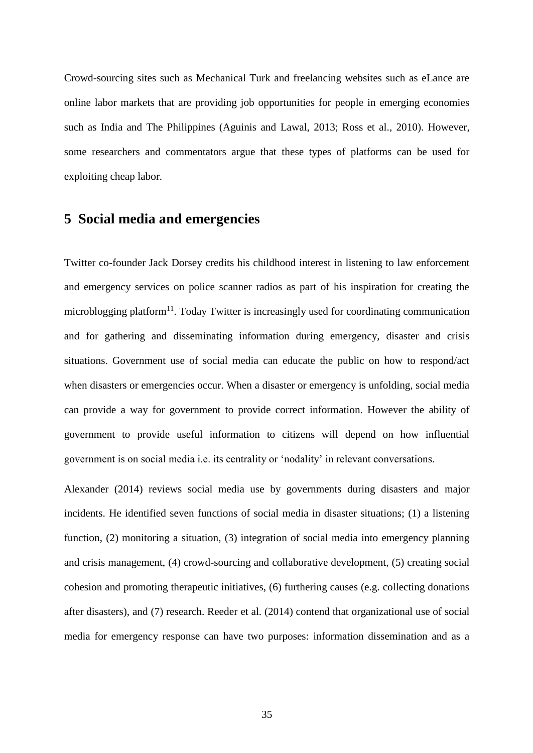Crowd-sourcing sites such as Mechanical Turk and freelancing websites such as eLance are online labor markets that are providing job opportunities for people in emerging economies such as India and The Philippines (Aguinis and Lawal, 2013; Ross et al., 2010). However, some researchers and commentators argue that these types of platforms can be used for exploiting cheap labor.

## 5 Social media and emergencies

Twitter co-founder Jack Dorsey credits his childhood interest in listening to law enforcement and emergency services on police scanner radios as part of his inspiration for creating the microblogging platform[11]. Today Twitter is increasingly used for coordinating communication and for gathering and disseminating information during emergency, disaster and crisis situations. Government use of social media can educate the public on how to respond/act when disasters or emergencies occur. When a disaster or emergency is unfolding, social media can provide a way for government to provide correct information. However the ability of government to provide useful information to citizens will depend on how influential government is on social media i.e. its centrality or 'nodality' in relevant conversations.

Alexander (2014) reviews social media use by governments during disasters and major incidents. He identified seven functions of social media in disaster situations; (1) a listening function, (2) monitoring a situation, (3) integration of social media into emergency planning and crisis management, (4) crowd-sourcing and collaborative development, (5) creating social cohesion and promoting therapeutic initiatives, (6) furthering causes (e.g. collecting donations after disasters), and (7) research. Reeder et al. (2014) contend that organizational use of social media for emergency response can have two purposes: information dissemination and as a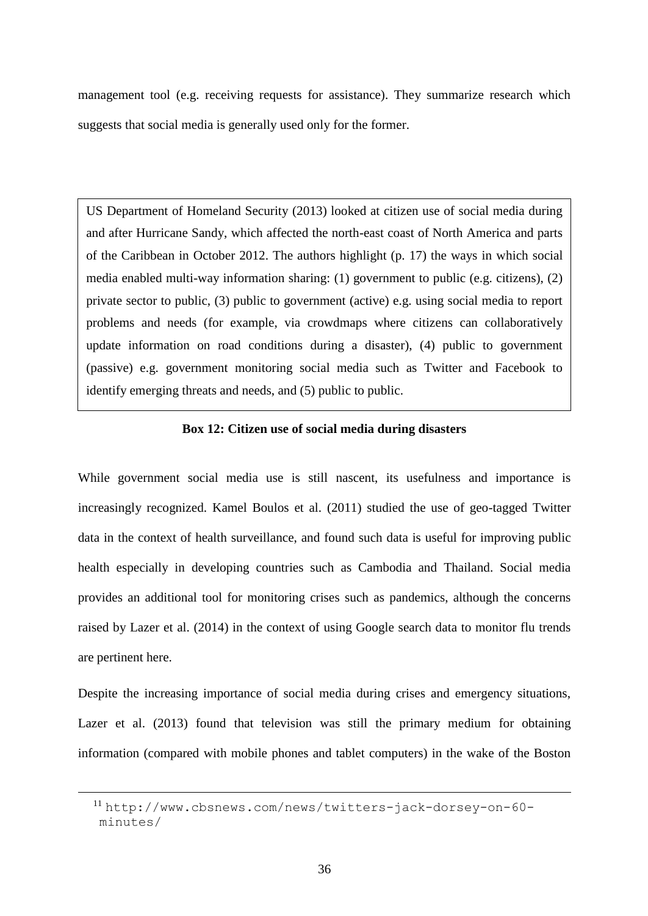management tool (e.g. receiving requests for assistance). They summarize research which suggests that social media is generally used only for the former.

> US Department of Homeland Security (2013) looked at citizen use of social media during and after Hurricane Sandy, which affected the north-east coast of North America and parts of the Caribbean in October 2012. The authors highlight (p. 17) the ways in which social media enabled multi-way information sharing: (1) government to public (e.g. citizens), (2) private sector to public, (3) public to government (active) e.g. using social media to report problems and needs (for example, via crowdmaps where citizens can collaboratively update information on road conditions during a disaster), (4) public to government (passive) e.g. government monitoring social media such as Twitter and Facebook to identify emerging threats and needs, and (5) public to public.

**Box 12: Citizen use of social media during disasters**

While government social media use is still nascent, its usefulness and importance is increasingly recognized. Kamel Boulos et al. (2011) studied the use of geo-tagged Twitter data in the context of health surveillance, and found such data is useful for improving public health especially in developing countries such as Cambodia and Thailand. Social media provides an additional tool for monitoring crises such as pandemics, although the concerns raised by Lazer et al. (2014) in the context of using Google search data to monitor flu trends are pertinent here.

Despite the increasing importance of social media during crises and emergency situations, Lazer et al. (2013) found that television was still the primary medium for obtaining information (compared with mobile phones and tablet computers) in the wake of the Boston

---

[11] http://www.cbsnews.com/news/twitters-jack-dorsey-on-60-minutes/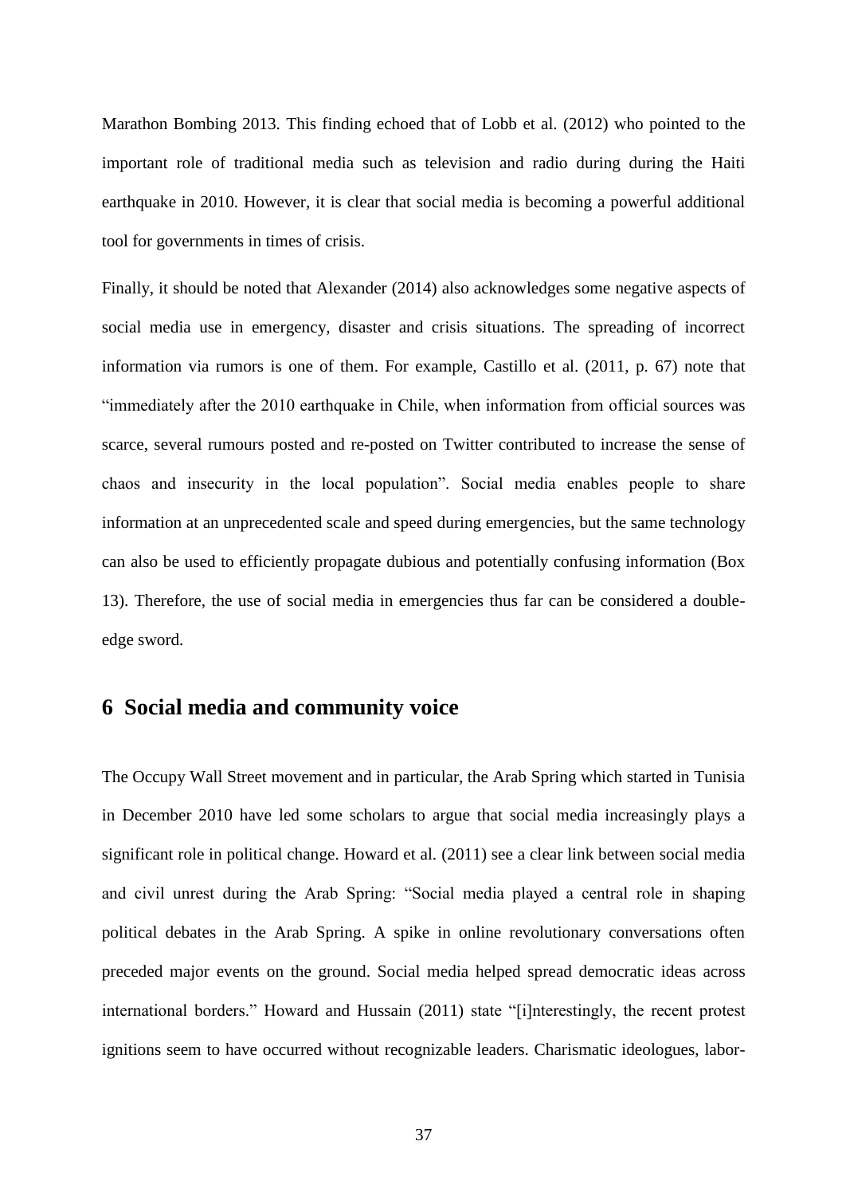Marathon Bombing 2013. This finding echoed that of Lobb et al. (2012) who pointed to the important role of traditional media such as television and radio during during the Haiti earthquake in 2010. However, it is clear that social media is becoming a powerful additional tool for governments in times of crisis.

Finally, it should be noted that Alexander (2014) also acknowledges some negative aspects of social media use in emergency, disaster and crisis situations. The spreading of incorrect information via rumors is one of them. For example, Castillo et al. (2011, p. 67) note that "immediately after the 2010 earthquake in Chile, when information from official sources was scarce, several rumours posted and re-posted on Twitter contributed to increase the sense of chaos and insecurity in the local population". Social media enables people to share information at an unprecedented scale and speed during emergencies, but the same technology can also be used to efficiently propagate dubious and potentially confusing information (Box 13). Therefore, the use of social media in emergencies thus far can be considered a double-edge sword.

# 6 Social media and community voice

The Occupy Wall Street movement and in particular, the Arab Spring which started in Tunisia in December 2010 have led some scholars to argue that social media increasingly plays a significant role in political change. Howard et al. (2011) see a clear link between social media and civil unrest during the Arab Spring: "Social media played a central role in shaping political debates in the Arab Spring. A spike in online revolutionary conversations often preceded major events on the ground. Social media helped spread democratic ideas across international borders." Howard and Hussain (2011) state "[i]nterestingly, the recent protest ignitions seem to have occurred without recognizable leaders. Charismatic ideologues, labor-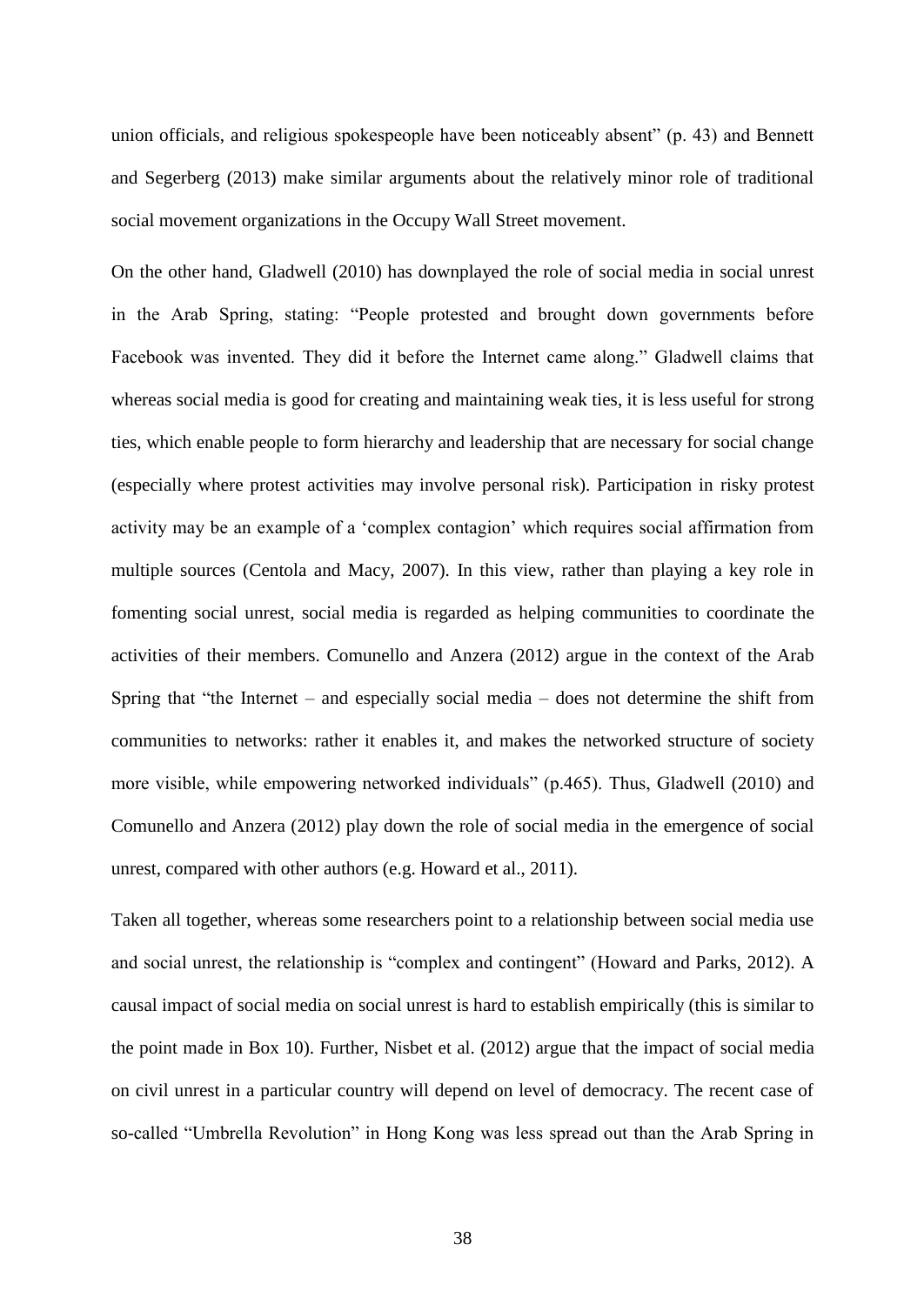union officials, and religious spokespeople have been noticeably absent" (p. 43) and Bennett and Segerberg (2013) make similar arguments about the relatively minor role of traditional social movement organizations in the Occupy Wall Street movement.

On the other hand, Gladwell (2010) has downplayed the role of social media in social unrest in the Arab Spring, stating: "People protested and brought down governments before Facebook was invented. They did it before the Internet came along." Gladwell claims that whereas social media is good for creating and maintaining weak ties, it is less useful for strong ties, which enable people to form hierarchy and leadership that are necessary for social change (especially where protest activities may involve personal risk). Participation in risky protest activity may be an example of a 'complex contagion' which requires social affirmation from multiple sources (Centola and Macy, 2007). In this view, rather than playing a key role in fomenting social unrest, social media is regarded as helping communities to coordinate the activities of their members. Comunello and Anzera (2012) argue in the context of the Arab Spring that "the Internet – and especially social media – does not determine the shift from communities to networks: rather it enables it, and makes the networked structure of society more visible, while empowering networked individuals" (p.465). Thus, Gladwell (2010) and Comunello and Anzera (2012) play down the role of social media in the emergence of social unrest, compared with other authors (e.g. Howard et al., 2011).

Taken all together, whereas some researchers point to a relationship between social media use and social unrest, the relationship is "complex and contingent" (Howard and Parks, 2012). A causal impact of social media on social unrest is hard to establish empirically (this is similar to the point made in Box 10). Further, Nisbet et al. (2012) argue that the impact of social media on civil unrest in a particular country will depend on level of democracy. The recent case of so-called "Umbrella Revolution" in Hong Kong was less spread out than the Arab Spring in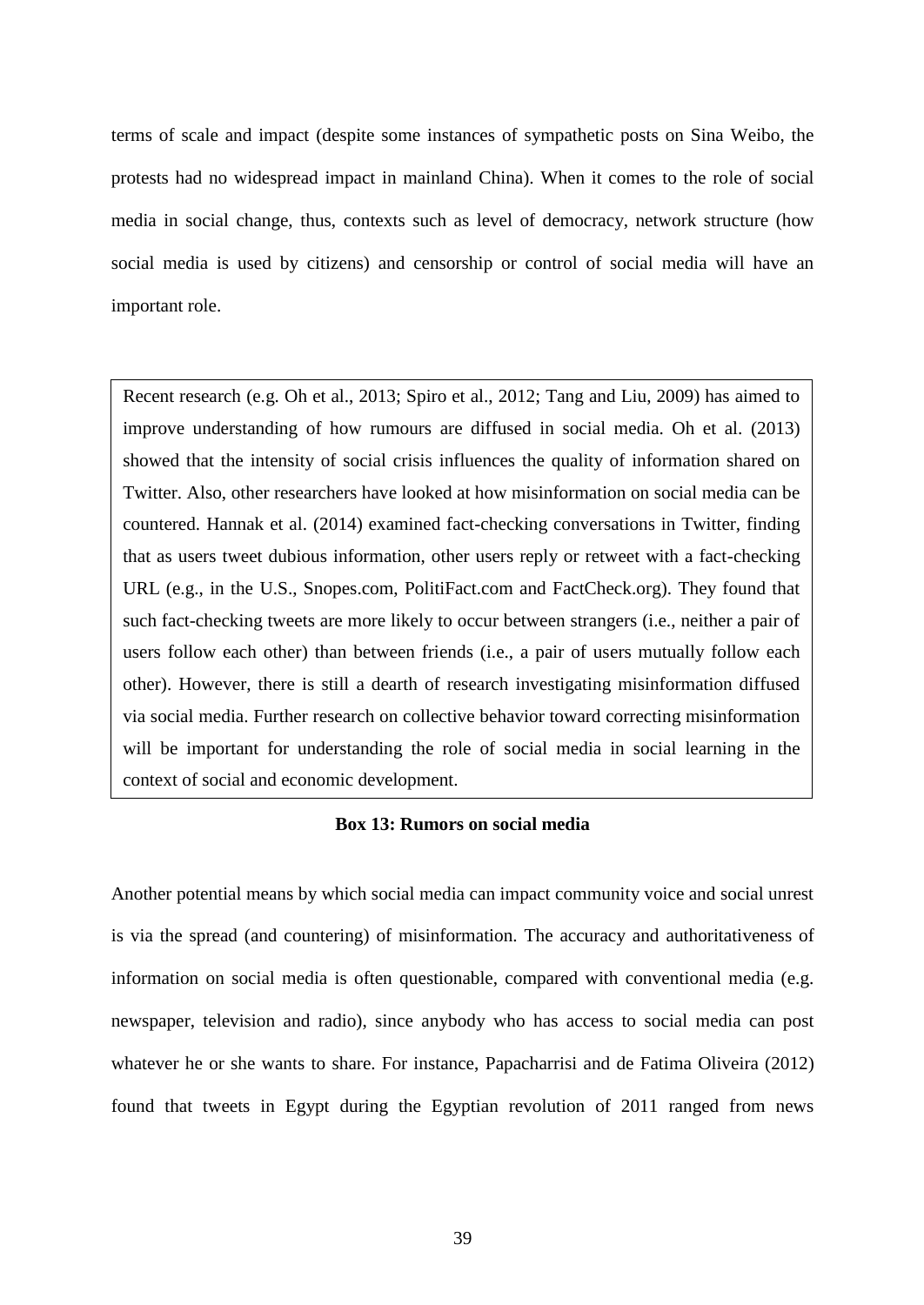terms of scale and impact (despite some instances of sympathetic posts on Sina Weibo, the protests had no widespread impact in mainland China). When it comes to the role of social media in social change, thus, contexts such as level of democracy, network structure (how social media is used by citizens) and censorship or control of social media will have an important role.

> Recent research (e.g. Oh et al., 2013; Spiro et al., 2012; Tang and Liu, 2009) has aimed to improve understanding of how rumours are diffused in social media. Oh et al. (2013) showed that the intensity of social crisis influences the quality of information shared on Twitter. Also, other researchers have looked at how misinformation on social media can be countered. Hannak et al. (2014) examined fact-checking conversations in Twitter, finding that as users tweet dubious information, other users reply or retweet with a fact-checking URL (e.g., in the U.S., Snopes.com, PolitiFact.com and FactCheck.org). They found that such fact-checking tweets are more likely to occur between strangers (i.e., neither a pair of users follow each other) than between friends (i.e., a pair of users mutually follow each other). However, there is still a dearth of research investigating misinformation diffused via social media. Further research on collective behavior toward correcting misinformation will be important for understanding the role of social media in social learning in the context of social and economic development.

**Box 13: Rumors on social media**

Another potential means by which social media can impact community voice and social unrest is via the spread (and countering) of misinformation. The accuracy and authoritativeness of information on social media is often questionable, compared with conventional media (e.g. newspaper, television and radio), since anybody who has access to social media can post whatever he or she wants to share. For instance, Papacharrisi and de Fatima Oliveira (2012) found that tweets in Egypt during the Egyptian revolution of 2011 ranged from news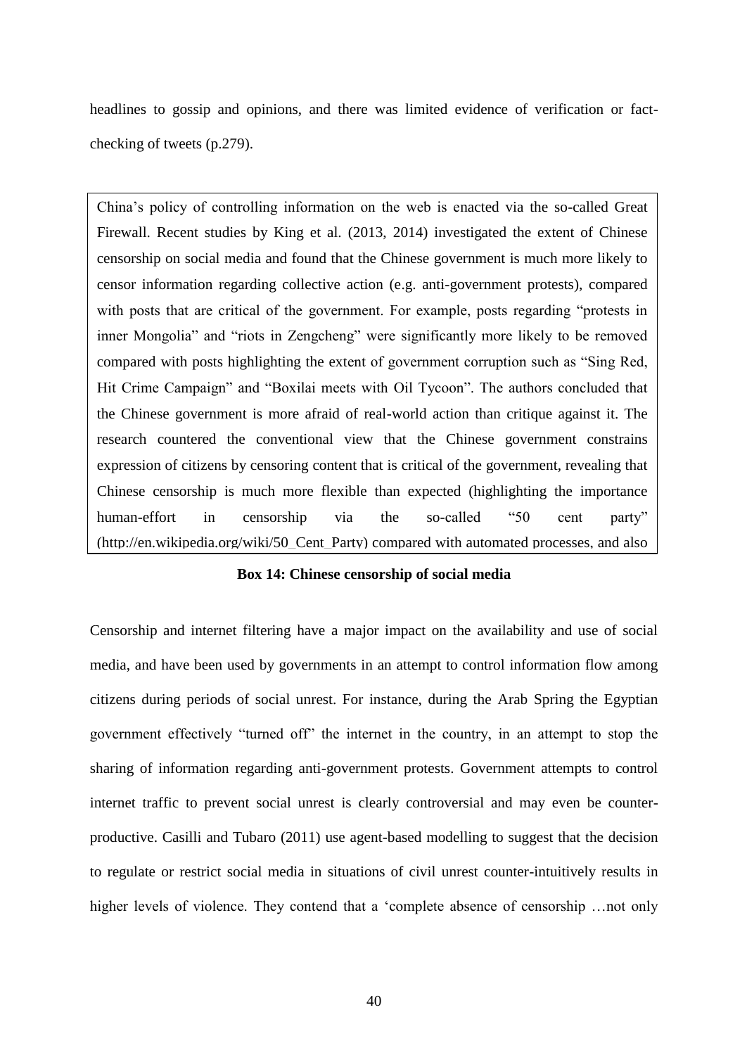headlines to gossip and opinions, and there was limited evidence of verification or fact-checking of tweets (p.279).

> China's policy of controlling information on the web is enacted via the so-called Great Firewall. Recent studies by King et al. (2013, 2014) investigated the extent of Chinese censorship on social media and found that the Chinese government is much more likely to censor information regarding collective action (e.g. anti-government protests), compared with posts that are critical of the government. For example, posts regarding "protests in inner Mongolia" and "riots in Zengcheng" were significantly more likely to be removed compared with posts highlighting the extent of government corruption such as "Sing Red, Hit Crime Campaign" and "Boxilai meets with Oil Tycoon". The authors concluded that the Chinese government is more afraid of real-world action than critique against it. The research countered the conventional view that the Chinese government constrains expression of citizens by censoring content that is critical of the government, revealing that Chinese censorship is much more flexible than expected (highlighting the importance human-effort in censorship via the so-called "50 cent party" (http://en.wikipedia.org/wiki/50_Cent_Party) compared with automated processes, and also

**Box 14: Chinese censorship of social media**

Censorship and internet filtering have a major impact on the availability and use of social media, and have been used by governments in an attempt to control information flow among citizens during periods of social unrest. For instance, during the Arab Spring the Egyptian government effectively "turned off" the internet in the country, in an attempt to stop the sharing of information regarding anti-government protests. Government attempts to control internet traffic to prevent social unrest is clearly controversial and may even be counter-productive. Casilli and Tubaro (2011) use agent-based modelling to suggest that the decision to regulate or restrict social media in situations of civil unrest counter-intuitively results in higher levels of violence. They contend that a 'complete absence of censorship …not only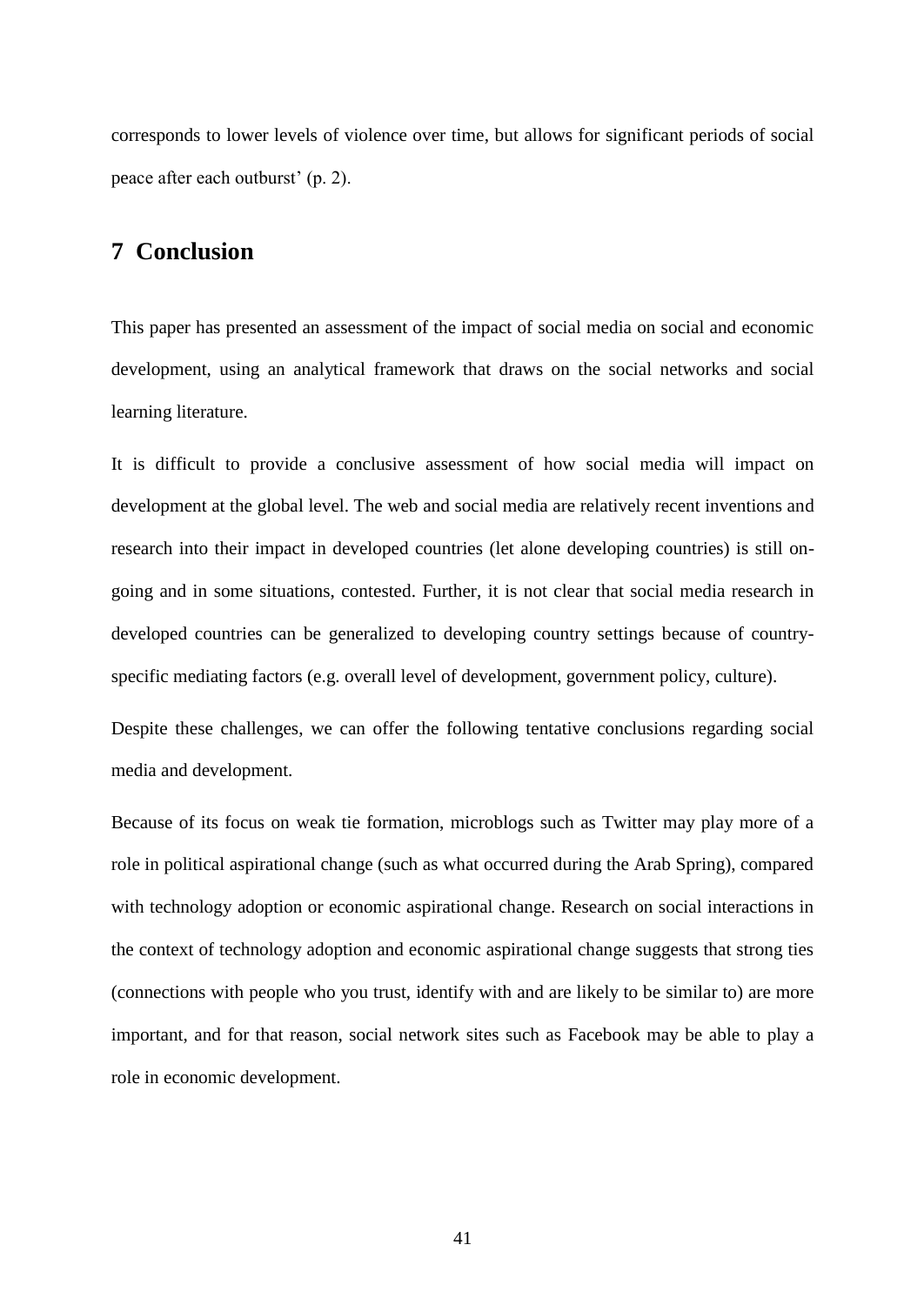corresponds to lower levels of violence over time, but allows for significant periods of social peace after each outburst' (p. 2).

## 7 Conclusion

This paper has presented an assessment of the impact of social media on social and economic development, using an analytical framework that draws on the social networks and social learning literature.

It is difficult to provide a conclusive assessment of how social media will impact on development at the global level. The web and social media are relatively recent inventions and research into their impact in developed countries (let alone developing countries) is still on-going and in some situations, contested. Further, it is not clear that social media research in developed countries can be generalized to developing country settings because of country-specific mediating factors (e.g. overall level of development, government policy, culture).

Despite these challenges, we can offer the following tentative conclusions regarding social media and development.

Because of its focus on weak tie formation, microblogs such as Twitter may play more of a role in political aspirational change (such as what occurred during the Arab Spring), compared with technology adoption or economic aspirational change. Research on social interactions in the context of technology adoption and economic aspirational change suggests that strong ties (connections with people who you trust, identify with and are likely to be similar to) are more important, and for that reason, social network sites such as Facebook may be able to play a role in economic development.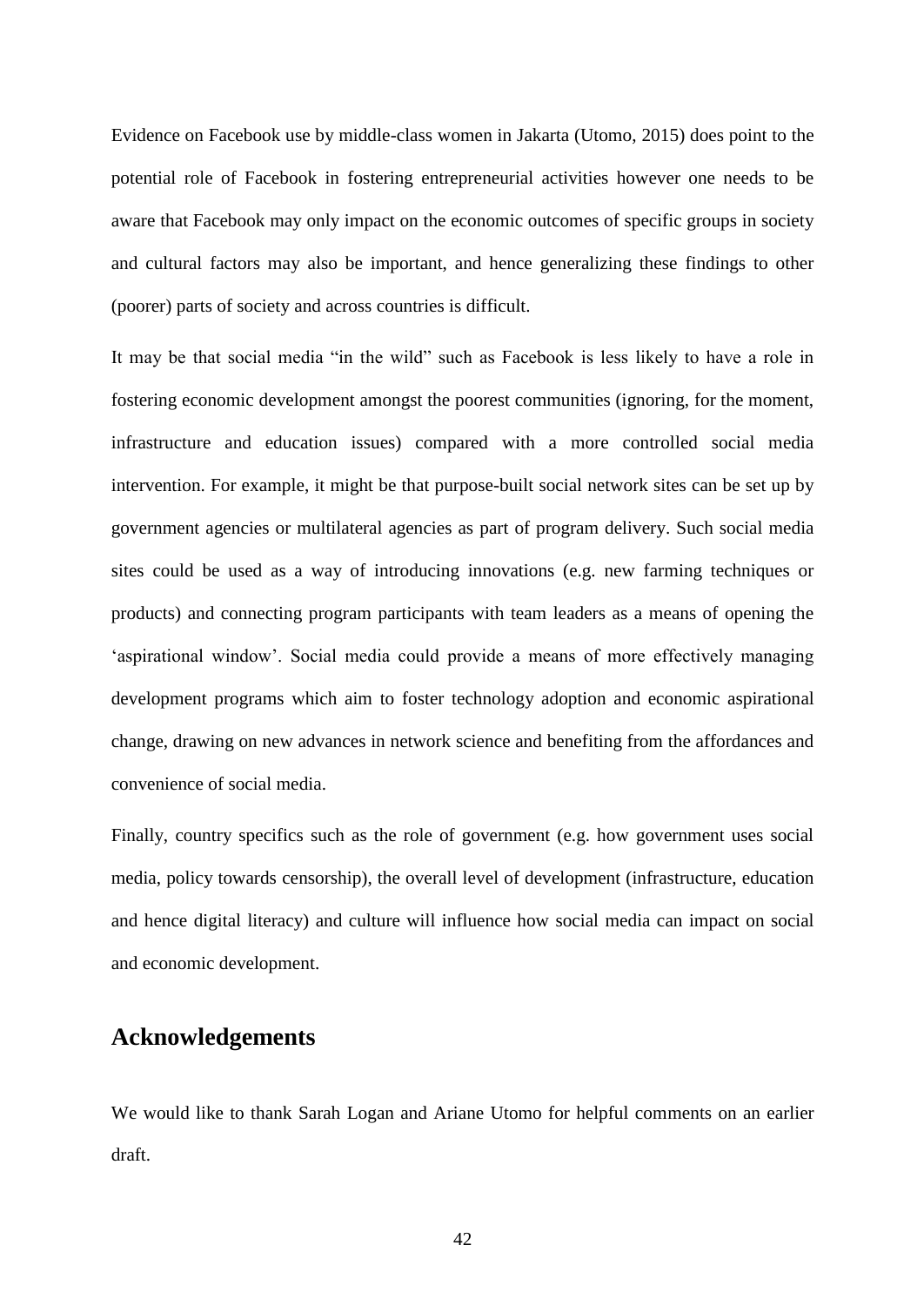Evidence on Facebook use by middle-class women in Jakarta (Utomo, 2015) does point to the potential role of Facebook in fostering entrepreneurial activities however one needs to be aware that Facebook may only impact on the economic outcomes of specific groups in society and cultural factors may also be important, and hence generalizing these findings to other (poorer) parts of society and across countries is difficult.

It may be that social media "in the wild" such as Facebook is less likely to have a role in fostering economic development amongst the poorest communities (ignoring, for the moment, infrastructure and education issues) compared with a more controlled social media intervention. For example, it might be that purpose-built social network sites can be set up by government agencies or multilateral agencies as part of program delivery. Such social media sites could be used as a way of introducing innovations (e.g. new farming techniques or products) and connecting program participants with team leaders as a means of opening the 'aspirational window'. Social media could provide a means of more effectively managing development programs which aim to foster technology adoption and economic aspirational change, drawing on new advances in network science and benefiting from the affordances and convenience of social media.

Finally, country specifics such as the role of government (e.g. how government uses social media, policy towards censorship), the overall level of development (infrastructure, education and hence digital literacy) and culture will influence how social media can impact on social and economic development.

## Acknowledgements

We would like to thank Sarah Logan and Ariane Utomo for helpful comments on an earlier draft.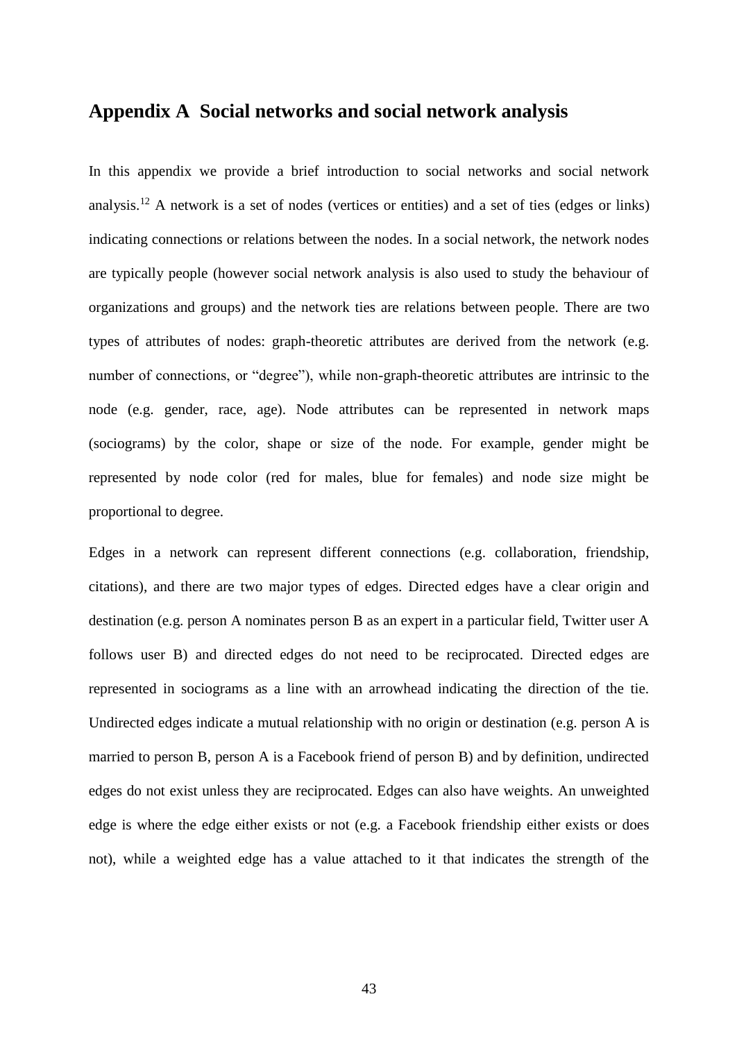## Appendix A Social networks and social network analysis

In this appendix we provide a brief introduction to social networks and social network analysis.[12] A network is a set of nodes (vertices or entities) and a set of ties (edges or links) indicating connections or relations between the nodes. In a social network, the network nodes are typically people (however social network analysis is also used to study the behaviour of organizations and groups) and the network ties are relations between people. There are two types of attributes of nodes: graph-theoretic attributes are derived from the network (e.g. number of connections, or "degree"), while non-graph-theoretic attributes are intrinsic to the node (e.g. gender, race, age). Node attributes can be represented in network maps (sociograms) by the color, shape or size of the node. For example, gender might be represented by node color (red for males, blue for females) and node size might be proportional to degree.

Edges in a network can represent different connections (e.g. collaboration, friendship, citations), and there are two major types of edges. Directed edges have a clear origin and destination (e.g. person A nominates person B as an expert in a particular field, Twitter user A follows user B) and directed edges do not need to be reciprocated. Directed edges are represented in sociograms as a line with an arrowhead indicating the direction of the tie. Undirected edges indicate a mutual relationship with no origin or destination (e.g. person A is married to person B, person A is a Facebook friend of person B) and by definition, undirected edges do not exist unless they are reciprocated. Edges can also have weights. An unweighted edge is where the edge either exists or not (e.g. a Facebook friendship either exists or does not), while a weighted edge has a value attached to it that indicates the strength of the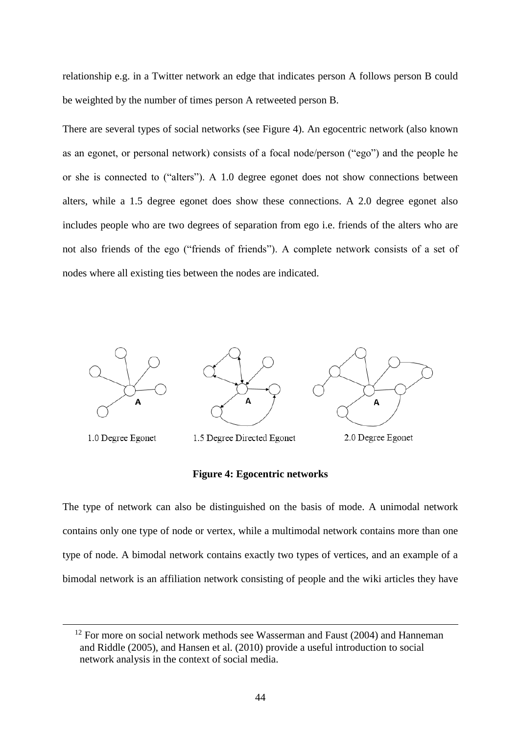relationship e.g. in a Twitter network an edge that indicates person A follows person B could be weighted by the number of times person A retweeted person B.

There are several types of social networks (see Figure 4). An egocentric network (also known as an egonet, or personal network) consists of a focal node/person ("ego") and the people he or she is connected to ("alters"). A 1.0 degree egonet does not show connections between alters, while a 1.5 degree egonet does show these connections. A 2.0 degree egonet also includes people who are two degrees of separation from ego i.e. friends of the alters who are not also friends of the ego ("friends of friends"). A complete network consists of a set of nodes where all existing ties between the nodes are indicated.

1.0 Degree Egonet

1.5 Degree Directed Egonet

2.0 Degree Egonet

**Figure 4: Egocentric networks**

The type of network can also be distinguished on the basis of mode. A unimodal network contains only one type of node or vertex, while a multimodal network contains more than one type of node. A bimodal network contains exactly two types of vertices, and an example of a bimodal network is an affiliation network consisting of people and the wiki articles they have

[12] For more on social network methods see Wasserman and Faust (2004) and Hanneman and Riddle (2005), and Hansen et al. (2010) provide a useful introduction to social network analysis in the context of social media.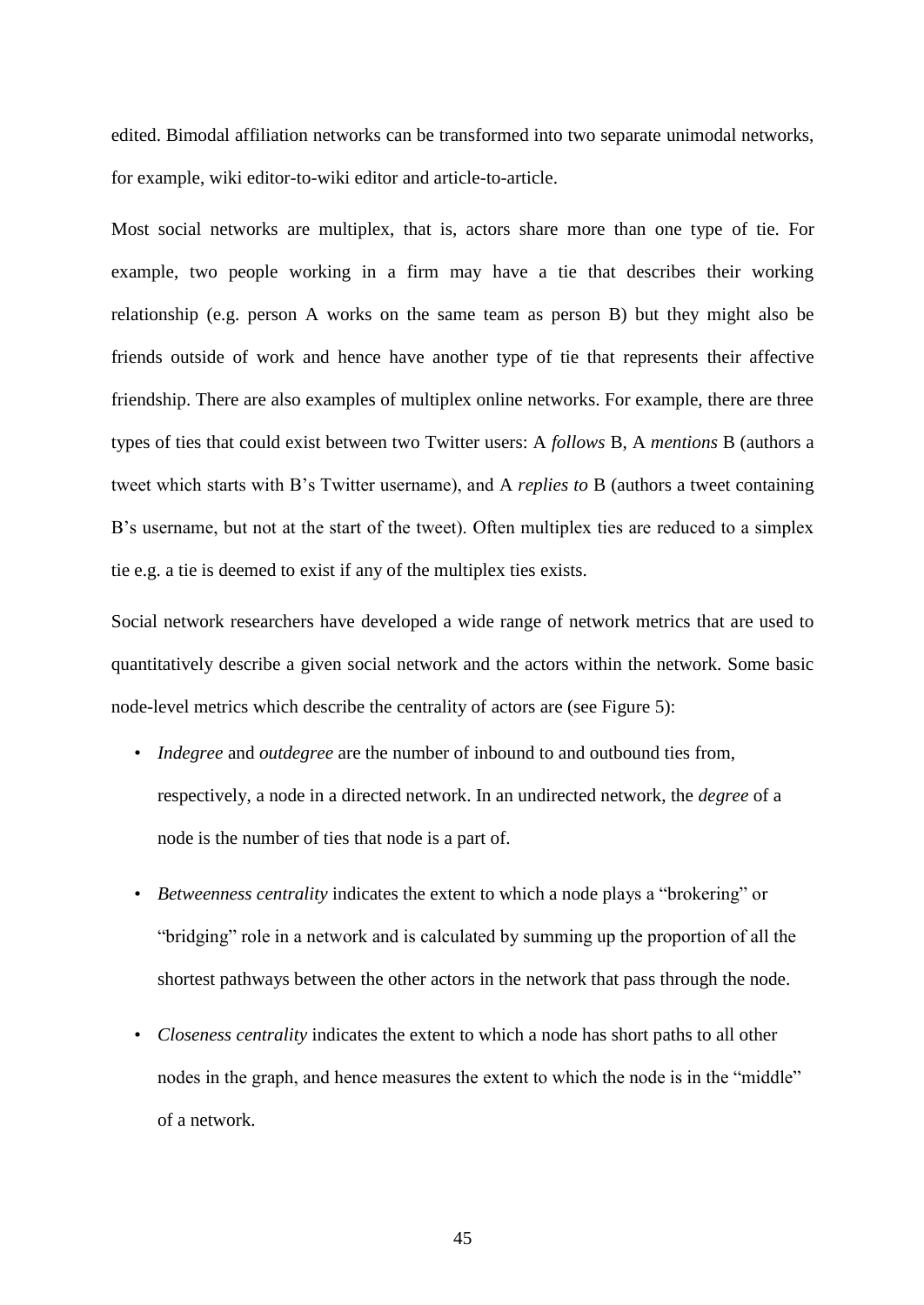edited. Bimodal affiliation networks can be transformed into two separate unimodal networks, for example, wiki editor-to-wiki editor and article-to-article.

Most social networks are multiplex, that is, actors share more than one type of tie. For example, two people working in a firm may have a tie that describes their working relationship (e.g. person A works on the same team as person B) but they might also be friends outside of work and hence have another type of tie that represents their affective friendship. There are also examples of multiplex online networks. For example, there are three types of ties that could exist between two Twitter users: A *follows* B, A *mentions* B (authors a tweet which starts with B's Twitter username), and A *replies to* B (authors a tweet containing B's username, but not at the start of the tweet). Often multiplex ties are reduced to a simplex tie e.g. a tie is deemed to exist if any of the multiplex ties exists.

Social network researchers have developed a wide range of network metrics that are used to quantitatively describe a given social network and the actors within the network. Some basic node-level metrics which describe the centrality of actors are (see Figure 5):

- *Indegree* and *outdegree* are the number of inbound to and outbound ties from, respectively, a node in a directed network. In an undirected network, the *degree* of a node is the number of ties that node is a part of.
- *Betweenness centrality* indicates the extent to which a node plays a "brokering" or "bridging" role in a network and is calculated by summing up the proportion of all the shortest pathways between the other actors in the network that pass through the node.
- *Closeness centrality* indicates the extent to which a node has short paths to all other nodes in the graph, and hence measures the extent to which the node is in the "middle" of a network.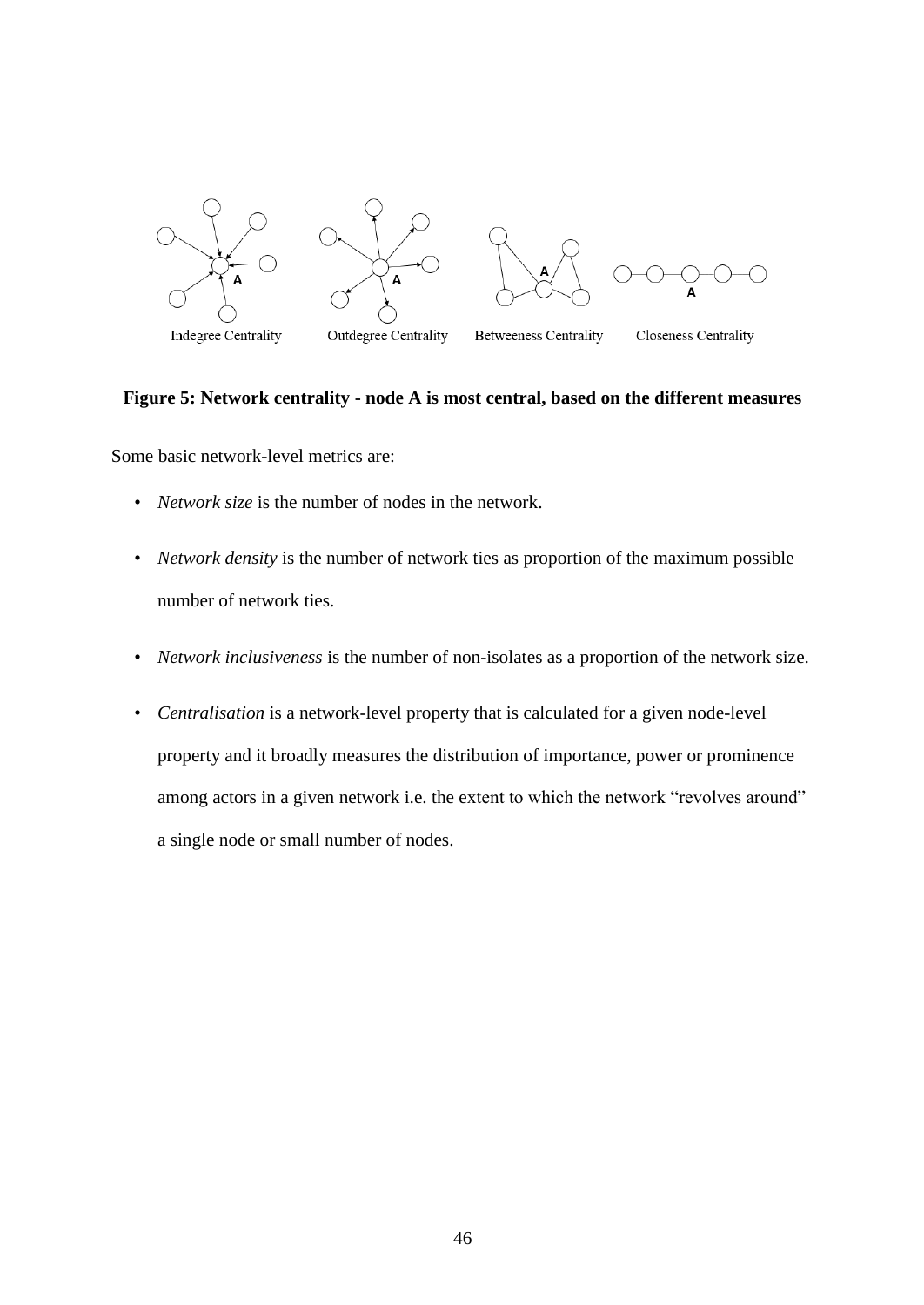Indegree Centrality    Outdegree Centrality    Betweeness Centrality    Closeness Centrality

**Figure 5: Network centrality - node A is most central, based on the different measures**

Some basic network-level metrics are:

- *Network size* is the number of nodes in the network.
- *Network density* is the number of network ties as proportion of the maximum possible number of network ties.
- *Network inclusiveness* is the number of non-isolates as a proportion of the network size.
- *Centralisation* is a network-level property that is calculated for a given node-level property and it broadly measures the distribution of importance, power or prominence among actors in a given network i.e. the extent to which the network "revolves around" a single node or small number of nodes.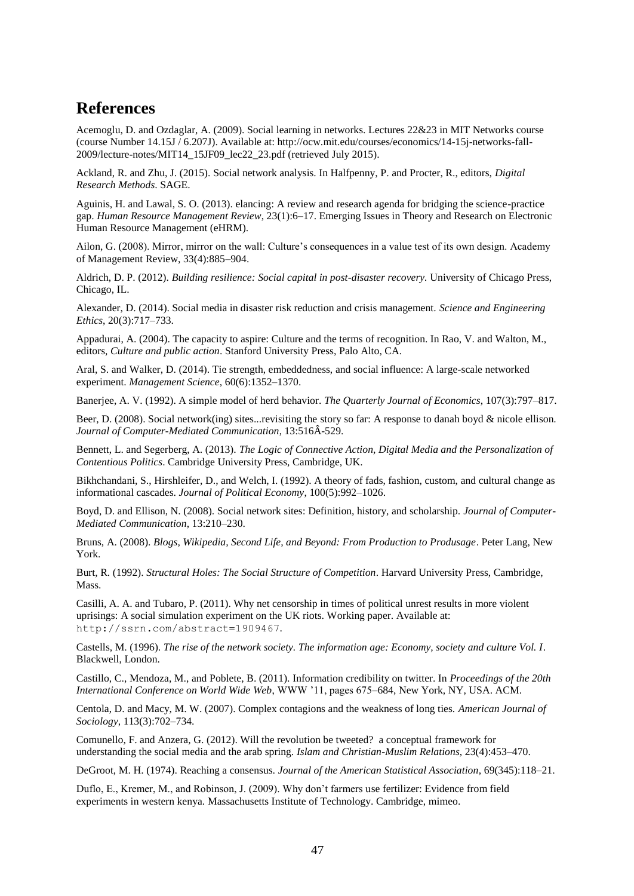## References

Acemoglu, D. and Ozdaglar, A. (2009). Social learning in networks. Lectures 22&23 in MIT Networks course (course Number 14.15J / 6.207J). Available at: http://ocw.mit.edu/courses/economics/14-15j-networks-fall-2009/lecture-notes/MIT14_15JF09_lec22_23.pdf (retrieved July 2015).

Ackland, R. and Zhu, J. (2015). Social network analysis. In Halfpenny, P. and Procter, R., editors, *Digital Research Methods*. SAGE.

Aguinis, H. and Lawal, S. O. (2013). elancing: A review and research agenda for bridging the science-practice gap. *Human Resource Management Review*, 23(1):6–17. Emerging Issues in Theory and Research on Electronic Human Resource Management (eHRM).

Ailon, G. (2008). Mirror, mirror on the wall: Culture's consequences in a value test of its own design. Academy of Management Review, 33(4):885–904.

Aldrich, D. P. (2012). *Building resilience: Social capital in post-disaster recovery.* University of Chicago Press, Chicago, IL.

Alexander, D. (2014). Social media in disaster risk reduction and crisis management. *Science and Engineering Ethics*, 20(3):717–733.

Appadurai, A. (2004). The capacity to aspire: Culture and the terms of recognition. In Rao, V. and Walton, M., editors, *Culture and public action*. Stanford University Press, Palo Alto, CA.

Aral, S. and Walker, D. (2014). Tie strength, embeddedness, and social influence: A large-scale networked experiment. *Management Science*, 60(6):1352–1370.

Banerjee, A. V. (1992). A simple model of herd behavior. *The Quarterly Journal of Economics*, 107(3):797–817.

Beer, D. (2008). Social network(ing) sites...revisiting the story so far: A response to danah boyd & nicole ellison. *Journal of Computer-Mediated Communication*, 13:516Â-529.

Bennett, L. and Segerberg, A. (2013). *The Logic of Connective Action, Digital Media and the Personalization of Contentious Politics*. Cambridge University Press, Cambridge, UK.

Bikhchandani, S., Hirshleifer, D., and Welch, I. (1992). A theory of fads, fashion, custom, and cultural change as informational cascades. *Journal of Political Economy*, 100(5):992–1026.

Boyd, D. and Ellison, N. (2008). Social network sites: Definition, history, and scholarship. *Journal of Computer-Mediated Communication*, 13:210–230.

Bruns, A. (2008). *Blogs, Wikipedia, Second Life, and Beyond: From Production to Produsage*. Peter Lang, New York.

Burt, R. (1992). *Structural Holes: The Social Structure of Competition*. Harvard University Press, Cambridge, Mass.

Casilli, A. A. and Tubaro, P. (2011). Why net censorship in times of political unrest results in more violent uprisings: A social simulation experiment on the UK riots. Working paper. Available at: http://ssrn.com/abstract=1909467.

Castells, M. (1996). *The rise of the network society. The information age: Economy, society and culture Vol. I*. Blackwell, London.

Castillo, C., Mendoza, M., and Poblete, B. (2011). Information credibility on twitter. In *Proceedings of the 20th International Conference on World Wide Web*, WWW '11, pages 675–684, New York, NY, USA. ACM.

Centola, D. and Macy, M. W. (2007). Complex contagions and the weakness of long ties. *American Journal of Sociology*, 113(3):702–734.

Comunello, F. and Anzera, G. (2012). Will the revolution be tweeted? a conceptual framework for understanding the social media and the arab spring. *Islam and Christian-Muslim Relations*, 23(4):453–470.

DeGroot, M. H. (1974). Reaching a consensus. *Journal of the American Statistical Association*, 69(345):118–21.

Duflo, E., Kremer, M., and Robinson, J. (2009). Why don't farmers use fertilizer: Evidence from field experiments in western kenya. Massachusetts Institute of Technology. Cambridge, mimeo.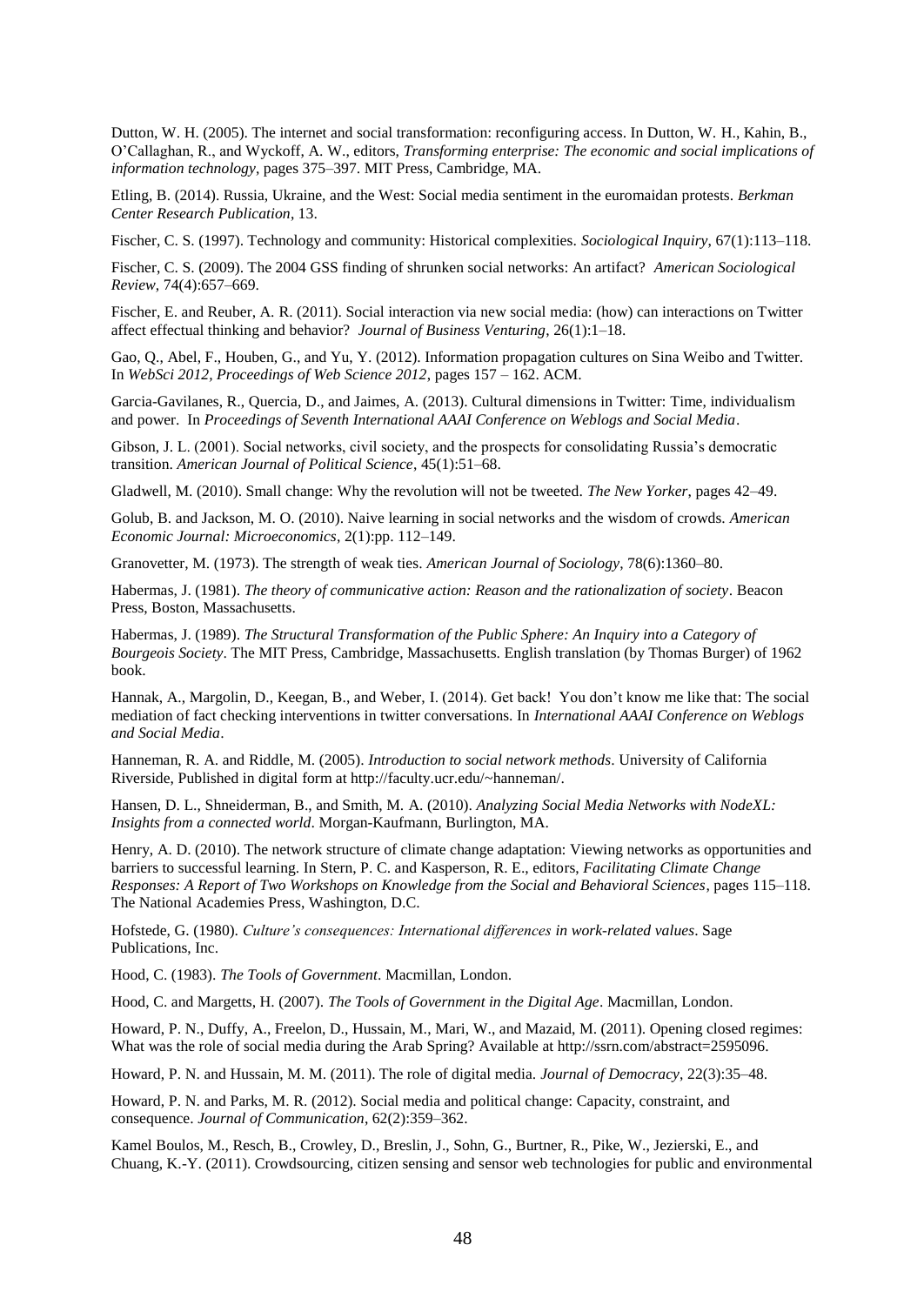Dutton, W. H. (2005). The internet and social transformation: reconfiguring access. In Dutton, W. H., Kahin, B., O'Callaghan, R., and Wyckoff, A. W., editors, *Transforming enterprise: The economic and social implications of information technology*, pages 375–397. MIT Press, Cambridge, MA.

Etling, B. (2014). Russia, Ukraine, and the West: Social media sentiment in the euromaidan protests. *Berkman Center Research Publication*, 13.

Fischer, C. S. (1997). Technology and community: Historical complexities. *Sociological Inquiry*, 67(1):113–118.

Fischer, C. S. (2009). The 2004 GSS finding of shrunken social networks: An artifact? *American Sociological Review*, 74(4):657–669.

Fischer, E. and Reuber, A. R. (2011). Social interaction via new social media: (how) can interactions on Twitter affect effectual thinking and behavior? *Journal of Business Venturing*, 26(1):1–18.

Gao, Q., Abel, F., Houben, G., and Yu, Y. (2012). Information propagation cultures on Sina Weibo and Twitter. In *WebSci 2012, Proceedings of Web Science 2012*, pages 157 – 162. ACM.

Garcia-Gavilanes, R., Quercia, D., and Jaimes, A. (2013). Cultural dimensions in Twitter: Time, individualism and power. In *Proceedings of Seventh International AAAI Conference on Weblogs and Social Media*.

Gibson, J. L. (2001). Social networks, civil society, and the prospects for consolidating Russia's democratic transition. *American Journal of Political Science*, 45(1):51–68.

Gladwell, M. (2010). Small change: Why the revolution will not be tweeted. *The New Yorker*, pages 42–49.

Golub, B. and Jackson, M. O. (2010). Naive learning in social networks and the wisdom of crowds. *American Economic Journal: Microeconomics*, 2(1):pp. 112–149.

Granovetter, M. (1973). The strength of weak ties. *American Journal of Sociology*, 78(6):1360–80.

Habermas, J. (1981). *The theory of communicative action: Reason and the rationalization of society*. Beacon Press, Boston, Massachusetts.

Habermas, J. (1989). *The Structural Transformation of the Public Sphere: An Inquiry into a Category of Bourgeois Society*. The MIT Press, Cambridge, Massachusetts. English translation (by Thomas Burger) of 1962 book.

Hannak, A., Margolin, D., Keegan, B., and Weber, I. (2014). Get back! You don't know me like that: The social mediation of fact checking interventions in twitter conversations. In *International AAAI Conference on Weblogs and Social Media*.

Hanneman, R. A. and Riddle, M. (2005). *Introduction to social network methods*. University of California Riverside, Published in digital form at http://faculty.ucr.edu/~hanneman/.

Hansen, D. L., Shneiderman, B., and Smith, M. A. (2010). *Analyzing Social Media Networks with NodeXL: Insights from a connected world*. Morgan-Kaufmann, Burlington, MA.

Henry, A. D. (2010). The network structure of climate change adaptation: Viewing networks as opportunities and barriers to successful learning. In Stern, P. C. and Kasperson, R. E., editors, *Facilitating Climate Change Responses: A Report of Two Workshops on Knowledge from the Social and Behavioral Sciences*, pages 115–118. The National Academies Press, Washington, D.C.

Hofstede, G. (1980). *Culture's consequences: International differences in work-related values*. Sage Publications, Inc.

Hood, C. (1983). *The Tools of Government*. Macmillan, London.

Hood, C. and Margetts, H. (2007). *The Tools of Government in the Digital Age*. Macmillan, London.

Howard, P. N., Duffy, A., Freelon, D., Hussain, M., Mari, W., and Mazaid, M. (2011). Opening closed regimes: What was the role of social media during the Arab Spring? Available at http://ssrn.com/abstract=2595096.

Howard, P. N. and Hussain, M. M. (2011). The role of digital media. *Journal of Democracy*, 22(3):35–48.

Howard, P. N. and Parks, M. R. (2012). Social media and political change: Capacity, constraint, and consequence. *Journal of Communication*, 62(2):359–362.

Kamel Boulos, M., Resch, B., Crowley, D., Breslin, J., Sohn, G., Burtner, R., Pike, W., Jezierski, E., and Chuang, K.-Y. (2011). Crowdsourcing, citizen sensing and sensor web technologies for public and environmental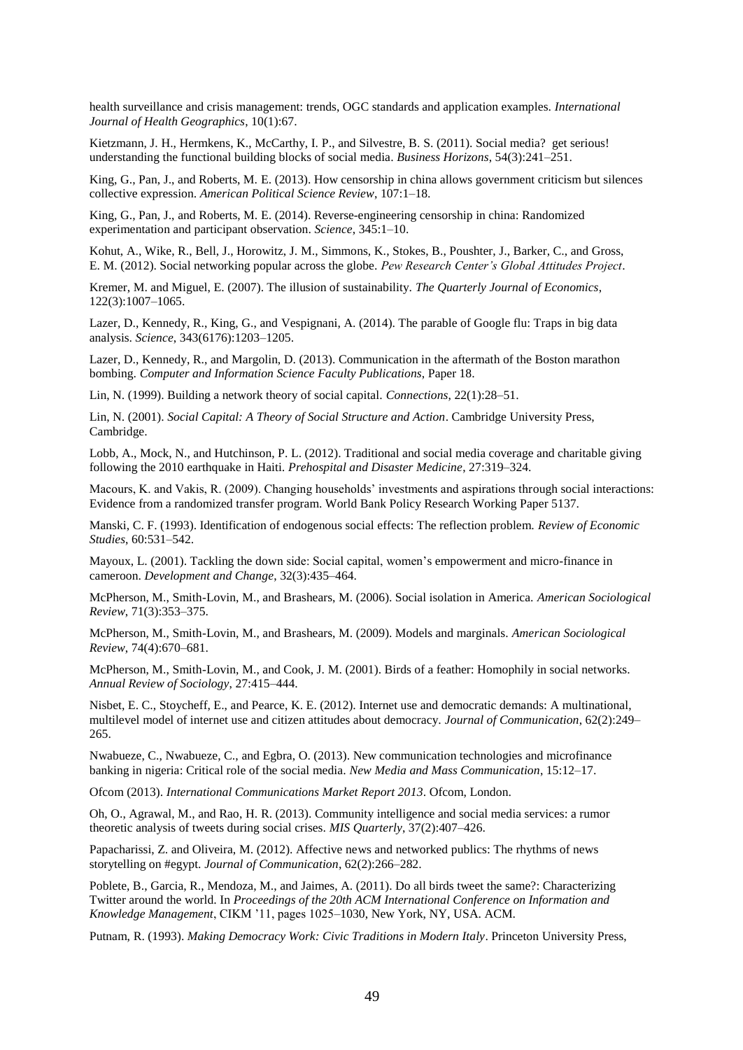health surveillance and crisis management: trends, OGC standards and application examples. *International Journal of Health Geographics*, 10(1):67.

Kietzmann, J. H., Hermkens, K., McCarthy, I. P., and Silvestre, B. S. (2011). Social media? get serious! understanding the functional building blocks of social media. *Business Horizons*, 54(3):241–251.

King, G., Pan, J., and Roberts, M. E. (2013). How censorship in china allows government criticism but silences collective expression. *American Political Science Review*, 107:1–18.

King, G., Pan, J., and Roberts, M. E. (2014). Reverse-engineering censorship in china: Randomized experimentation and participant observation. *Science*, 345:1–10.

Kohut, A., Wike, R., Bell, J., Horowitz, J. M., Simmons, K., Stokes, B., Poushter, J., Barker, C., and Gross, E. M. (2012). Social networking popular across the globe. *Pew Research Center's Global Attitudes Project*.

Kremer, M. and Miguel, E. (2007). The illusion of sustainability. *The Quarterly Journal of Economics*, 122(3):1007–1065.

Lazer, D., Kennedy, R., King, G., and Vespignani, A. (2014). The parable of Google flu: Traps in big data analysis. *Science*, 343(6176):1203–1205.

Lazer, D., Kennedy, R., and Margolin, D. (2013). Communication in the aftermath of the Boston marathon bombing. *Computer and Information Science Faculty Publications*, Paper 18.

Lin, N. (1999). Building a network theory of social capital. *Connections*, 22(1):28–51.

Lin, N. (2001). *Social Capital: A Theory of Social Structure and Action*. Cambridge University Press, Cambridge.

Lobb, A., Mock, N., and Hutchinson, P. L. (2012). Traditional and social media coverage and charitable giving following the 2010 earthquake in Haiti. *Prehospital and Disaster Medicine*, 27:319–324.

Macours, K. and Vakis, R. (2009). Changing households' investments and aspirations through social interactions: Evidence from a randomized transfer program. World Bank Policy Research Working Paper 5137.

Manski, C. F. (1993). Identification of endogenous social effects: The reflection problem. *Review of Economic Studies*, 60:531–542.

Mayoux, L. (2001). Tackling the down side: Social capital, women's empowerment and micro-finance in cameroon. *Development and Change*, 32(3):435–464.

McPherson, M., Smith-Lovin, M., and Brashears, M. (2006). Social isolation in America. *American Sociological Review*, 71(3):353–375.

McPherson, M., Smith-Lovin, M., and Brashears, M. (2009). Models and marginals. *American Sociological Review*, 74(4):670–681.

McPherson, M., Smith-Lovin, M., and Cook, J. M. (2001). Birds of a feather: Homophily in social networks. *Annual Review of Sociology*, 27:415–444.

Nisbet, E. C., Stoycheff, E., and Pearce, K. E. (2012). Internet use and democratic demands: A multinational, multilevel model of internet use and citizen attitudes about democracy. *Journal of Communication*, 62(2):249–265.

Nwabueze, C., Nwabueze, C., and Egbra, O. (2013). New communication technologies and microfinance banking in nigeria: Critical role of the social media. *New Media and Mass Communication*, 15:12–17.

Ofcom (2013). *International Communications Market Report 2013*. Ofcom, London.

Oh, O., Agrawal, M., and Rao, H. R. (2013). Community intelligence and social media services: a rumor theoretic analysis of tweets during social crises. *MIS Quarterly*, 37(2):407–426.

Papacharissi, Z. and Oliveira, M. (2012). Affective news and networked publics: The rhythms of news storytelling on #egypt. *Journal of Communication*, 62(2):266–282.

Poblete, B., Garcia, R., Mendoza, M., and Jaimes, A. (2011). Do all birds tweet the same?: Characterizing Twitter around the world. In *Proceedings of the 20th ACM International Conference on Information and Knowledge Management*, CIKM '11, pages 1025–1030, New York, NY, USA. ACM.

Putnam, R. (1993). *Making Democracy Work: Civic Traditions in Modern Italy*. Princeton University Press,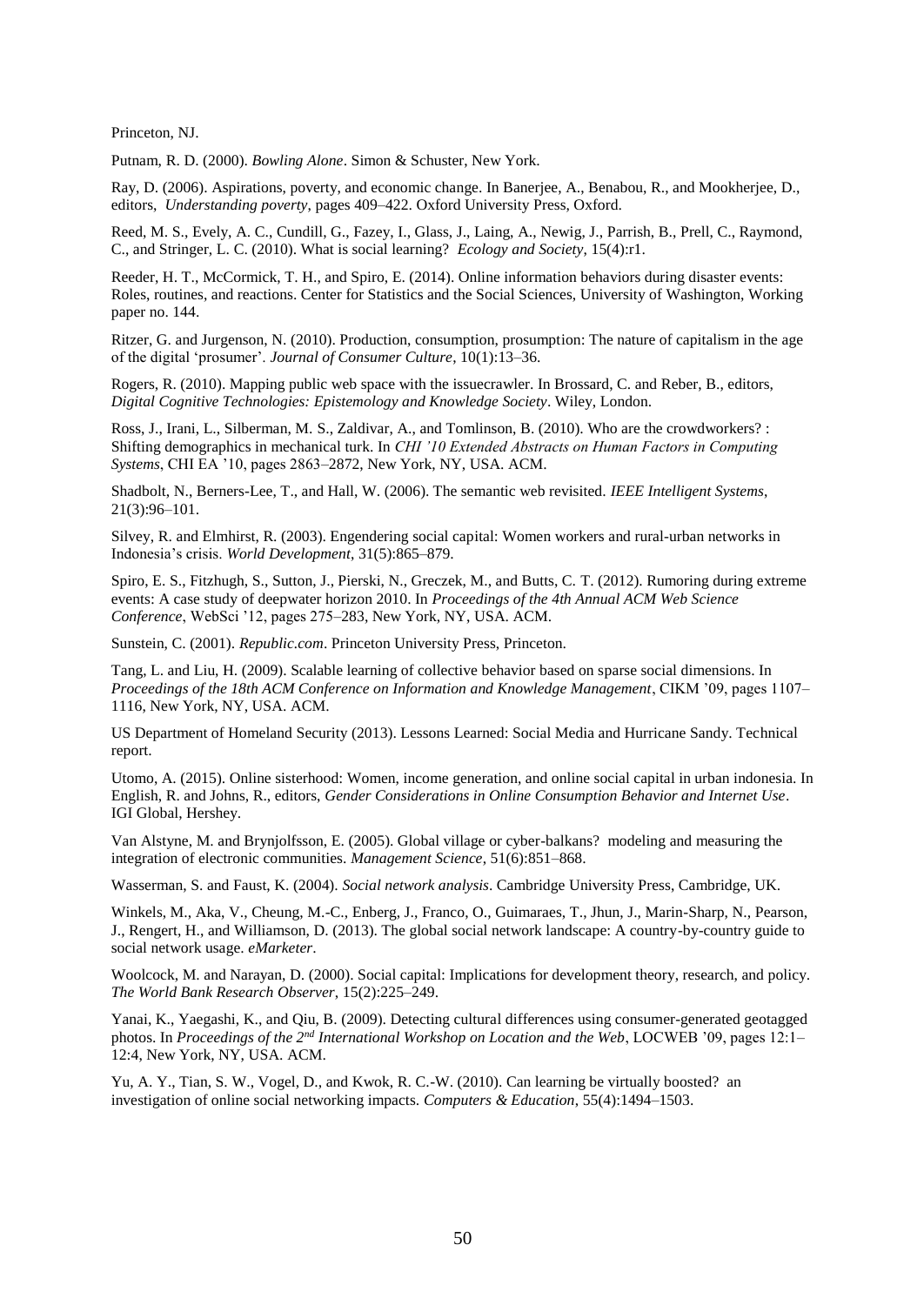Princeton, NJ.

Putnam, R. D. (2000). *Bowling Alone*. Simon & Schuster, New York.

Ray, D. (2006). Aspirations, poverty, and economic change. In Banerjee, A., Benabou, R., and Mookherjee, D., editors, *Understanding poverty*, pages 409–422. Oxford University Press, Oxford.

Reed, M. S., Evely, A. C., Cundill, G., Fazey, I., Glass, J., Laing, A., Newig, J., Parrish, B., Prell, C., Raymond, C., and Stringer, L. C. (2010). What is social learning? *Ecology and Society*, 15(4):r1.

Reeder, H. T., McCormick, T. H., and Spiro, E. (2014). Online information behaviors during disaster events: Roles, routines, and reactions. Center for Statistics and the Social Sciences, University of Washington, Working paper no. 144.

Ritzer, G. and Jurgenson, N. (2010). Production, consumption, prosumption: The nature of capitalism in the age of the digital 'prosumer'. *Journal of Consumer Culture*, 10(1):13–36.

Rogers, R. (2010). Mapping public web space with the issuecrawler. In Brossard, C. and Reber, B., editors, *Digital Cognitive Technologies: Epistemology and Knowledge Society*. Wiley, London.

Ross, J., Irani, L., Silberman, M. S., Zaldivar, A., and Tomlinson, B. (2010). Who are the crowdworkers? : Shifting demographics in mechanical turk. In *CHI '10 Extended Abstracts on Human Factors in Computing Systems*, CHI EA '10, pages 2863–2872, New York, NY, USA. ACM.

Shadbolt, N., Berners-Lee, T., and Hall, W. (2006). The semantic web revisited. *IEEE Intelligent Systems*, 21(3):96–101.

Silvey, R. and Elmhirst, R. (2003). Engendering social capital: Women workers and rural-urban networks in Indonesia's crisis. *World Development*, 31(5):865–879.

Spiro, E. S., Fitzhugh, S., Sutton, J., Pierski, N., Greczek, M., and Butts, C. T. (2012). Rumoring during extreme events: A case study of deepwater horizon 2010. In *Proceedings of the 4th Annual ACM Web Science Conference*, WebSci '12, pages 275–283, New York, NY, USA. ACM.

Sunstein, C. (2001). *Republic.com*. Princeton University Press, Princeton.

Tang, L. and Liu, H. (2009). Scalable learning of collective behavior based on sparse social dimensions. In *Proceedings of the 18th ACM Conference on Information and Knowledge Management*, CIKM '09, pages 1107–1116, New York, NY, USA. ACM.

US Department of Homeland Security (2013). Lessons Learned: Social Media and Hurricane Sandy. Technical report.

Utomo, A. (2015). Online sisterhood: Women, income generation, and online social capital in urban indonesia. In English, R. and Johns, R., editors, *Gender Considerations in Online Consumption Behavior and Internet Use*. IGI Global, Hershey.

Van Alstyne, M. and Brynjolfsson, E. (2005). Global village or cyber-balkans? modeling and measuring the integration of electronic communities. *Management Science*, 51(6):851–868.

Wasserman, S. and Faust, K. (2004). *Social network analysis*. Cambridge University Press, Cambridge, UK.

Winkels, M., Aka, V., Cheung, M.-C., Enberg, J., Franco, O., Guimaraes, T., Jhun, J., Marin-Sharp, N., Pearson, J., Rengert, H., and Williamson, D. (2013). The global social network landscape: A country-by-country guide to social network usage. *eMarketer*.

Woolcock, M. and Narayan, D. (2000). Social capital: Implications for development theory, research, and policy. *The World Bank Research Observer*, 15(2):225–249.

Yanai, K., Yaegashi, K., and Qiu, B. (2009). Detecting cultural differences using consumer-generated geotagged photos. In *Proceedings of the 2nd International Workshop on Location and the Web*, LOCWEB '09, pages 12:1–12:4, New York, NY, USA. ACM.

Yu, A. Y., Tian, S. W., Vogel, D., and Kwok, R. C.-W. (2010). Can learning be virtually boosted? an investigation of online social networking impacts. *Computers & Education*, 55(4):1494–1503.